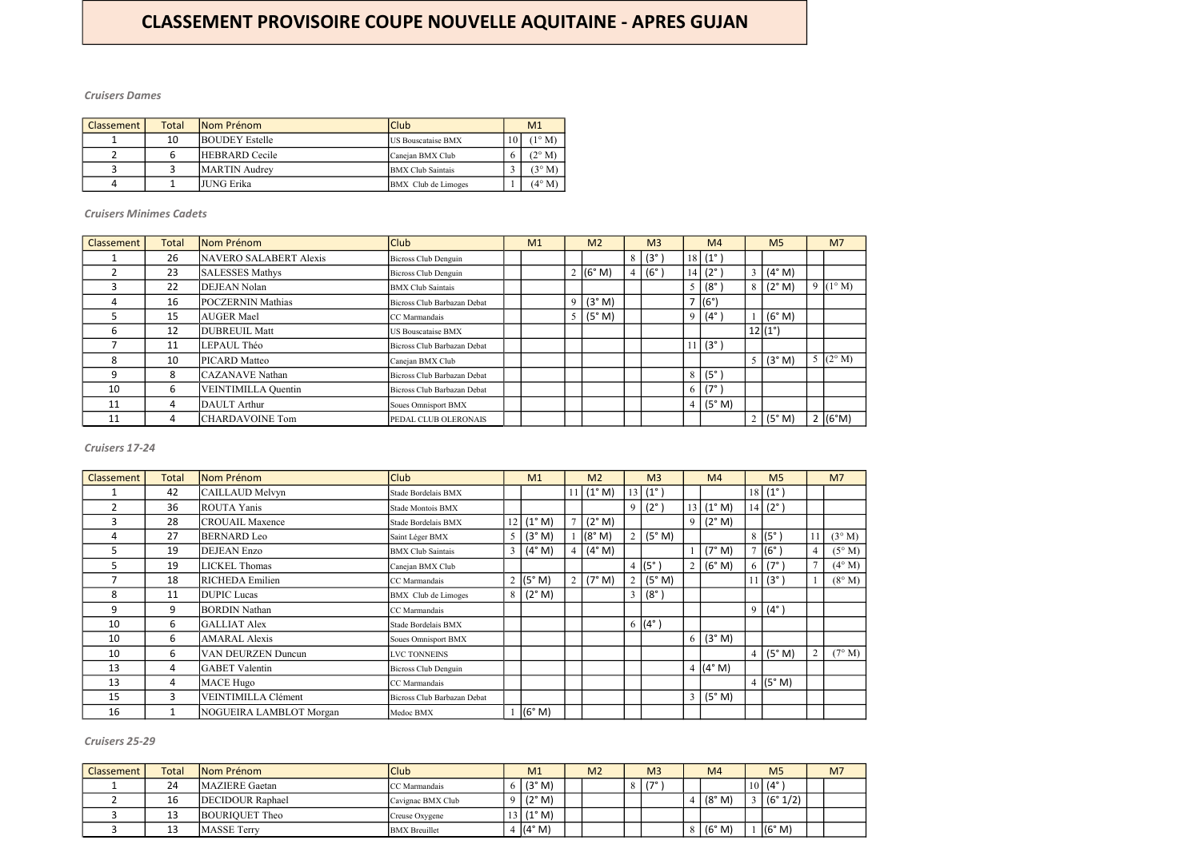# CLASSEMENT PROVISOIRE COUPE NOUVELLE AQUITAINE - APRES GUJAN

*Cruisers Dames*

| Classement | Total | Nom Prénom | Club | M1 | |
|---|---|---|---|---|---|
| 1 | 10 | BOUDEY Estelle | US Bouscataise BMX | 10 | (1° M) |
| 2 | 6 | HEBRARD Cecile | Canejan BMX Club | 6 | (2° M) |
| 3 | 3 | MARTIN Audrey | BMX Club Saintais | 3 | (3° M) |
| 4 | 1 | JUNG Erika | BMX Club de Limoges | 1 | (4° M) |

*Cruisers Minimes Cadets*

| Classement | Total | Nom Prénom | Club | M1 | | M2 | | M3 | | M4 | | M5 | | M7 | |
|---|---|---|---|---|---|---|---|---|---|---|---|---|---|---|---|
| 1 | 26 | NAVERO SALABERT Alexis | Bicross Club Denguin | | | | | 8 | (3° ) | 18 | (1° ) | | | | |
| 2 | 23 | SALESSES Mathys | Bicross Club Denguin | | | 2 | (6° M) | 4 | (6° ) | 14 | (2° ) | 3 | (4° M) | | |
| 3 | 22 | DEJEAN Nolan | BMX Club Saintais | | | | | | | 5 | (8° ) | 8 | (2° M) | 9 | (1° M) |
| 4 | 16 | POCZERNIN Mathias | Bicross Club Barbazan Debat | | | 9 | (3° M) | | | 7 | (6°) | | | | |
| 5 | 15 | AUGER Mael | CC Marmandais | | | 5 | (5° M) | | | 9 | (4° ) | 1 | (6° M) | | |
| 6 | 12 | DUBREUIL Matt | US Bouscataise BMX | | | | | | | | | 12 | (1°) | | |
| 7 | 11 | LEPAUL Théo | Bicross Club Barbazan Debat | | | | | | | 11 | (3° ) | | | | |
| 8 | 10 | PICARD Matteo | Canejan BMX Club | | | | | | | | | 5 | (3° M) | 5 | (2° M) |
| 9 | 8 | CAZANAVE Nathan | Bicross Club Barbazan Debat | | | | | | | 8 | (5° ) | | | | |
| 10 | 6 | VEINTIMILLA Quentin | Bicross Club Barbazan Debat | | | | | | | 6 | (7° ) | | | | |
| 11 | 4 | DAULT Arthur | Soues Omnisport BMX | | | | | | | 4 | (5° M) | | | | |
| 11 | 4 | CHARDAVOINE Tom | PEDAL CLUB OLERONAIS | | | | | | | | | 2 | (5° M) | 2 | (6°M) |

*Cruisers 17-24*

| Classement | Total | Nom Prénom | Club | M1 | | M2 | | M3 | | M4 | | M5 | | M7 | |
|---|---|---|---|---|---|---|---|---|---|---|---|---|---|---|---|
| 1 | 42 | CAILLAUD Melvyn | Stade Bordelais BMX | | | 11 | (1° M) | 13 | (1° ) | | | 18 | (1° ) | | |
| 2 | 36 | ROUTA Yanis | Stade Montois BMX | | | | | 9 | (2° ) | 13 | (1° M) | 14 | (2° ) | | |
| 3 | 28 | CROUAIL Maxence | Stade Bordelais BMX | 12 | (1° M) | 7 | (2° M) | | | 9 | (2° M) | | | | |
| 4 | 27 | BERNARD Leo | Saint Léger BMX | 5 | (3° M) | 1 | (8° M) | 2 | (5° M) | | | 8 | (5° ) | 11 | (3° M) |
| 5 | 19 | DEJEAN Enzo | BMX Club Saintais | 3 | (4° M) | 4 | (4° M) | | | 1 | (7° M) | 7 | (6° ) | 4 | (5° M) |
| 5 | 19 | LICKEL Thomas | Canejan BMX Club | | | | | 4 | (5° ) | 2 | (6° M) | 6 | (7° ) | 7 | (4° M) |
| 7 | 18 | RICHEDA Emilien | CC Marmandais | 2 | (5° M) | 2 | (7° M) | 2 | (5° M) | | | 11 | (3° ) | 1 | (8° M) |
| 8 | 11 | DUPIC Lucas | BMX Club de Limoges | 8 | (2° M) | | | 3 | (8° ) | | | | | | |
| 9 | 9 | BORDIN Nathan | CC Marmandais | | | | | | | | | 9 | (4° ) | | |
| 10 | 6 | GALLIAT Alex | Stade Bordelais BMX | | | | | 6 | (4° ) | | | | | | |
| 10 | 6 | AMARAL Alexis | Soues Omnisport BMX | | | | | | | 6 | (3° M) | | | | |
| 10 | 6 | VAN DEURZEN Duncun | LVC TONNEINS | | | | | | | | | 4 | (5° M) | 2 | (7° M) |
| 13 | 4 | GABET Valentin | Bicross Club Denguin | | | | | | | 4 | (4° M) | | | | |
| 13 | 4 | MACE Hugo | CC Marmandais | | | | | | | | | 4 | (5° M) | | |
| 15 | 3 | VEINTIMILLA Clément | Bicross Club Barbazan Debat | | | | | | | 3 | (5° M) | | | | |
| 16 | 1 | NOGUEIRA LAMBLOT Morgan | Medoc BMX | 1 | (6° M) | | | | | | | | | | |

*Cruisers 25-29*

| Classement | Total | Nom Prénom | Club | M1 | | M2 | | M3 | | M4 | | M5 | | M7 | |
|---|---|---|---|---|---|---|---|---|---|---|---|---|---|---|---|
| 1 | 24 | MAZIERE Gaetan | CC Marmandais | 6 | (3° M) | | | 8 | (7° ) | | | 10 | (4° ) | | |
| 2 | 16 | DECIDOUR Raphael | Cavignac BMX Club | 9 | (2° M) | | | | | 4 | (8° M) | 3 | (6° 1/2) | | |
| 3 | 13 | BOURIQUET Theo | Creuse Oxygene | 13 | (1° M) | | | | | | | | | | |
| 3 | 13 | MASSE Terry | BMX Breuillet | 4 | (4° M) | | | | | 8 | (6° M) | 1 | (6° M) | | |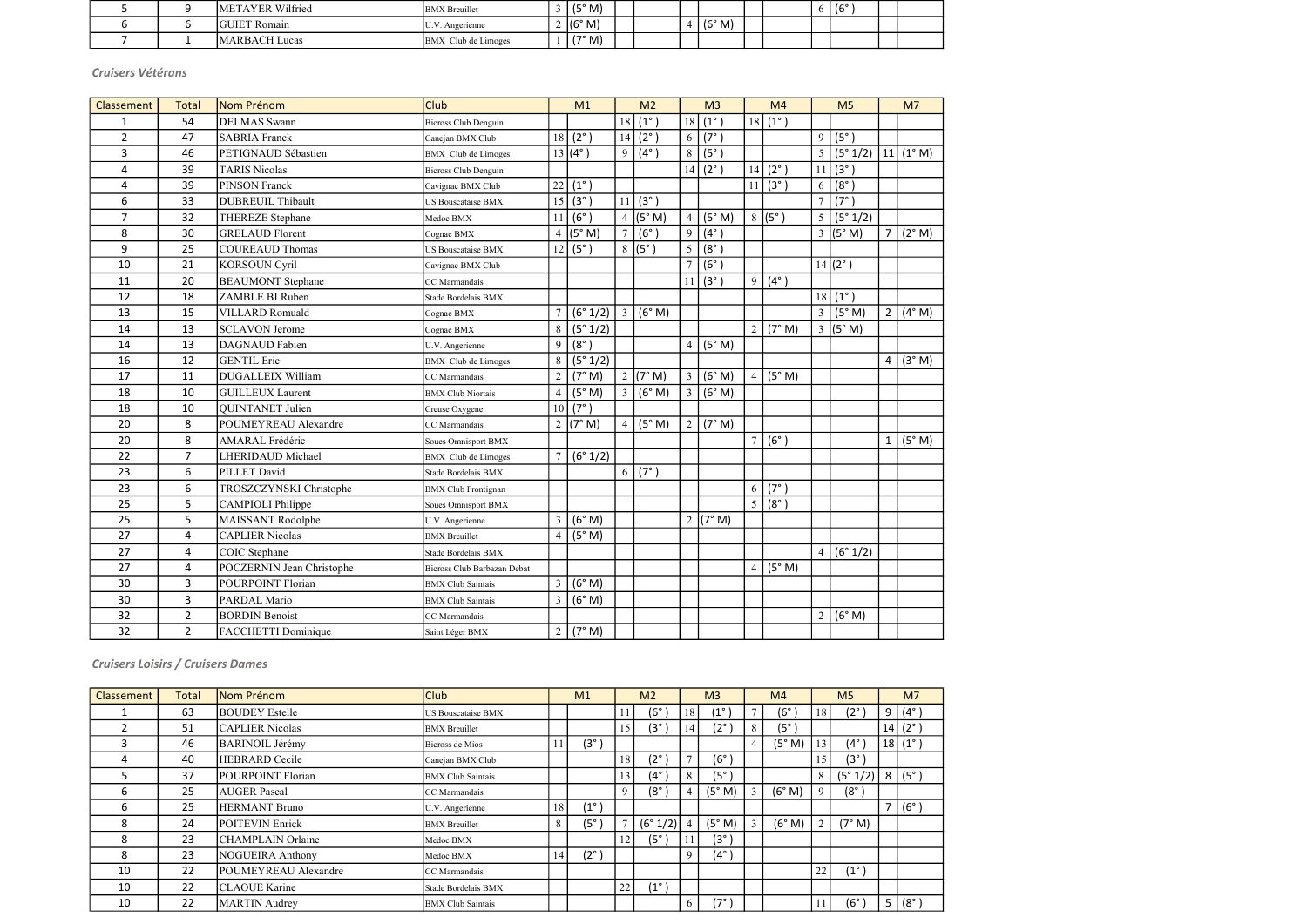| 5 | 9 | METAYER Wilfried | BMX Breuillet | 3 | (5° M) | | | | | | | 6 | (6° ) | | |
|---|---|---|---|---|---|---|---|---|---|---|---|---|---|---|---|
| 6 | 6 | GUIET Romain | U.V. Angerienne | 2 | (6° M) | | | 4 | (6° M) | | | | | | |
| 7 | 1 | MARBACH Lucas | BMX Club de Limoges | 1 | (7° M) | | | | | | | | | | |

### *Cruisers Vétérans*

| Classement | Total | Nom Prénom | Club | M1 | | M2 | | M3 | | M4 | | M5 | | M7 | |
|---|---|---|---|---|---|---|---|---|---|---|---|---|---|---|---|
| 1 | 54 | DELMAS Swann | Bicross Club Denguin | | | 18 | (1° ) | 18 | (1° ) | 18 | (1° ) | | | | |
| 2 | 47 | SABRIA Franck | Canejan BMX Club | 18 | (2° ) | 14 | (2° ) | 6 | (7° ) | | | 9 | (5° ) | | |
| 3 | 46 | PETIGNAUD Sébastien | BMX Club de Limoges | 13 | (4° ) | 9 | (4° ) | 8 | (5° ) | | | 5 | (5° 1/2) | 11 | (1° M) |
| 4 | 39 | TARIS Nicolas | Bicross Club Denguin | | | | | 14 | (2° ) | 14 | (2° ) | 11 | (3° ) | | |
| 4 | 39 | PINSON Franck | Cavignac BMX Club | 22 | (1° ) | | | | | 11 | (3° ) | 6 | (8° ) | | |
| 6 | 33 | DUBREUIL Thibault | US Bouscataise BMX | 15 | (3° ) | 11 | (3° ) | | | | | 7 | (7° ) | | |
| 7 | 32 | THEREZE Stephane | Medoc BMX | 11 | (6° ) | 4 | (5° M) | 4 | (5° M) | 8 | (5° ) | 5 | (5° 1/2) | | |
| 8 | 30 | GRELAUD Florent | Cognac BMX | 4 | (5° M) | 7 | (6° ) | 9 | (4° ) | | | 3 | (5° M) | 7 | (2° M) |
| 9 | 25 | COUREAUD Thomas | US Bouscataise BMX | 12 | (5° ) | 8 | (5° ) | 5 | (8° ) | | | | | | |
| 10 | 21 | KORSOUN Cyril | Cavignac BMX Club | | | | | 7 | (6° ) | | | 14 | (2° ) | | |
| 11 | 20 | BEAUMONT Stephane | CC Marmandais | | | | | 11 | (3° ) | 9 | (4° ) | | | | |
| 12 | 18 | ZAMBLE BI Ruben | Stade Bordelais BMX | | | | | | | | | 18 | (1° ) | | |
| 13 | 15 | VILLARD Romuald | Cognac BMX | 7 | (6° 1/2) | 3 | (6° M) | | | | | 3 | (5° M) | 2 | (4° M) |
| 14 | 13 | SCLAVON Jerome | Cognac BMX | 8 | (5° 1/2) | | | | | 2 | (7° M) | 3 | (5° M) | | |
| 14 | 13 | DAGNAUD Fabien | U.V. Angerienne | 9 | (8° ) | | | 4 | (5° M) | | | | | | |
| 16 | 12 | GENTIL Eric | BMX Club de Limoges | 8 | (5° 1/2) | | | | | | | | | 4 | (3° M) |
| 17 | 11 | DUGALLEIX William | CC Marmandais | 2 | (7° M) | 2 | (7° M) | 3 | (6° M) | 4 | (5° M) | | | | |
| 18 | 10 | GUILLEUX Laurent | BMX Club Niortais | 4 | (5° M) | 3 | (6° M) | 3 | (6° M) | | | | | | |
| 18 | 10 | QUINTANET Julien | Creuse Oxygene | 10 | (7° ) | | | | | | | | | | |
| 20 | 8 | POUMEYREAU Alexandre | CC Marmandais | 2 | (7° M) | 4 | (5° M) | 2 | (7° M) | | | | | | |
| 20 | 8 | AMARAL Frédéric | Soues Omnisport BMX | | | | | | | 7 | (6° ) | | | 1 | (5° M) |
| 22 | 7 | LHERIDAUD Michael | BMX Club de Limoges | 7 | (6° 1/2) | | | | | | | | | | |
| 23 | 6 | PILLET David | Stade Bordelais BMX | | | 6 | (7° ) | | | | | | | | |
| 23 | 6 | TROSZCZYNSKI Christophe | BMX Club Frontignan | | | | | | | 6 | (7° ) | | | | |
| 25 | 5 | CAMPIOLI Philippe | Soues Omnisport BMX | | | | | | | 5 | (8° ) | | | | |
| 25 | 5 | MAISSANT Rodolphe | U.V. Angerienne | 3 | (6° M) | | | 2 | (7° M) | | | | | | |
| 27 | 4 | CAPLIER Nicolas | BMX Breuillet | 4 | (5° M) | | | | | | | | | | |
| 27 | 4 | COIC Stephane | Stade Bordelais BMX | | | | | | | | | 4 | (6° 1/2) | | |
| 27 | 4 | POCZERNIN Jean Christophe | Bicross Club Barbazan Debat | | | | | | | 4 | (5° M) | | | | |
| 30 | 3 | POURPOINT Florian | BMX Club Saintais | 3 | (6° M) | | | | | | | | | | |
| 30 | 3 | PARDAL Mario | BMX Club Saintais | 3 | (6° M) | | | | | | | | | | |
| 32 | 2 | BORDIN Benoist | CC Marmandais | | | | | | | | | 2 | (6° M) | | |
| 32 | 2 | FACCHETTI Dominique | Saint Léger BMX | 2 | (7° M) | | | | | | | | | | |

### *Cruisers Loisirs / Cruisers Dames*

| Classement | Total | Nom Prénom | Club | M1 | | M2 | | M3 | | M4 | | M5 | | M7 | |
|---|---|---|---|---|---|---|---|---|---|---|---|---|---|---|---|
| 1 | 63 | BOUDEY Estelle | US Bouscataise BMX | | | 11 | (6° ) | 18 | (1° ) | 7 | (6° ) | 18 | (2° ) | 9 | (4° ) |
| 2 | 51 | CAPLIER Nicolas | BMX Breuillet | | | 15 | (3° ) | 14 | (2° ) | 8 | (5° ) | | | 14 | (2° ) |
| 3 | 46 | BARINOIL Jérémy | Bicross de Mios | 11 | (3° ) | | | | | 4 | (5° M) | 13 | (4° ) | 18 | (1° ) |
| 4 | 40 | HEBRARD Cecile | Canejan BMX Club | | | 18 | (2° ) | 7 | (6° ) | | | 15 | (3° ) | | |
| 5 | 37 | POURPOINT Florian | BMX Club Saintais | | | 13 | (4° ) | 8 | (5° ) | | | 8 | (5° 1/2) | 8 | (5° ) |
| 6 | 25 | AUGER Pascal | CC Marmandais | | | 9 | (8° ) | 4 | (5° M) | 3 | (6° M) | 9 | (8° ) | | |
| 6 | 25 | HERMANT Bruno | U.V. Angerienne | 18 | (1° ) | | | | | | | | | 7 | (6° ) |
| 8 | 24 | POITEVIN Enrick | BMX Breuillet | 8 | (5° ) | 7 | (6° 1/2) | 4 | (5° M) | 3 | (6° M) | 2 | (7° M) | | |
| 8 | 23 | CHAMPLAIN Orlaine | Medoc BMX | | | 12 | (5° ) | 11 | (3° ) | | | | | | |
| 8 | 23 | NOGUEIRA Anthony | Medoc BMX | 14 | (2° ) | | | 9 | (4° ) | | | | | | |
| 10 | 22 | POUMEYREAU Alexandre | CC Marmandais | | | | | | | | | 22 | (1° ) | | |
| 10 | 22 | CLAOUE Karine | Stade Bordelais BMX | | | 22 | (1° ) | | | | | | | | |
| 10 | 22 | MARTIN Audrey | BMX Club Saintais | | | | | 6 | (7° ) | | | 11 | (6° ) | 5 | (8° ) |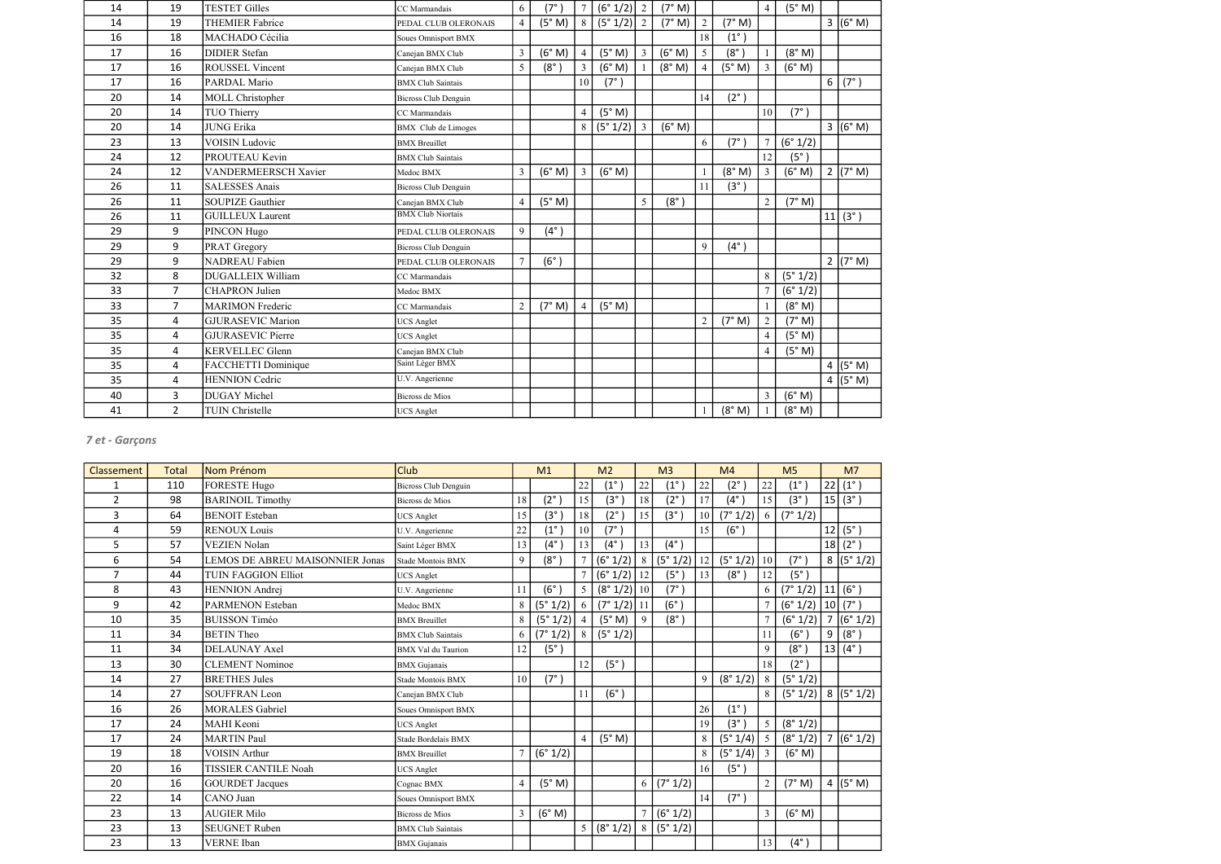| Classement | Total | Nom Prénom | Club | M1 | | M2 | | M3 | | M4 | | M5 | | M7 | |
|---|---|---|---|---|---|---|---|---|---|---|---|---|---|---|---|
| 14 | 19 | TESTET Gilles | CC Marmandais | 6 | (7°) | 7 | (6° 1/2) | 2 | (7° M) | | | 4 | (5° M) | | |
| 14 | 19 | THEMIER Fabrice | PEDAL CLUB OLERONAIS | 4 | (5° M) | 8 | (5° 1/2) | 2 | (7° M) | 2 | (7° M) | | | 3 | (6° M) |
| 16 | 18 | MACHADO Cécilia | Soues Omnisport BMX | | | | | | | 18 | (1°) | | | | |
| 17 | 16 | DIDIER Stefan | Canejan BMX Club | 3 | (6° M) | 4 | (5° M) | 3 | (6° M) | 5 | (8°) | 1 | (8° M) | | |
| 17 | 16 | ROUSSEL Vincent | Canejan BMX Club | 5 | (8°) | 3 | (6° M) | 1 | (8° M) | 4 | (5° M) | 3 | (6° M) | | |
| 17 | 16 | PARDAL Mario | BMX Club Saintais | | | 10 | (7°) | | | | | | | 6 | (7°) |
| 20 | 14 | MOLL Christopher | Bicross Club Denguin | | | | | | | 14 | (2°) | | | | |
| 20 | 14 | TUO Thierry | CC Marmandais | | | 4 | (5° M) | | | | | 10 | (7°) | | |
| 20 | 14 | JUNG Erika | BMX Club de Limoges | | | 8 | (5° 1/2) | 3 | (6° M) | | | | | 3 | (6° M) |
| 23 | 13 | VOISIN Ludovic | BMX Breuillet | | | | | | | 6 | (7°) | 7 | (6° 1/2) | | |
| 24 | 12 | PROUTEAU Kevin | BMX Club Saintais | | | | | | | | | 12 | (5°) | | |
| 24 | 12 | VANDERMEERSCH Xavier | Medoc BMX | 3 | (6° M) | 3 | (6° M) | | | 1 | (8° M) | 3 | (6° M) | 2 | (7° M) |
| 26 | 11 | SALESSES Anais | Bicross Club Denguin | | | | | | | 11 | (3°) | | | | |
| 26 | 11 | SOUPIZE Gauthier | Canejan BMX Club | 4 | (5° M) | | | 5 | (8°) | | | 2 | (7° M) | | |
| 26 | 11 | GUILLEUX Laurent | BMX Club Niortais | | | | | | | | | | | 11 | (3°) |
| 29 | 9 | PINCON Hugo | PEDAL CLUB OLERONAIS | 9 | (4°) | | | | | | | | | | |
| 29 | 9 | PRAT Gregory | Bicross Club Denguin | | | | | | | 9 | (4°) | | | | |
| 29 | 9 | NADREAU Fabien | PEDAL CLUB OLERONAIS | 7 | (6°) | | | | | | | | | 2 | (7° M) |
| 32 | 8 | DUGALLEIX William | CC Marmandais | | | | | | | | | 8 | (5° 1/2) | | |
| 33 | 7 | CHAPRON Julien | Medoc BMX | | | | | | | | | 7 | (6° 1/2) | | |
| 33 | 7 | MARIMON Frederic | CC Marmandais | 2 | (7° M) | 4 | (5° M) | | | | | 1 | (8° M) | | |
| 35 | 4 | GJURASEVIC Marion | UCS Anglet | | | | | | | 2 | (7° M) | 2 | (7° M) | | |
| 35 | 4 | GJURASEVIC Pierre | UCS Anglet | | | | | | | | | 4 | (5° M) | | |
| 35 | 4 | KERVELLEC Glenn | Canejan BMX Club | | | | | | | | | 4 | (5° M) | | |
| 35 | 4 | FACCHETTI Dominique | Saint Léger BMX | | | | | | | | | | | 4 | (5° M) |
| 35 | 4 | HENNION Cedric | U.V. Angerienne | | | | | | | | | | | 4 | (5° M) |
| 40 | 3 | DUGAY Michel | Bicross de Mios | | | | | | | | | 3 | (6° M) | | |
| 41 | 2 | TUIN Christelle | UCS Anglet | | | | | | | 1 | (8° M) | 1 | (8° M) | | |

*7 et - Garçons*

| Classement | Total | Nom Prénom | Club | M1 | | M2 | | M3 | | M4 | | M5 | | M7 | |
|---|---|---|---|---|---|---|---|---|---|---|---|---|---|---|---|
| 1 | 110 | FORESTE Hugo | Bicross Club Denguin | | | 22 | (1°) | 22 | (1°) | 22 | (2°) | 22 | (1°) | 22 | (1°) |
| 2 | 98 | BARINOIL Timothy | Bicross de Mios | 18 | (2°) | 15 | (3°) | 18 | (2°) | 17 | (4°) | 15 | (3°) | 15 | (3°) |
| 3 | 64 | BENOIT Esteban | UCS Anglet | 15 | (3°) | 18 | (2°) | 15 | (3°) | 10 | (7° 1/2) | 6 | (7° 1/2) | | |
| 4 | 59 | RENOUX Louis | U.V. Angerienne | 22 | (1°) | 10 | (7°) | | | 15 | (6°) | | | 12 | (5°) |
| 5 | 57 | VEZIEN Nolan | Saint Léger BMX | 13 | (4°) | 13 | (4°) | 13 | (4°) | | | | | 18 | (2°) |
| 6 | 54 | LEMOS DE ABREU MAISONNIER Jonas | Stade Montois BMX | 9 | (8°) | 7 | (6° 1/2) | 8 | (5° 1/2) | 12 | (5° 1/2) | 10 | (7°) | 8 | (5° 1/2) |
| 7 | 44 | TUIN FAGGION Elliot | UCS Anglet | | | 7 | (6° 1/2) | 12 | (5°) | 13 | (8°) | 12 | (5°) | | |
| 8 | 43 | HENNION Andrej | U.V. Angerienne | 11 | (6°) | 5 | (8° 1/2) | 10 | (7°) | | | 6 | (7° 1/2) | 11 | (6°) |
| 9 | 42 | PARMENON Esteban | Medoc BMX | 8 | (5° 1/2) | 6 | (7° 1/2) | 11 | (6°) | | | 7 | (6° 1/2) | 10 | (7°) |
| 10 | 35 | BUISSON Timéo | BMX Breuillet | 8 | (5° 1/2) | 4 | (5° M) | 9 | (8°) | | | 7 | (6° 1/2) | 7 | (6° 1/2) |
| 11 | 34 | BETIN Theo | BMX Club Saintais | 6 | (7° 1/2) | 8 | (5° 1/2) | | | | | 11 | (6°) | 9 | (8°) |
| 11 | 34 | DELAUNAY Axel | BMX Val du Taurion | 12 | (5°) | | | | | | | 9 | (8°) | 13 | (4°) |
| 13 | 30 | CLEMENT Nominoe | BMX Gujanais | | | 12 | (5°) | | | | | 18 | (2°) | | |
| 14 | 27 | BRETHES Jules | Stade Montois BMX | 10 | (7°) | | | | | 9 | (8° 1/2) | 8 | (5° 1/2) | | |
| 14 | 27 | SOUFFRAN Leon | Canejan BMX Club | | | 11 | (6°) | | | | | 8 | (5° 1/2) | 8 | (5° 1/2) |
| 16 | 26 | MORALES Gabriel | Soues Omnisport BMX | | | | | | | 26 | (1°) | | | | |
| 17 | 24 | MAHI Keoni | UCS Anglet | | | | | | | 19 | (3°) | 5 | (8° 1/2) | | |
| 17 | 24 | MARTIN Paul | Stade Bordelais BMX | | | 4 | (5° M) | | | 8 | (5° 1/4) | 5 | (8° 1/2) | 7 | (6° 1/2) |
| 19 | 18 | VOISIN Arthur | BMX Breuillet | 7 | (6° 1/2) | | | | | 8 | (5° 1/4) | 3 | (6° M) | | |
| 20 | 16 | TISSIER CANTILE Noah | UCS Anglet | | | | | | | 16 | (5°) | | | | |
| 20 | 16 | GOURDET Jacques | Cognac BMX | 4 | (5° M) | | | 6 | (7° 1/2) | | | 2 | (7° M) | 4 | (5° M) |
| 22 | 14 | CANO Juan | Soues Omnisport BMX | | | | | | | 14 | (7°) | | | | |
| 23 | 13 | AUGIER Milo | Bicross de Mios | 3 | (6° M) | | | 7 | (6° 1/2) | | | 3 | (6° M) | | |
| 23 | 13 | SEUGNET Ruben | BMX Club Saintais | | | 5 | (8° 1/2) | 8 | (5° 1/2) | | | | | | |
| 23 | 13 | VERNE Iban | BMX Gujanais | | | | | | | | | 13 | (4°) | | |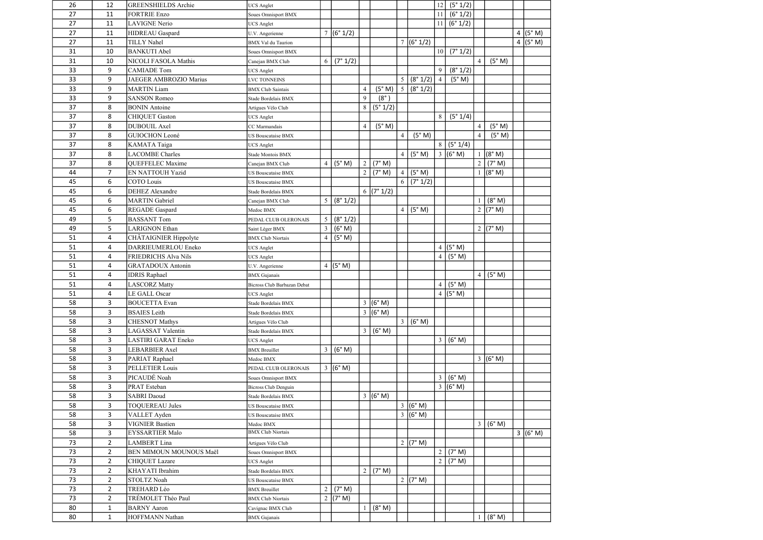| | | | | | | | | | | | | | | | |
|---|---|---|---|---|---|---|---|---|---|---|---|---|---|---|---|
| 26 | 12 | GREENSHIELDS Archie | UCS Anglet | | | | | | | 12 | (5° 1/2) | | | | |
| 27 | 11 | FORTRIE Enzo | Soues Omnisport BMX | | | | | | | 11 | (6° 1/2) | | | | |
| 27 | 11 | LAVIGNE Nerio | UCS Anglet | | | | | | | 11 | (6° 1/2) | | | | |
| 27 | 11 | HIDREAU Gaspard | U.V. Angerienne | 7 | (6° 1/2) | | | | | | | | | 4 | (5° M) |
| 27 | 11 | TILLY Nahel | BMX Val du Taurion | | | | | 7 | (6° 1/2) | | | | | 4 | (5° M) |
| 31 | 10 | BANKUTI Abel | Soues Omnisport BMX | | | | | | | 10 | (7° 1/2) | | | | |
| 31 | 10 | NICOLI FASOLA Mathis | Canejan BMX Club | 6 | (7° 1/2) | | | | | | | 4 | (5° M) | | |
| 33 | 9 | CAMIADE Tom | UCS Anglet | | | | | | | 9 | (8° 1/2) | | | | |
| 33 | 9 | JAEGER AMBROZIO Marius | LVC TONNEINS | | | | | 5 | (8° 1/2) | 4 | (5° M) | | | | |
| 33 | 9 | MARTIN Liam | BMX Club Saintais | | | 4 | (5° M) | 5 | (8° 1/2) | | | | | | |
| 33 | 9 | SANSON Romeo | Stade Bordelais BMX | | | 9 | (8°) | | | | | | | | |
| 37 | 8 | BONIN Antoine | Artigues Vélo Club | | | 8 | (5° 1/2) | | | | | | | | |
| 37 | 8 | CHIQUET Gaston | UCS Anglet | | | | | | | 8 | (5° 1/4) | | | | |
| 37 | 8 | DUBOUIL Axel | CC Marmandais | | | 4 | (5° M) | | | | | 4 | (5° M) | | |
| 37 | 8 | GUIOCHON Leoné | US Bouscataise BMX | | | | | 4 | (5° M) | | | 4 | (5° M) | | |
| 37 | 8 | KAMATA Taiga | UCS Anglet | | | | | | | 8 | (5° 1/4) | | | | |
| 37 | 8 | LACOMBE Charles | Stade Montois BMX | | | | | 4 | (5° M) | 3 | (6° M) | 1 | (8° M) | | |
| 37 | 8 | QUEFFELEC Maxime | Canejan BMX Club | 4 | (5° M) | 2 | (7° M) | | | | | 2 | (7° M) | | |
| 44 | 7 | EN NATTOUH Yazid | US Bouscataise BMX | | | 2 | (7° M) | 4 | (5° M) | | | 1 | (8° M) | | |
| 45 | 6 | COTO Louis | US Bouscataise BMX | | | | | 6 | (7° 1/2) | | | | | | |
| 45 | 6 | DEHEZ Alexandre | Stade Bordelais BMX | | | 6 | (7° 1/2) | | | | | | | | |
| 45 | 6 | MARTIN Gabriel | Canejan BMX Club | 5 | (8° 1/2) | | | | | | | 1 | (8° M) | | |
| 45 | 6 | REGADE Gaspard | Medoc BMX | | | | | 4 | (5° M) | | | 2 | (7° M) | | |
| 49 | 5 | BASSANT Tom | PEDAL CLUB OLERONAIS | 5 | (8° 1/2) | | | | | | | | | | |
| 49 | 5 | LARIGNON Ethan | Saint Léger BMX | 3 | (6° M) | | | | | | | 2 | (7° M) | | |
| 51 | 4 | CHÂTAIGNIER Hippolyte | BMX Club Niortais | 4 | (5° M) | | | | | | | | | | |
| 51 | 4 | DARRIEUMERLOU Eneko | UCS Anglet | | | | | | | 4 | (5° M) | | | | |
| 51 | 4 | FRIEDRICHS Alva Nils | UCS Anglet | | | | | | | 4 | (5° M) | | | | |
| 51 | 4 | GRATADOUX Antonin | U.V. Angerienne | 4 | (5° M) | | | | | | | | | | |
| 51 | 4 | IDRIS Raphael | BMX Gujanais | | | | | | | | | 4 | (5° M) | | |
| 51 | 4 | LASCORZ Matty | Bicross Club Barbazan Debat | | | | | | | 4 | (5° M) | | | | |
| 51 | 4 | LE GALL Oscar | UCS Anglet | | | | | | | 4 | (5° M) | | | | |
| 58 | 3 | BOUCETTA Evan | Stade Bordelais BMX | | | 3 | (6° M) | | | | | | | | |
| 58 | 3 | BSAIES Leith | Stade Bordelais BMX | | | 3 | (6° M) | | | | | | | | |
| 58 | 3 | CHESNOT Mathys | Artigues Vélo Club | | | | | 3 | (6° M) | | | | | | |
| 58 | 3 | LAGASSAT Valentin | Stade Bordelais BMX | | | 3 | (6° M) | | | | | | | | |
| 58 | 3 | LASTIRI GARAT Eneko | UCS Anglet | | | | | | | 3 | (6° M) | | | | |
| 58 | 3 | LEBARBIER Axel | BMX Breuillet | 3 | (6° M) | | | | | | | | | | |
| 58 | 3 | PARIAT Raphael | Medoc BMX | | | | | | | | | 3 | (6° M) | | |
| 58 | 3 | PELLETIER Louis | PEDAL CLUB OLERONAIS | 3 | (6° M) | | | | | | | | | | |
| 58 | 3 | PICAUDÉ Noah | Soues Omnisport BMX | | | | | | | 3 | (6° M) | | | | |
| 58 | 3 | PRAT Esteban | Bicross Club Denguin | | | | | | | 3 | (6° M) | | | | |
| 58 | 3 | SABRI Daoud | Stade Bordelais BMX | | | 3 | (6° M) | | | | | | | | |
| 58 | 3 | TOQUEREAU Jules | US Bouscataise BMX | | | | | 3 | (6° M) | | | | | | |
| 58 | 3 | VALLET Ayden | US Bouscataise BMX | | | | | 3 | (6° M) | | | | | | |
| 58 | 3 | VIGNIER Bastien | Medoc BMX | | | | | | | | | 3 | (6° M) | | |
| 58 | 3 | EYSSARTIER Malo | BMX Club Niortais | | | | | | | | | | | 3 | (6° M) |
| 73 | 2 | LAMBERT Lina | Artigues Vélo Club | | | | | 2 | (7° M) | | | | | | |
| 73 | 2 | BEN MIMOUN MOUNOUS Maël | Soues Omnisport BMX | | | | | | | 2 | (7° M) | | | | |
| 73 | 2 | CHIQUET Lazare | UCS Anglet | | | | | | | 2 | (7° M) | | | | |
| 73 | 2 | KHAYATI Ibrahim | Stade Bordelais BMX | | | 2 | (7° M) | | | | | | | | |
| 73 | 2 | STOLTZ Noah | US Bouscataise BMX | | | | | 2 | (7° M) | | | | | | |
| 73 | 2 | TREHARD Léo | BMX Breuillet | 2 | (7° M) | | | | | | | | | | |
| 73 | 2 | TRÉMOLET Théo Paul | BMX Club Niortais | 2 | (7° M) | | | | | | | | | | |
| 80 | 1 | BARNY Aaron | Cavignac BMX Club | | | 1 | (8° M) | | | | | | | | |
| 80 | 1 | HOFFMANN Nathan | BMX Gujanais | | | | | | | | | 1 | (8° M) | | |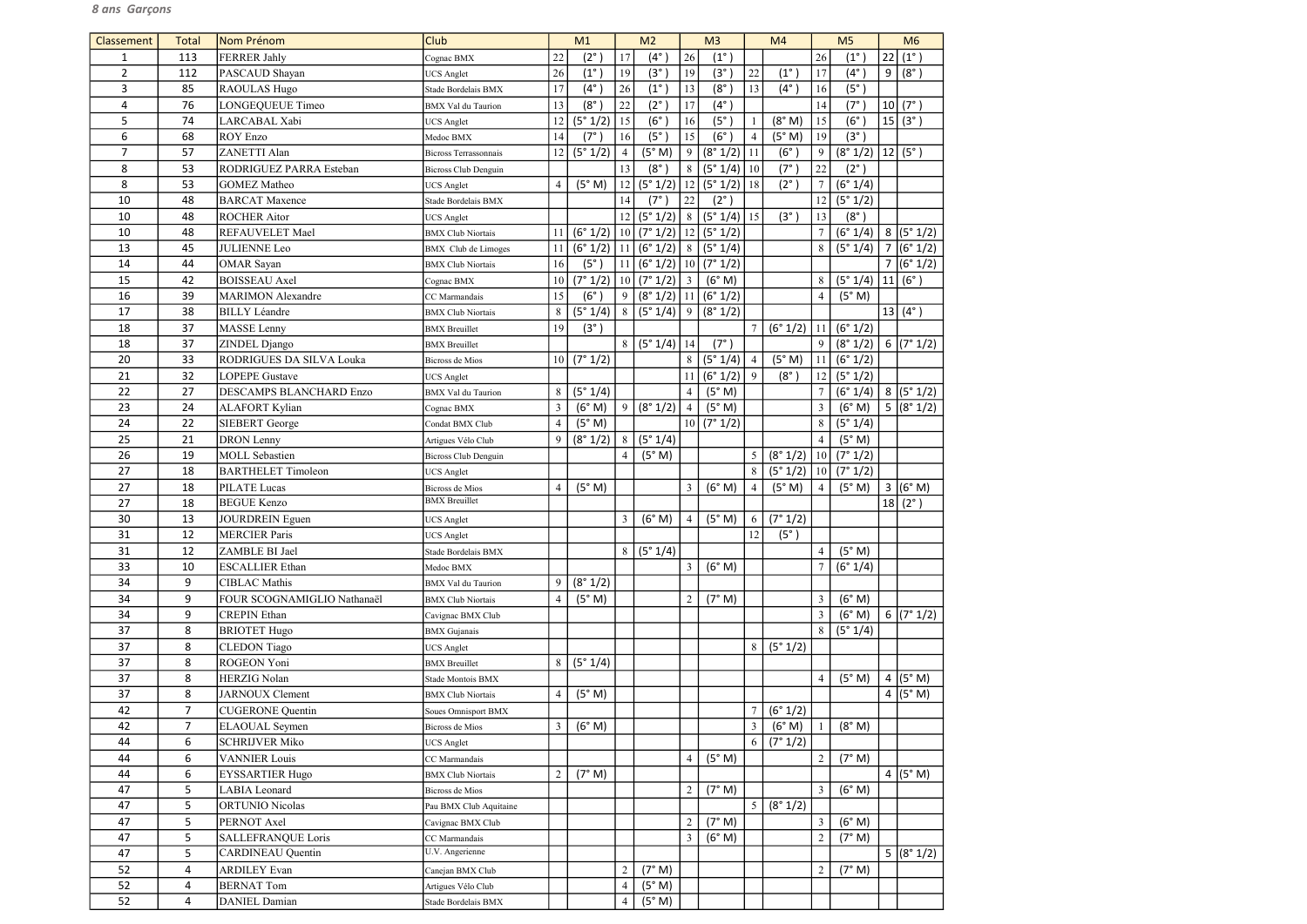*8 ans Garçons*

| Classement | Total | Nom Prénom | Club | M1 | | M2 | | M3 | | M4 | | M5 | | M6 | |
|---|---|---|---|---|---|---|---|---|---|---|---|---|---|---|---|
| 1 | 113 | FERRER Jahly | Cognac BMX | 22 | (2° ) | 17 | (4° ) | 26 | (1° ) | | | 26 | (1° ) | 22 | (1° ) |
| 2 | 112 | PASCAUD Shayan | UCS Anglet | 26 | (1° ) | 19 | (3° ) | 19 | (3° ) | 22 | (1° ) | 17 | (4° ) | 9 | (8° ) |
| 3 | 85 | RAOULAS Hugo | Stade Bordelais BMX | 17 | (4° ) | 26 | (1° ) | 13 | (8° ) | 13 | (4° ) | 16 | (5° ) | | |
| 4 | 76 | LONGEQUEUE Timeo | BMX Val du Taurion | 13 | (8° ) | 22 | (2° ) | 17 | (4° ) | | | 14 | (7° ) | 10 | (7° ) |
| 5 | 74 | LARCABAL Xabi | UCS Anglet | 12 | (5° 1/2) | 15 | (6° ) | 16 | (5° ) | 1 | (8° M) | 15 | (6° ) | 15 | (3° ) |
| 6 | 68 | ROY Enzo | Medoc BMX | 14 | (7° ) | 16 | (5° ) | 15 | (6° ) | 4 | (5° M) | 19 | (3° ) | | |
| 7 | 57 | ZANETTI Alan | Bicross Terrassonnais | 12 | (5° 1/2) | 4 | (5° M) | 9 | (8° 1/2) | 11 | (6° ) | 9 | (8° 1/2) | 12 | (5° ) |
| 8 | 53 | RODRIGUEZ PARRA Esteban | Bicross Club Denguin | | | 13 | (8° ) | 8 | (5° 1/4) | 10 | (7° ) | 22 | (2° ) | | |
| 8 | 53 | GOMEZ Matheo | UCS Anglet | 4 | (5° M) | 12 | (5° 1/2) | 12 | (5° 1/2) | 18 | (2° ) | 7 | (6° 1/4) | | |
| 10 | 48 | BARCAT Maxence | Stade Bordelais BMX | | | 14 | (7° ) | 22 | (2° ) | | | 12 | (5° 1/2) | | |
| 10 | 48 | ROCHER Aitor | UCS Anglet | | | 12 | (5° 1/2) | 8 | (5° 1/4) | 15 | (3° ) | 13 | (8° ) | | |
| 10 | 48 | REFAUVELET Mael | BMX Club Niortais | 11 | (6° 1/2) | 10 | (7° 1/2) | 12 | (5° 1/2) | | | 7 | (6° 1/4) | 8 | (5° 1/2) |
| 13 | 45 | JULIENNE Leo | BMX Club de Limoges | 11 | (6° 1/2) | 11 | (6° 1/2) | 8 | (5° 1/4) | | | 8 | (5° 1/4) | 7 | (6° 1/2) |
| 14 | 44 | OMAR Sayan | BMX Club Niortais | 16 | (5° ) | 11 | (6° 1/2) | 10 | (7° 1/2) | | | | | 7 | (6° 1/2) |
| 15 | 42 | BOISSEAU Axel | Cognac BMX | 10 | (7° 1/2) | 10 | (7° 1/2) | 3 | (6° M) | | | 8 | (5° 1/4) | 11 | (6° ) |
| 16 | 39 | MARIMON Alexandre | CC Marmandais | 15 | (6° ) | 9 | (8° 1/2) | 11 | (6° 1/2) | | | 4 | (5° M) | | |
| 17 | 38 | BILLY Léandre | BMX Club Niortais | 8 | (5° 1/4) | 8 | (5° 1/4) | 9 | (8° 1/2) | | | | | 13 | (4° ) |
| 18 | 37 | MASSE Lenny | BMX Breuillet | 19 | (3° ) | | | | | 7 | (6° 1/2) | 11 | (6° 1/2) | | |
| 18 | 37 | ZINDEL Django | BMX Breuillet | | | 8 | (5° 1/4) | 14 | (7° ) | | | 9 | (8° 1/2) | 6 | (7° 1/2) |
| 20 | 33 | RODRIGUES DA SILVA Louka | Bicross de Mios | 10 | (7° 1/2) | | | 8 | (5° 1/4) | 4 | (5° M) | 11 | (6° 1/2) | | |
| 21 | 32 | LOPEPE Gustave | UCS Anglet | | | | | 11 | (6° 1/2) | 9 | (8° ) | 12 | (5° 1/2) | | |
| 22 | 27 | DESCAMPS BLANCHARD Enzo | BMX Val du Taurion | 8 | (5° 1/4) | | | 4 | (5° M) | | | 7 | (6° 1/4) | 8 | (5° 1/2) |
| 23 | 24 | ALAFORT Kylian | Cognac BMX | 3 | (6° M) | 9 | (8° 1/2) | 4 | (5° M) | | | 3 | (6° M) | 5 | (8° 1/2) |
| 24 | 22 | SIEBERT George | Condat BMX Club | 4 | (5° M) | | | 10 | (7° 1/2) | | | 8 | (5° 1/4) | | |
| 25 | 21 | DRON Lenny | Artigues Vélo Club | 9 | (8° 1/2) | 8 | (5° 1/4) | | | | | 4 | (5° M) | | |
| 26 | 19 | MOLL Sebastien | Bicross Club Denguin | | | 4 | (5° M) | | | 5 | (8° 1/2) | 10 | (7° 1/2) | | |
| 27 | 18 | BARTHELET Timoleon | UCS Anglet | | | | | | | 8 | (5° 1/2) | 10 | (7° 1/2) | | |
| 27 | 18 | PILATE Lucas | Bicross de Mios | 4 | (5° M) | | | 3 | (6° M) | 4 | (5° M) | 4 | (5° M) | 3 | (6° M) |
| 27 | 18 | BEGUE Kenzo | BMX Breuillet | | | | | | | | | | | 18 | (2° ) |
| 30 | 13 | JOURDREIN Eguen | UCS Anglet | | | 3 | (6° M) | 4 | (5° M) | 6 | (7° 1/2) | | | | |
| 31 | 12 | MERCIER Paris | UCS Anglet | | | | | | | 12 | (5° ) | | | | |
| 31 | 12 | ZAMBLE BI Jael | Stade Bordelais BMX | | | 8 | (5° 1/4) | | | | | 4 | (5° M) | | |
| 33 | 10 | ESCALLIER Ethan | Medoc BMX | | | | | 3 | (6° M) | | | 7 | (6° 1/4) | | |
| 34 | 9 | CIBLAC Mathis | BMX Val du Taurion | 9 | (8° 1/2) | | | | | | | | | | |
| 34 | 9 | FOUR SCOGNAMIGLIO Nathanaël | BMX Club Niortais | 4 | (5° M) | | | 2 | (7° M) | | | 3 | (6° M) | | |
| 34 | 9 | CREPIN Ethan | Cavignac BMX Club | | | | | | | | | 3 | (6° M) | 6 | (7° 1/2) |
| 37 | 8 | BRIOTET Hugo | BMX Gujanais | | | | | | | | | 8 | (5° 1/4) | | |
| 37 | 8 | CLEDON Tiago | UCS Anglet | | | | | | | 8 | (5° 1/2) | | | | |
| 37 | 8 | ROGEON Yoni | BMX Breuillet | 8 | (5° 1/4) | | | | | | | | | | |
| 37 | 8 | HERZIG Nolan | Stade Montois BMX | | | | | | | | | 4 | (5° M) | 4 | (5° M) |
| 37 | 8 | JARNOUX Clement | BMX Club Niortais | 4 | (5° M) | | | | | | | | | 4 | (5° M) |
| 42 | 7 | CUGERONE Quentin | Soues Omnisport BMX | | | | | | | 7 | (6° 1/2) | | | | |
| 42 | 7 | ELAOUAL Seymen | Bicross de Mios | 3 | (6° M) | | | | | 3 | (6° M) | 1 | (8° M) | | |
| 44 | 6 | SCHRIJVER Miko | UCS Anglet | | | | | | | 6 | (7° 1/2) | | | | |
| 44 | 6 | VANNIER Louis | CC Marmandais | | | | | 4 | (5° M) | | | 2 | (7° M) | | |
| 44 | 6 | EYSSARTIER Hugo | BMX Club Niortais | 2 | (7° M) | | | | | | | | | 4 | (5° M) |
| 47 | 5 | LABIA Leonard | Bicross de Mios | | | | | 2 | (7° M) | | | 3 | (6° M) | | |
| 47 | 5 | ORTUNIO Nicolas | Pau BMX Club Aquitaine | | | | | | | 5 | (8° 1/2) | | | | |
| 47 | 5 | PERNOT Axel | Cavignac BMX Club | | | | | 2 | (7° M) | | | 3 | (6° M) | | |
| 47 | 5 | SALLEFRANQUE Loris | CC Marmandais | | | | | 3 | (6° M) | | | 2 | (7° M) | | |
| 47 | 5 | CARDINEAU Quentin | U.V. Angerienne | | | | | | | | | | | 5 | (8° 1/2) |
| 52 | 4 | ARDILEY Evan | Canejan BMX Club | | | 2 | (7° M) | | | | | 2 | (7° M) | | |
| 52 | 4 | BERNAT Tom | Artigues Vélo Club | | | 4 | (5° M) | | | | | | | | |
| 52 | 4 | DANIEL Damian | Stade Bordelais BMX | | | 4 | (5° M) | | | | | | | | |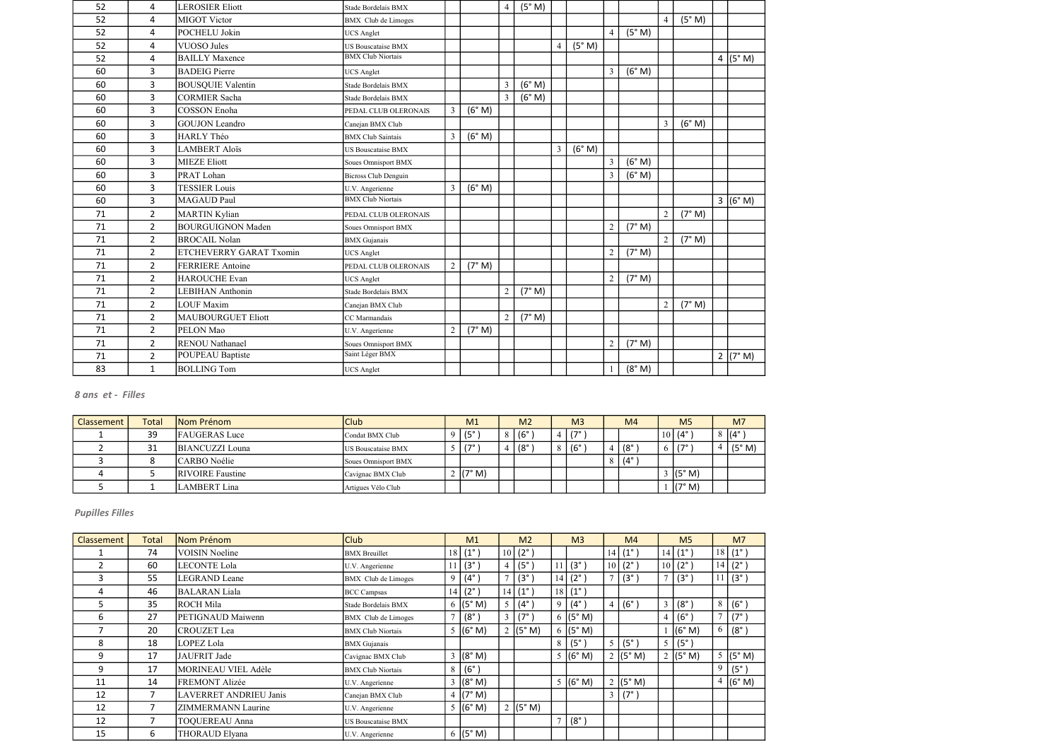| 52 | 4 | LEROSIER Eliott | Stade Bordelais BMX | | | 4 | (5° M) | | | | | | | | |
|---|---|---|---|---|---|---|---|---|---|---|---|---|---|---|---|
| 52 | 4 | MIGOT Victor | BMX Club de Limoges | | | | | | | | | 4 | (5° M) | | |
| 52 | 4 | POCHELU Jokin | UCS Anglet | | | | | | | 4 | (5° M) | | | | |
| 52 | 4 | VUOSO Jules | US Bouscataise BMX | | | | | 4 | (5° M) | | | | | | |
| 52 | 4 | BAILLY Maxence | BMX Club Niortais | | | | | | | | | | | 4 | (5° M) |
| 60 | 3 | BADEIG Pierre | UCS Anglet | | | | | | | 3 | (6° M) | | | | |
| 60 | 3 | BOUSQUIE Valentin | Stade Bordelais BMX | | | 3 | (6° M) | | | | | | | | |
| 60 | 3 | CORMIER Sacha | Stade Bordelais BMX | | | 3 | (6° M) | | | | | | | | |
| 60 | 3 | COSSON Enoha | PEDAL CLUB OLERONAIS | 3 | (6° M) | | | | | | | | | | |
| 60 | 3 | GOUJON Leandro | Canejan BMX Club | | | | | | | | | 3 | (6° M) | | |
| 60 | 3 | HARLY Théo | BMX Club Saintais | 3 | (6° M) | | | | | | | | | | |
| 60 | 3 | LAMBERT Aloïs | US Bouscataise BMX | | | | | 3 | (6° M) | | | | | | |
| 60 | 3 | MIEZE Eliott | Soues Omnisport BMX | | | | | | | 3 | (6° M) | | | | |
| 60 | 3 | PRAT Lohan | Bicross Club Denguin | | | | | | | 3 | (6° M) | | | | |
| 60 | 3 | TESSIER Louis | U.V. Angerienne | 3 | (6° M) | | | | | | | | | | |
| 60 | 3 | MAGAUD Paul | BMX Club Niortais | | | | | | | | | | | 3 | (6° M) |
| 71 | 2 | MARTIN Kylian | PEDAL CLUB OLERONAIS | | | | | | | | | 2 | (7° M) | | |
| 71 | 2 | BOURGUIGNON Maden | Soues Omnisport BMX | | | | | | | 2 | (7° M) | | | | |
| 71 | 2 | BROCAIL Nolan | BMX Gujanais | | | | | | | | | 2 | (7° M) | | |
| 71 | 2 | ETCHEVERRY GARAT Txomin | UCS Anglet | | | | | | | 2 | (7° M) | | | | |
| 71 | 2 | FERRIERE Antoine | PEDAL CLUB OLERONAIS | 2 | (7° M) | | | | | | | | | | |
| 71 | 2 | HAROUCHE Evan | UCS Anglet | | | | | | | 2 | (7° M) | | | | |
| 71 | 2 | LEBIHAN Anthonin | Stade Bordelais BMX | | | 2 | (7° M) | | | | | | | | |
| 71 | 2 | LOUF Maxim | Canejan BMX Club | | | | | | | | | 2 | (7° M) | | |
| 71 | 2 | MAUBOURGUET Eliott | CC Marmandais | | | 2 | (7° M) | | | | | | | | |
| 71 | 2 | PELON Mao | U.V. Angerienne | 2 | (7° M) | | | | | | | | | | |
| 71 | 2 | RENOU Nathanael | Soues Omnisport BMX | | | | | | | 2 | (7° M) | | | | |
| 71 | 2 | POUPEAU Baptiste | Saint Léger BMX | | | | | | | | | | | 2 | (7° M) |
| 83 | 1 | BOLLING Tom | UCS Anglet | | | | | | | 1 | (8° M) | | | | |

*8 ans et - Filles*

| Classement | Total | Nom Prénom | Club | M1 | | M2 | | M3 | | M4 | | M5 | | M7 | |
|---|---|---|---|---|---|---|---|---|---|---|---|---|---|---|---|
| 1 | 39 | FAUGERAS Luce | Condat BMX Club | 9 | (5°) | 8 | (6°) | 4 | (7°) | | | 10 | (4°) | 8 | (4°) |
| 2 | 31 | BIANCUZZI Louna | US Bouscataise BMX | 5 | (7°) | 4 | (8°) | 8 | (6°) | 4 | (8°) | 6 | (7°) | 4 | (5° M) |
| 3 | 8 | CARBO Noélie | Soues Omnisport BMX | | | | | | | 8 | (4°) | | | | |
| 4 | 5 | RIVOIRE Faustine | Cavignac BMX Club | 2 | (7° M) | | | | | | | 3 | (5° M) | | |
| 5 | 1 | LAMBERT Lina | Artigues Vélo Club | | | | | | | | | 1 | (7° M) | | |

*Pupilles Filles*

| Classement | Total | Nom Prénom | Club | M1 | | M2 | | M3 | | M4 | | M5 | | M7 | |
|---|---|---|---|---|---|---|---|---|---|---|---|---|---|---|---|
| 1 | 74 | VOISIN Noeline | BMX Breuillet | 18 | (1°) | 10 | (2°) | | | 14 | (1°) | 14 | (1°) | 18 | (1°) |
| 2 | 60 | LECONTE Lola | U.V. Angerienne | 11 | (3°) | 4 | (5°) | 11 | (3°) | 10 | (2°) | 10 | (2°) | 14 | (2°) |
| 3 | 55 | LEGRAND Leane | BMX Club de Limoges | 9 | (4°) | 7 | (3°) | 14 | (2°) | 7 | (3°) | 7 | (3°) | 11 | (3°) |
| 4 | 46 | BALARAN Liala | BCC Campsas | 14 | (2°) | 14 | (1°) | 18 | (1°) | | | | | | |
| 5 | 35 | ROCH Mila | Stade Bordelais BMX | 6 | (5° M) | 5 | (4°) | 9 | (4°) | 4 | (6°) | 3 | (8°) | 8 | (6°) |
| 6 | 27 | PETIGNAUD Maiwenn | BMX Club de Limoges | 7 | (8°) | 3 | (7°) | 6 | (5° M) | | | 4 | (6°) | 7 | (7°) |
| 7 | 20 | CROUZET Lea | BMX Club Niortais | 5 | (6° M) | 2 | (5° M) | 6 | (5° M) | | | 1 | (6° M) | 6 | (8°) |
| 8 | 18 | LOPEZ Lola | BMX Gujanais | | | | | 8 | (5°) | 5 | (5°) | 5 | (5°) | | |
| 9 | 17 | JAUFRIT Jade | Cavignac BMX Club | 3 | (8° M) | | | 5 | (6° M) | 2 | (5° M) | 2 | (5° M) | 5 | (5° M) |
| 9 | 17 | MORINEAU VIEL Adèle | BMX Club Niortais | 8 | (6°) | | | | | | | | | 9 | (5°) |
| 11 | 14 | FREMONT Alizée | U.V. Angerienne | 3 | (8° M) | | | 5 | (6° M) | 2 | (5° M) | | | 4 | (6° M) |
| 12 | 7 | LAVERRET ANDRIEU Janis | Canejan BMX Club | 4 | (7° M) | | | | | 3 | (7°) | | | | |
| 12 | 7 | ZIMMERMANN Laurine | U.V. Angerienne | 5 | (6° M) | 2 | (5° M) | | | | | | | | |
| 12 | 7 | TOQUEREAU Anna | US Bouscataise BMX | | | | | 7 | (8°) | | | | | | |
| 15 | 6 | THORAUD Elyana | U.V. Angerienne | 6 | (5° M) | | | | | | | | | | |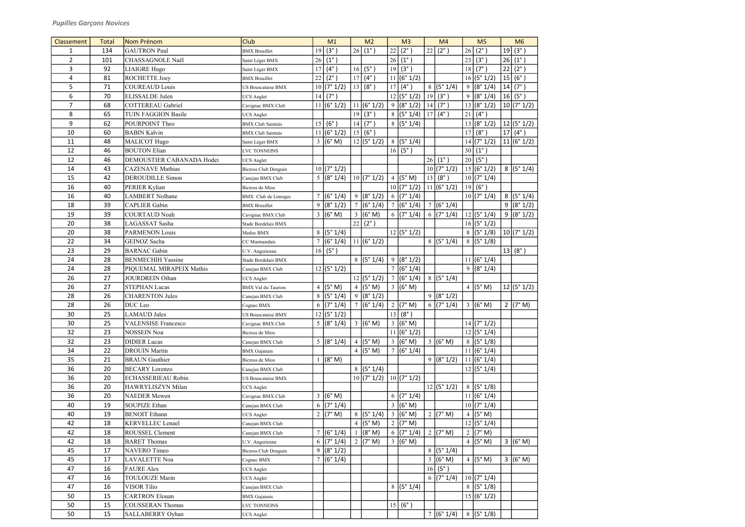*Pupilles Garçons Novices*

| Classement | Total | Nom Prénom | Club | M1 | | M2 | | M3 | | M4 | | M5 | | M6 | |
|---|---|---|---|---|---|---|---|---|---|---|---|---|---|---|---|
| 1 | 134 | GAUTRON Paul | BMX Breuillet | 19 | (3°) | 26 | (1°) | 22 | (2°) | 22 | (2°) | 26 | (2°) | 19 | (3°) |
| 2 | 101 | CHASSAGNOLE Naël | Saint Léger BMX | 26 | (1°) | | | 26 | (1°) | | | 23 | (3°) | 26 | (1°) |
| 3 | 92 | LIAIGRE Hugo | Saint Léger BMX | 17 | (4°) | 16 | (5°) | 19 | (3°) | | | 18 | (7°) | 22 | (2°) |
| 4 | 81 | ROCHETTE Joey | BMX Breuillet | 22 | (2°) | 17 | (4°) | 11 | (6° 1/2) | | | 16 | (5° 1/2) | 15 | (6°) |
| 5 | 71 | COUREAUD Louis | US Bouscataise BMX | 10 | (7° 1/2) | 13 | (8°) | 17 | (4°) | 8 | (5° 1/4) | 9 | (8° 1/4) | 14 | (7°) |
| 6 | 70 | ELISSALDE Julen | UCS Anglet | 14 | (7°) | | | 12 | (5° 1/2) | 19 | (3°) | 9 | (8° 1/4) | 16 | (5°) |
| 7 | 68 | COTTEREAU Gabriel | Cavignac BMX Club | 11 | (6° 1/2) | 11 | (6° 1/2) | 9 | (8° 1/2) | 14 | (7°) | 13 | (8° 1/2) | 10 | (7° 1/2) |
| 8 | 65 | TUIN FAGGION Basile | UCS Anglet | | | 19 | (3°) | 8 | (5° 1/4) | 17 | (4°) | 21 | (4°) | | |
| 9 | 62 | POURPOINT Theo | BMX Club Saintais | 15 | (6°) | 14 | (7°) | 8 | (5° 1/4) | | | 13 | (8° 1/2) | 12 | (5° 1/2) |
| 10 | 60 | BABIN Kalvin | BMX Club Saintais | 11 | (6° 1/2) | 15 | (6°) | | | | | 17 | (8°) | 17 | (4°) |
| 11 | 48 | MALICOT Hugo | Saint Léger BMX | 3 | (6° M) | 12 | (5° 1/2) | 8 | (5° 1/4) | | | 14 | (7° 1/2) | 11 | (6° 1/2) |
| 12 | 46 | BOUTON Elian | LVC TONNEINS | | | | | 16 | (5°) | | | 30 | (1°) | | |
| 12 | 46 | DEMOUSTIER CABANADA Hodei | UCS Anglet | | | | | | | 26 | (1°) | 20 | (5°) | | |
| 14 | 43 | CAZENAVE Mathias | Bicross Club Denguin | 10 | (7° 1/2) | | | | | 10 | (7° 1/2) | 15 | (6° 1/2) | 8 | (5° 1/4) |
| 15 | 42 | DEROUDILLE Simon | Canejan BMX Club | 5 | (8° 1/4) | 10 | (7° 1/2) | 4 | (5° M) | 13 | (8°) | 10 | (7° 1/4) | | |
| 16 | 40 | PERIER Kylian | Bicross de Mios | | | | | 10 | (7° 1/2) | 11 | (6° 1/2) | 19 | (6°) | | |
| 16 | 40 | LAMBERT Nolhane | BMX Club de Limoges | 7 | (6° 1/4) | 9 | (8° 1/2) | 6 | (7° 1/4) | | | 10 | (7° 1/4) | 8 | (5° 1/4) |
| 18 | 39 | CAPLIER Gabin | BMX Breuillet | 9 | (8° 1/2) | 7 | (6° 1/4) | 7 | (6° 1/4) | 7 | (6° 1/4) | | | 9 | (8° 1/2) |
| 19 | 39 | COURTAUD Noah | Cavignac BMX Club | 3 | (6° M) | 3 | (6° M) | 6 | (7° 1/4) | 6 | (7° 1/4) | 12 | (5° 1/4) | 9 | (8° 1/2) |
| 20 | 38 | LAGASSAT Sasha | Stade Bordelais BMX | | | 22 | (2°) | | | | | 16 | (5° 1/2) | | |
| 20 | 38 | PARMENON Louis | Medoc BMX | 8 | (5° 1/4) | | | 12 | (5° 1/2) | | | 8 | (5° 1/8) | 10 | (7° 1/2) |
| 22 | 34 | GEINOZ Sacha | CC Marmandais | 7 | (6° 1/4) | 11 | (6° 1/2) | | | 8 | (5° 1/4) | 8 | (5° 1/8) | | |
| 23 | 29 | BARNAC Gabin | U.V. Angerienne | 16 | (5°) | | | | | | | | | 13 | (8°) |
| 24 | 28 | BENMECHIH Yassine | Stade Bordelais BMX | | | 8 | (5° 1/4) | 9 | (8° 1/2) | | | 11 | (6° 1/4) | | |
| 24 | 28 | PIQUEMAL MIRAPEIX Mathis | Canejan BMX Club | 12 | (5° 1/2) | | | 7 | (6° 1/4) | | | 9 | (8° 1/4) | | |
| 26 | 27 | JOURDREIN Oihan | UCS Anglet | | | 12 | (5° 1/2) | 7 | (6° 1/4) | 8 | (5° 1/4) | | | | |
| 26 | 27 | STEPHAN Lucas | BMX Val du Taurion | 4 | (5° M) | 4 | (5° M) | 3 | (6° M) | | | 4 | (5° M) | 12 | (5° 1/2) |
| 28 | 26 | CHARENTON Jules | Canejan BMX Club | 8 | (5° 1/4) | 9 | (8° 1/2) | | | 9 | (8° 1/2) | | | | |
| 28 | 26 | DUC Leo | Cognac BMX | 6 | (7° 1/4) | 7 | (6° 1/4) | 2 | (7° M) | 6 | (7° 1/4) | 3 | (6° M) | 2 | (7° M) |
| 30 | 25 | LAMAUD Jules | US Bouscataise BMX | 12 | (5° 1/2) | | | 13 | (8°) | | | | | | |
| 30 | 25 | VALENSISE Francesco | Cavignac BMX Club | 5 | (8° 1/4) | 3 | (6° M) | 3 | (6° M) | | | 14 | (7° 1/2) | | |
| 32 | 23 | NOSSEIN Noa | Bicross de Mios | | | | | 11 | (6° 1/2) | | | 12 | (5° 1/4) | | |
| 32 | 23 | DIDIER Lucas | Canejan BMX Club | 5 | (8° 1/4) | 4 | (5° M) | 3 | (6° M) | 3 | (6° M) | 8 | (5° 1/8) | | |
| 34 | 22 | DROUIN Martin | BMX Gujanais | | | 4 | (5° M) | 7 | (6° 1/4) | | | 11 | (6° 1/4) | | |
| 35 | 21 | BRAUN Gauthier | Bicross de Mios | 1 | (8° M) | | | | | 9 | (8° 1/2) | 11 | (6° 1/4) | | |
| 36 | 20 | BECARY Lorenzo | Canejan BMX Club | | | 8 | (5° 1/4) | | | | | 12 | (5° 1/4) | | |
| 36 | 20 | ECHASSERIEAU Robin | US Bouscataise BMX | | | 10 | (7° 1/2) | 10 | (7° 1/2) | | | | | | |
| 36 | 20 | HAWRYLISZYN Milan | UCS Anglet | | | | | | | 12 | (5° 1/2) | 8 | (5° 1/8) | | |
| 36 | 20 | NAEDER Mewen | Cavignac BMX Club | 3 | (6° M) | | | 6 | (7° 1/4) | | | 11 | (6° 1/4) | | |
| 40 | 19 | SOUPIZE Ethan | Canejan BMX Club | 6 | (7° 1/4) | | | 3 | (6° M) | | | 10 | (7° 1/4) | | |
| 40 | 19 | BENOIT Ethann | UCS Anglet | 2 | (7° M) | 8 | (5° 1/4) | 3 | (6° M) | 2 | (7° M) | 4 | (5° M) | | |
| 42 | 18 | KERVELLEC Lenael | Canejan BMX Club | | | 4 | (5° M) | 2 | (7° M) | | | 12 | (5° 1/4) | | |
| 42 | 18 | ROUSSEL Clement | Canejan BMX Club | 7 | (6° 1/4) | 1 | (8° M) | 6 | (7° 1/4) | 2 | (7° M) | 2 | (7° M) | | |
| 42 | 18 | BARET Thomas | U.V. Angerienne | 6 | (7° 1/4) | 2 | (7° M) | 3 | (6° M) | | | 4 | (5° M) | 3 | (6° M) |
| 45 | 17 | NAVERO Timeo | Bicross Club Denguin | 9 | (8° 1/2) | | | | | 8 | (5° 1/4) | | | | |
| 45 | 17 | LAVALETTE Noa | Cognac BMX | 7 | (6° 1/4) | | | | | 3 | (6° M) | 4 | (5° M) | 3 | (6° M) |
| 47 | 16 | FAURE Alex | UCS Anglet | | | | | | | 16 | (5°) | | | | |
| 47 | 16 | TOULOUZE Marin | UCS Anglet | | | | | | | 6 | (7° 1/4) | 10 | (7° 1/4) | | |
| 47 | 16 | VISOR Tilio | Canejan BMX Club | | | | | 8 | (5° 1/4) | | | 8 | (5° 1/8) | | |
| 50 | 15 | CARTRON Elouan | BMX Gujanais | | | | | | | | | 15 | (6° 1/2) | | |
| 50 | 15 | COUSSERAN Thomas | LVC TONNEINS | | | | | 15 | (6°) | | | | | | |
| 50 | 15 | SALLABERRY Oyhan | UCS Anglet | | | | | | | 7 | (6° 1/4) | 8 | (5° 1/8) | | |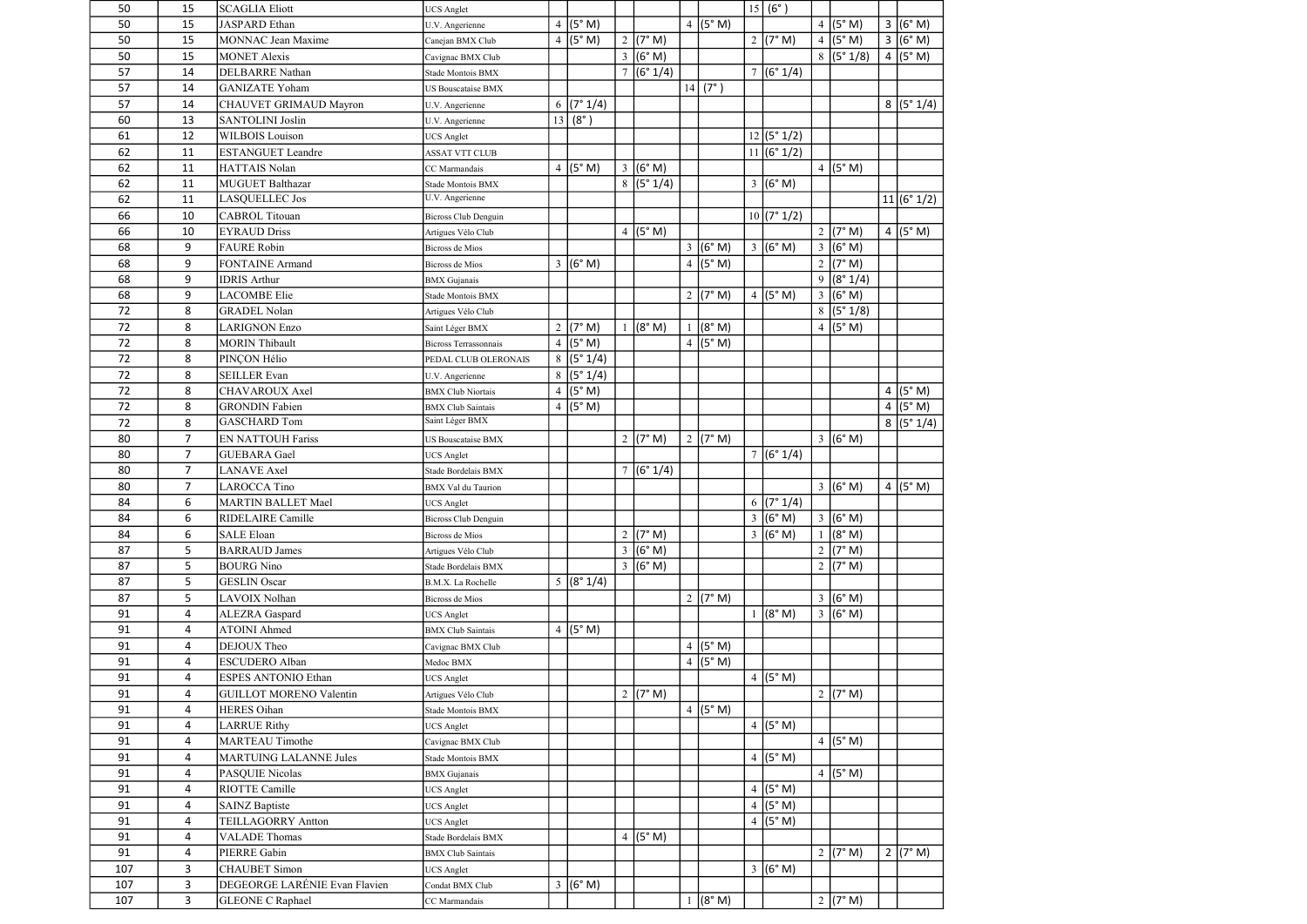| | | | | | | | | | | | | | | | |
|---|---|---|---|---|---|---|---|---|---|---|---|---|---|---|---|
| 50 | 15 | SCAGLIA Eliott | UCS Anglet | | | | | | | 15 | (6° ) | | | | |
| 50 | 15 | JASPARD Ethan | U.V. Angerienne | 4 | (5° M) | | | 4 | (5° M) | | | 4 | (5° M) | 3 | (6° M) |
| 50 | 15 | MONNAC Jean Maxime | Canejan BMX Club | 4 | (5° M) | 2 | (7° M) | | | 2 | (7° M) | 4 | (5° M) | 3 | (6° M) |
| 50 | 15 | MONET Alexis | Cavignac BMX Club | | | 3 | (6° M) | | | | | 8 | (5° 1/8) | 4 | (5° M) |
| 57 | 14 | DELBARRE Nathan | Stade Montois BMX | | | 7 | (6° 1/4) | | | 7 | (6° 1/4) | | | | |
| 57 | 14 | GANIZATE Yoham | US Bouscataise BMX | | | | | 14 | (7° ) | | | | | | |
| 57 | 14 | CHAUVET GRIMAUD Mayron | U.V. Angerienne | 6 | (7° 1/4) | | | | | | | | | 8 | (5° 1/4) |
| 60 | 13 | SANTOLINI Joslin | U.V. Angerienne | 13 | (8° ) | | | | | | | | | | |
| 61 | 12 | WILBOIS Louison | UCS Anglet | | | | | | | 12 | (5° 1/2) | | | | |
| 62 | 11 | ESTANGUET Leandre | ASSAT VTT CLUB | | | | | | | 11 | (6° 1/2) | | | | |
| 62 | 11 | HATTAIS Nolan | CC Marmandais | 4 | (5° M) | 3 | (6° M) | | | | | 4 | (5° M) | | |
| 62 | 11 | MUGUET Balthazar | Stade Montois BMX | | | 8 | (5° 1/4) | | | 3 | (6° M) | | | | |
| 62 | 11 | LASQUELLEC Jos | U.V. Angerienne | | | | | | | | | | | 11 | (6° 1/2) |
| 66 | 10 | CABROL Titouan | Bicross Club Denguin | | | | | | | 10 | (7° 1/2) | | | | |
| 66 | 10 | EYRAUD Driss | Artigues Vélo Club | | | 4 | (5° M) | | | | | 2 | (7° M) | 4 | (5° M) |
| 68 | 9 | FAURE Robin | Bicross de Mios | | | | | 3 | (6° M) | 3 | (6° M) | 3 | (6° M) | | |
| 68 | 9 | FONTAINE Armand | Bicross de Mios | 3 | (6° M) | | | 4 | (5° M) | | | 2 | (7° M) | | |
| 68 | 9 | IDRIS Arthur | BMX Gujanais | | | | | | | | | 9 | (8° 1/4) | | |
| 68 | 9 | LACOMBE Elie | Stade Montois BMX | | | | | 2 | (7° M) | 4 | (5° M) | 3 | (6° M) | | |
| 72 | 8 | GRADEL Nolan | Artigues Vélo Club | | | | | | | | | 8 | (5° 1/8) | | |
| 72 | 8 | LARIGNON Enzo | Saint Léger BMX | 2 | (7° M) | 1 | (8° M) | 1 | (8° M) | | | 4 | (5° M) | | |
| 72 | 8 | MORIN Thibault | Bicross Terrassonnais | 4 | (5° M) | | | 4 | (5° M) | | | | | | |
| 72 | 8 | PINÇON Hélio | PEDAL CLUB OLERONAIS | 8 | (5° 1/4) | | | | | | | | | | |
| 72 | 8 | SEILLER Evan | U.V. Angerienne | 8 | (5° 1/4) | | | | | | | | | | |
| 72 | 8 | CHAVAROUX Axel | BMX Club Niortais | 4 | (5° M) | | | | | | | | | 4 | (5° M) |
| 72 | 8 | GRONDIN Fabien | BMX Club Saintais | 4 | (5° M) | | | | | | | | | 4 | (5° M) |
| 72 | 8 | GASCHARD Tom | Saint Léger BMX | | | | | | | | | | | 8 | (5° 1/4) |
| 80 | 7 | EN NATTOUH Fariss | US Bouscataise BMX | | | 2 | (7° M) | 2 | (7° M) | | | 3 | (6° M) | | |
| 80 | 7 | GUEBARA Gael | UCS Anglet | | | | | | | 7 | (6° 1/4) | | | | |
| 80 | 7 | LANAVE Axel | Stade Bordelais BMX | | | 7 | (6° 1/4) | | | | | | | | |
| 80 | 7 | LAROCCA Tino | BMX Val du Taurion | | | | | | | | | 3 | (6° M) | 4 | (5° M) |
| 84 | 6 | MARTIN BALLET Mael | UCS Anglet | | | | | | | 6 | (7° 1/4) | | | | |
| 84 | 6 | RIDELAIRE Camille | Bicross Club Denguin | | | | | | | 3 | (6° M) | 3 | (6° M) | | |
| 84 | 6 | SALE Eloan | Bicross de Mios | | | 2 | (7° M) | | | 3 | (6° M) | 1 | (8° M) | | |
| 87 | 5 | BARRAUD James | Artigues Vélo Club | | | 3 | (6° M) | | | | | 2 | (7° M) | | |
| 87 | 5 | BOURG Nino | Stade Bordelais BMX | | | 3 | (6° M) | | | | | 2 | (7° M) | | |
| 87 | 5 | GESLIN Oscar | B.M.X. La Rochelle | 5 | (8° 1/4) | | | | | | | | | | |
| 87 | 5 | LAVOIX Nolhan | Bicross de Mios | | | | | 2 | (7° M) | | | 3 | (6° M) | | |
| 91 | 4 | ALEZRA Gaspard | UCS Anglet | | | | | | | 1 | (8° M) | 3 | (6° M) | | |
| 91 | 4 | ATOINI Ahmed | BMX Club Saintais | 4 | (5° M) | | | | | | | | | | |
| 91 | 4 | DEJOUX Theo | Cavignac BMX Club | | | | | 4 | (5° M) | | | | | | |
| 91 | 4 | ESCUDERO Alban | Medoc BMX | | | | | 4 | (5° M) | | | | | | |
| 91 | 4 | ESPES ANTONIO Ethan | UCS Anglet | | | | | | | 4 | (5° M) | | | | |
| 91 | 4 | GUILLOT MORENO Valentin | Artigues Vélo Club | | | 2 | (7° M) | | | | | 2 | (7° M) | | |
| 91 | 4 | HERES Oihan | Stade Montois BMX | | | | | 4 | (5° M) | | | | | | |
| 91 | 4 | LARRUE Rithy | UCS Anglet | | | | | | | 4 | (5° M) | | | | |
| 91 | 4 | MARTEAU Timothe | Cavignac BMX Club | | | | | | | | | 4 | (5° M) | | |
| 91 | 4 | MARTUING LALANNE Jules | Stade Montois BMX | | | | | | | 4 | (5° M) | | | | |
| 91 | 4 | PASQUIE Nicolas | BMX Gujanais | | | | | | | | | 4 | (5° M) | | |
| 91 | 4 | RIOTTE Camille | UCS Anglet | | | | | | | 4 | (5° M) | | | | |
| 91 | 4 | SAINZ Baptiste | UCS Anglet | | | | | | | 4 | (5° M) | | | | |
| 91 | 4 | TEILLAGORRY Antton | UCS Anglet | | | | | | | 4 | (5° M) | | | | |
| 91 | 4 | VALADE Thomas | Stade Bordelais BMX | | | 4 | (5° M) | | | | | | | | |
| 91 | 4 | PIERRE Gabin | BMX Club Saintais | | | | | | | | | 2 | (7° M) | 2 | (7° M) |
| 107 | 3 | CHAUBET Simon | UCS Anglet | | | | | | | 3 | (6° M) | | | | |
| 107 | 3 | DEGEORGE LARÉNIE Evan Flavien | Condat BMX Club | 3 | (6° M) | | | | | | | | | | |
| 107 | 3 | GLEONE C Raphael | CC Marmandais | | | | | 1 | (8° M) | | | 2 | (7° M) | | |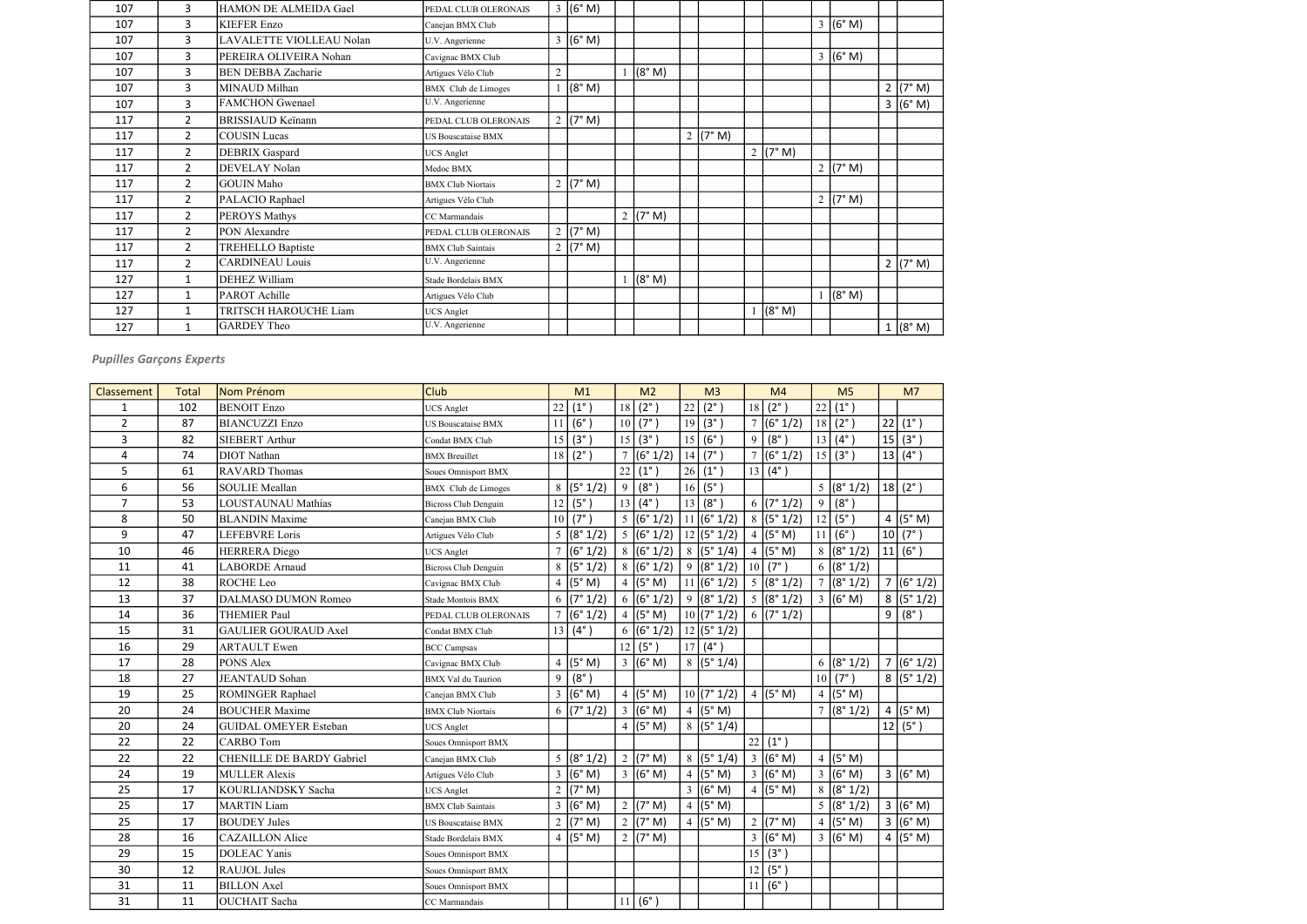| Classement | Total | Nom Prénom | Club | M1 | | M2 | | M3 | | M4 | | M5 | | M7 | |
|---|---|---|---|---|---|---|---|---|---|---|---|---|---|---|---|
| 107 | 3 | HAMON DE ALMEIDA Gael | PEDAL CLUB OLERONAIS | 3 | (6° M) | | | | | | | | | | |
| 107 | 3 | KIEFER Enzo | Canejan BMX Club | | | | | | | | | 3 | (6° M) | | |
| 107 | 3 | LAVALETTE VIOLLEAU Nolan | U.V. Angerienne | 3 | (6° M) | | | | | | | | | | |
| 107 | 3 | PEREIRA OLIVEIRA Nohan | Cavignac BMX Club | | | | | | | | | 3 | (6° M) | | |
| 107 | 3 | BEN DEBBA Zacharie | Artigues Vélo Club | 2 | | 1 | (8° M) | | | | | | | | |
| 107 | 3 | MINAUD Milhan | BMX Club de Limoges | 1 | (8° M) | | | | | | | | | 2 | (7° M) |
| 107 | 3 | FAMCHON Gwenael | U.V. Angerienne | | | | | | | | | | | 3 | (6° M) |
| 117 | 2 | BRISSIAUD Keïnann | PEDAL CLUB OLERONAIS | 2 | (7° M) | | | | | | | | | | |
| 117 | 2 | COUSIN Lucas | US Bouscataise BMX | | | | | 2 | (7° M) | | | | | | |
| 117 | 2 | DEBRIX Gaspard | UCS Anglet | | | | | | | 2 | (7° M) | | | | |
| 117 | 2 | DEVELAY Nolan | Medoc BMX | | | | | | | | | 2 | (7° M) | | |
| 117 | 2 | GOUIN Maho | BMX Club Niortais | 2 | (7° M) | | | | | | | | | | |
| 117 | 2 | PALACIO Raphael | Artigues Vélo Club | | | | | | | | | 2 | (7° M) | | |
| 117 | 2 | PEROYS Mathys | CC Marmandais | | | 2 | (7° M) | | | | | | | | |
| 117 | 2 | PON Alexandre | PEDAL CLUB OLERONAIS | 2 | (7° M) | | | | | | | | | | |
| 117 | 2 | TREHELLO Baptiste | BMX Club Saintais | 2 | (7° M) | | | | | | | | | | |
| 117 | 2 | CARDINEAU Louis | U.V. Angerienne | | | | | | | | | | | 2 | (7° M) |
| 127 | 1 | DEHEZ William | Stade Bordelais BMX | | | 1 | (8° M) | | | | | | | | |
| 127 | 1 | PAROT Achille | Artigues Vélo Club | | | | | | | | | 1 | (8° M) | | |
| 127 | 1 | TRITSCH HAROUCHE Liam | UCS Anglet | | | | | | | 1 | (8° M) | | | | |
| 127 | 1 | GARDEY Theo | U.V. Angerienne | | | | | | | | | | | 1 | (8° M) |

*Pupilles Garçons Experts*

| Classement | Total | Nom Prénom | Club | M1 | | M2 | | M3 | | M4 | | M5 | | M7 | |
|---|---|---|---|---|---|---|---|---|---|---|---|---|---|---|---|
| 1 | 102 | BENOIT Enzo | UCS Anglet | 22 | (1°) | 18 | (2°) | 22 | (2°) | 18 | (2°) | 22 | (1°) | | |
| 2 | 87 | BIANCUZZI Enzo | US Bouscataise BMX | 11 | (6°) | 10 | (7°) | 19 | (3°) | 7 | (6° 1/2) | 18 | (2°) | 22 | (1°) |
| 3 | 82 | SIEBERT Arthur | Condat BMX Club | 15 | (3°) | 15 | (3°) | 15 | (6°) | 9 | (8°) | 13 | (4°) | 15 | (3°) |
| 4 | 74 | DIOT Nathan | BMX Breuillet | 18 | (2°) | 7 | (6° 1/2) | 14 | (7°) | 7 | (6° 1/2) | 15 | (3°) | 13 | (4°) |
| 5 | 61 | RAVARD Thomas | Soues Omnisport BMX | | | 22 | (1°) | 26 | (1°) | 13 | (4°) | | | | |
| 6 | 56 | SOULIE Meallan | BMX Club de Limoges | 8 | (5° 1/2) | 9 | (8°) | 16 | (5°) | | | 5 | (8° 1/2) | 18 | (2°) |
| 7 | 53 | LOUSTAUNAU Mathias | Bicross Club Denguin | 12 | (5°) | 13 | (4°) | 13 | (8°) | 6 | (7° 1/2) | 9 | (8°) | | |
| 8 | 50 | BLANDIN Maxime | Canejan BMX Club | 10 | (7°) | 5 | (6° 1/2) | 11 | (6° 1/2) | 8 | (5° 1/2) | 12 | (5°) | 4 | (5° M) |
| 9 | 47 | LEFEBVRE Loris | Artigues Vélo Club | 5 | (8° 1/2) | 5 | (6° 1/2) | 12 | (5° 1/2) | 4 | (5° M) | 11 | (6°) | 10 | (7°) |
| 10 | 46 | HERRERA Diego | UCS Anglet | 7 | (6° 1/2) | 8 | (6° 1/2) | 8 | (5° 1/4) | 4 | (5° M) | 8 | (8° 1/2) | 11 | (6°) |
| 11 | 41 | LABORDE Arnaud | Bicross Club Denguin | 8 | (5° 1/2) | 8 | (6° 1/2) | 9 | (8° 1/2) | 10 | (7°) | 6 | (8° 1/2) | | |
| 12 | 38 | ROCHE Leo | Cavignac BMX Club | 4 | (5° M) | 4 | (5° M) | 11 | (6° 1/2) | 5 | (8° 1/2) | 7 | (8° 1/2) | 7 | (6° 1/2) |
| 13 | 37 | DALMASO DUMON Romeo | Stade Montois BMX | 6 | (7° 1/2) | 6 | (6° 1/2) | 9 | (8° 1/2) | 5 | (8° 1/2) | 3 | (6° M) | 8 | (5° 1/2) |
| 14 | 36 | THEMIER Paul | PEDAL CLUB OLERONAIS | 7 | (6° 1/2) | 4 | (5° M) | 10 | (7° 1/2) | 6 | (7° 1/2) | | | 9 | (8°) |
| 15 | 31 | GAULIER GOURAUD Axel | Condat BMX Club | 13 | (4°) | 6 | (6° 1/2) | 12 | (5° 1/2) | | | | | | |
| 16 | 29 | ARTAULT Ewen | BCC Campsas | | | 12 | (5°) | 17 | (4°) | | | | | | |
| 17 | 28 | PONS Alex | Cavignac BMX Club | 4 | (5° M) | 3 | (6° M) | 8 | (5° 1/4) | | | 6 | (8° 1/2) | 7 | (6° 1/2) |
| 18 | 27 | JEANTAUD Sohan | BMX Val du Taurion | 9 | (8°) | | | | | | | 10 | (7°) | 8 | (5° 1/2) |
| 19 | 25 | ROMINGER Raphael | Canejan BMX Club | 3 | (6° M) | 4 | (5° M) | 10 | (7° 1/2) | 4 | (5° M) | 4 | (5° M) | | |
| 20 | 24 | BOUCHER Maxime | BMX Club Niortais | 6 | (7° 1/2) | 3 | (6° M) | 4 | (5° M) | | | 7 | (8° 1/2) | 4 | (5° M) |
| 20 | 24 | GUIDAL OMEYER Esteban | UCS Anglet | | | 4 | (5° M) | 8 | (5° 1/4) | | | | | 12 | (5°) |
| 22 | 22 | CARBO Tom | Soues Omnisport BMX | | | | | | | 22 | (1°) | | | | |
| 22 | 22 | CHENILLE DE BARDY Gabriel | Canejan BMX Club | 5 | (8° 1/2) | 2 | (7° M) | 8 | (5° 1/4) | 3 | (6° M) | 4 | (5° M) | | |
| 24 | 19 | MULLER Alexis | Artigues Vélo Club | 3 | (6° M) | 3 | (6° M) | 4 | (5° M) | 3 | (6° M) | 3 | (6° M) | 3 | (6° M) |
| 25 | 17 | KOURLIANDSKY Sacha | UCS Anglet | 2 | (7° M) | | | 3 | (6° M) | 4 | (5° M) | 8 | (8° 1/2) | | |
| 25 | 17 | MARTIN Liam | BMX Club Saintais | 3 | (6° M) | 2 | (7° M) | 4 | (5° M) | | | 5 | (8° 1/2) | 3 | (6° M) |
| 25 | 17 | BOUDEY Jules | US Bouscataise BMX | 2 | (7° M) | 2 | (7° M) | 4 | (5° M) | 2 | (7° M) | 4 | (5° M) | 3 | (6° M) |
| 28 | 16 | CAZAILLON Alice | Stade Bordelais BMX | 4 | (5° M) | 2 | (7° M) | | | 3 | (6° M) | 3 | (6° M) | 4 | (5° M) |
| 29 | 15 | DOLEAC Yanis | Soues Omnisport BMX | | | | | | | 15 | (3°) | | | | |
| 30 | 12 | RAUJOL Jules | Soues Omnisport BMX | | | | | | | 12 | (5°) | | | | |
| 31 | 11 | BILLON Axel | Soues Omnisport BMX | | | | | | | 11 | (6°) | | | | |
| 31 | 11 | OUCHAIT Sacha | CC Marmandais | | | 11 | (6°) | | | | | | | | |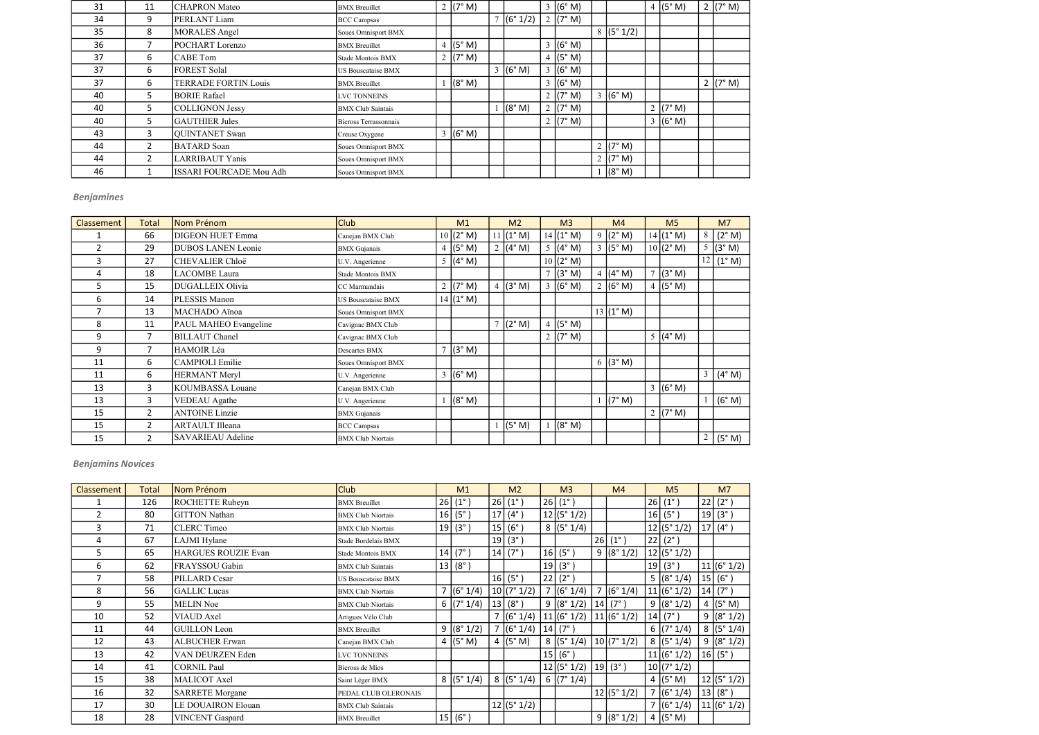| Classement | Total | Nom Prénom | Club | M1 | M2 | M3 | M4 | M5 | M7 |
|---|---|---|---|---|---|---|---|---|---|
| 31 | 11 | CHAPRON Mateo | BMX Breuillet | 2 (7° M) | | 3 (6° M) | | 4 (5° M) | 2 (7° M) |
| 34 | 9 | PERLANT Liam | BCC Campsas | | 7 (6° 1/2) | 2 (7° M) | | | |
| 35 | 8 | MORALES Angel | Soues Omnisport BMX | | | | 8 (5° 1/2) | | |
| 36 | 7 | POCHART Lorenzo | BMX Breuillet | 4 (5° M) | | 3 (6° M) | | | |
| 37 | 6 | CABE Tom | Stade Montois BMX | 2 (7° M) | | 4 (5° M) | | | |
| 37 | 6 | FOREST Solal | US Bouscataise BMX | | 3 (6° M) | 3 (6° M) | | | |
| 37 | 6 | TERRADE FORTIN Louis | BMX Breuillet | 1 (8° M) | | 3 (6° M) | | | 2 (7° M) |
| 40 | 5 | BORIE Rafael | LVC TONNEINS | | | 2 (7° M) | 3 (6° M) | | |
| 40 | 5 | COLLIGNON Jessy | BMX Club Saintais | | 1 (8° M) | 2 (7° M) | | 2 (7° M) | |
| 40 | 5 | GAUTHIER Jules | Bicross Terrassonnais | | | 2 (7° M) | | 3 (6° M) | |
| 43 | 3 | QUINTANET Swan | Creuse Oxygene | 3 (6° M) | | | | | |
| 44 | 2 | BATARD Soan | Soues Omnisport BMX | | | | 2 (7° M) | | |
| 44 | 2 | LARRIBAUT Yanis | Soues Omnisport BMX | | | | 2 (7° M) | | |
| 46 | 1 | ISSARI FOURCADE Mou Adh | Soues Omnisport BMX | | | | 1 (8° M) | | |

*Benjamines*

| Classement | Total | Nom Prénom | Club | M1 | M2 | M3 | M4 | M5 | M7 |
|---|---|---|---|---|---|---|---|---|---|
| 1 | 66 | DIGEON HUET Emma | Canejan BMX Club | 10 (2° M) | 11 (1° M) | 14 (1° M) | 9 (2° M) | 14 (1° M) | 8 (2° M) |
| 2 | 29 | DUBOS LANEN Leonie | BMX Gujanais | 4 (5° M) | 2 (4° M) | 5 (4° M) | 3 (5° M) | 10 (2° M) | 5 (3° M) |
| 3 | 27 | CHEVALIER Chloë | U.V. Angerienne | 5 (4° M) | | 10 (2° M) | | | 12 (1° M) |
| 4 | 18 | LACOMBE Laura | Stade Montois BMX | | | 7 (3° M) | 4 (4° M) | 7 (3° M) | |
| 5 | 15 | DUGALLEIX Olivia | CC Marmandais | 2 (7° M) | 4 (3° M) | 3 (6° M) | 2 (6° M) | 4 (5° M) | |
| 6 | 14 | PLESSIS Manon | US Bouscataise BMX | 14 (1° M) | | | | | |
| 7 | 13 | MACHADO Aïnoa | Soues Omnisport BMX | | | | 13 (1° M) | | |
| 8 | 11 | PAUL MAHEO Evangeline | Cavignac BMX Club | | 7 (2° M) | 4 (5° M) | | | |
| 9 | 7 | BILLAUT Chanel | Cavignac BMX Club | | | 2 (7° M) | | 5 (4° M) | |
| 9 | 7 | HAMOIR Léa | Descartes BMX | 7 (3° M) | | | | | |
| 11 | 6 | CAMPIOLI Emilie | Soues Omnisport BMX | | | | 6 (3° M) | | |
| 11 | 6 | HERMANT Meryl | U.V. Angerienne | 3 (6° M) | | | | | 3 (4° M) |
| 13 | 3 | KOUMBASSA Louane | Canejan BMX Club | | | | | 3 (6° M) | |
| 13 | 3 | VEDEAU Agathe | U.V. Angerienne | 1 (8° M) | | | 1 (7° M) | | 1 (6° M) |
| 15 | 2 | ANTOINE Linzie | BMX Gujanais | | | | | 2 (7° M) | |
| 15 | 2 | ARTAULT Illeana | BCC Campsas | | 1 (5° M) | 1 (8° M) | | | |
| 15 | 2 | SAVARIEAU Adeline | BMX Club Niortais | | | | | | 2 (5° M) |

*Benjamins Novices*

| Classement | Total | Nom Prénom | Club | M1 | M2 | M3 | M4 | M5 | M7 |
|---|---|---|---|---|---|---|---|---|---|
| 1 | 126 | ROCHETTE Rubeyn | BMX Breuillet | 26 (1°) | 26 (1°) | 26 (1°) | | 26 (1°) | 22 (2°) |
| 2 | 80 | GITTON Nathan | BMX Club Niortais | 16 (5°) | 17 (4°) | 12 (5° 1/2) | | 16 (5°) | 19 (3°) |
| 3 | 71 | CLERC Timeo | BMX Club Niortais | 19 (3°) | 15 (6°) | 8 (5° 1/4) | | 12 (5° 1/2) | 17 (4°) |
| 4 | 67 | LAJMI Hylane | Stade Bordelais BMX | | 19 (3°) | | 26 (1°) | 22 (2°) | |
| 5 | 65 | HARGUES ROUZIE Evan | Stade Montois BMX | 14 (7°) | 14 (7°) | 16 (5°) | 9 (8° 1/2) | 12 (5° 1/2) | |
| 6 | 62 | FRAYSSOU Gabin | BMX Club Saintais | 13 (8°) | | 19 (3°) | | 19 (3°) | 11 (6° 1/2) |
| 7 | 58 | PILLARD Cesar | US Bouscataise BMX | | 16 (5°) | 22 (2°) | | 5 (8° 1/4) | 15 (6°) |
| 8 | 56 | GALLIC Lucas | BMX Club Niortais | 7 (6° 1/4) | 10 (7° 1/2) | 7 (6° 1/4) | 7 (6° 1/4) | 11 (6° 1/2) | 14 (7°) |
| 9 | 55 | MELIN Noe | BMX Club Niortais | 6 (7° 1/4) | 13 (8°) | 9 (8° 1/2) | 14 (7°) | 9 (8° 1/2) | 4 (5° M) |
| 10 | 52 | VIAUD Axel | Artigues Vélo Club | | 7 (6° 1/4) | 11 (6° 1/2) | 11 (6° 1/2) | 14 (7°) | 9 (8° 1/2) |
| 11 | 44 | GUILLON Leon | BMX Breuillet | 9 (8° 1/2) | 7 (6° 1/4) | 14 (7°) | | 6 (7° 1/4) | 8 (5° 1/4) |
| 12 | 43 | ALBUCHER Erwan | Canejan BMX Club | 4 (5° M) | 4 (5° M) | 8 (5° 1/4) | 10 (7° 1/2) | 8 (5° 1/4) | 9 (8° 1/2) |
| 13 | 42 | VAN DEURZEN Eden | LVC TONNEINS | | | 15 (6°) | | 11 (6° 1/2) | 16 (5°) |
| 14 | 41 | CORNIL Paul | Bicross de Mios | | | 12 (5° 1/2) | 19 (3°) | 10 (7° 1/2) | |
| 15 | 38 | MALICOT Axel | Saint Léger BMX | 8 (5° 1/4) | 8 (5° 1/4) | 6 (7° 1/4) | | 4 (5° M) | 12 (5° 1/2) |
| 16 | 32 | SARRETE Morgane | PEDAL CLUB OLERONAIS | | | | 12 (5° 1/2) | 7 (6° 1/4) | 13 (8°) |
| 17 | 30 | LE DOUAIRON Elouan | BMX Club Saintais | | 12 (5° 1/2) | | | 7 (6° 1/4) | 11 (6° 1/2) |
| 18 | 28 | VINCENT Gaspard | BMX Breuillet | 15 (6°) | | | 9 (8° 1/2) | 4 (5° M) | |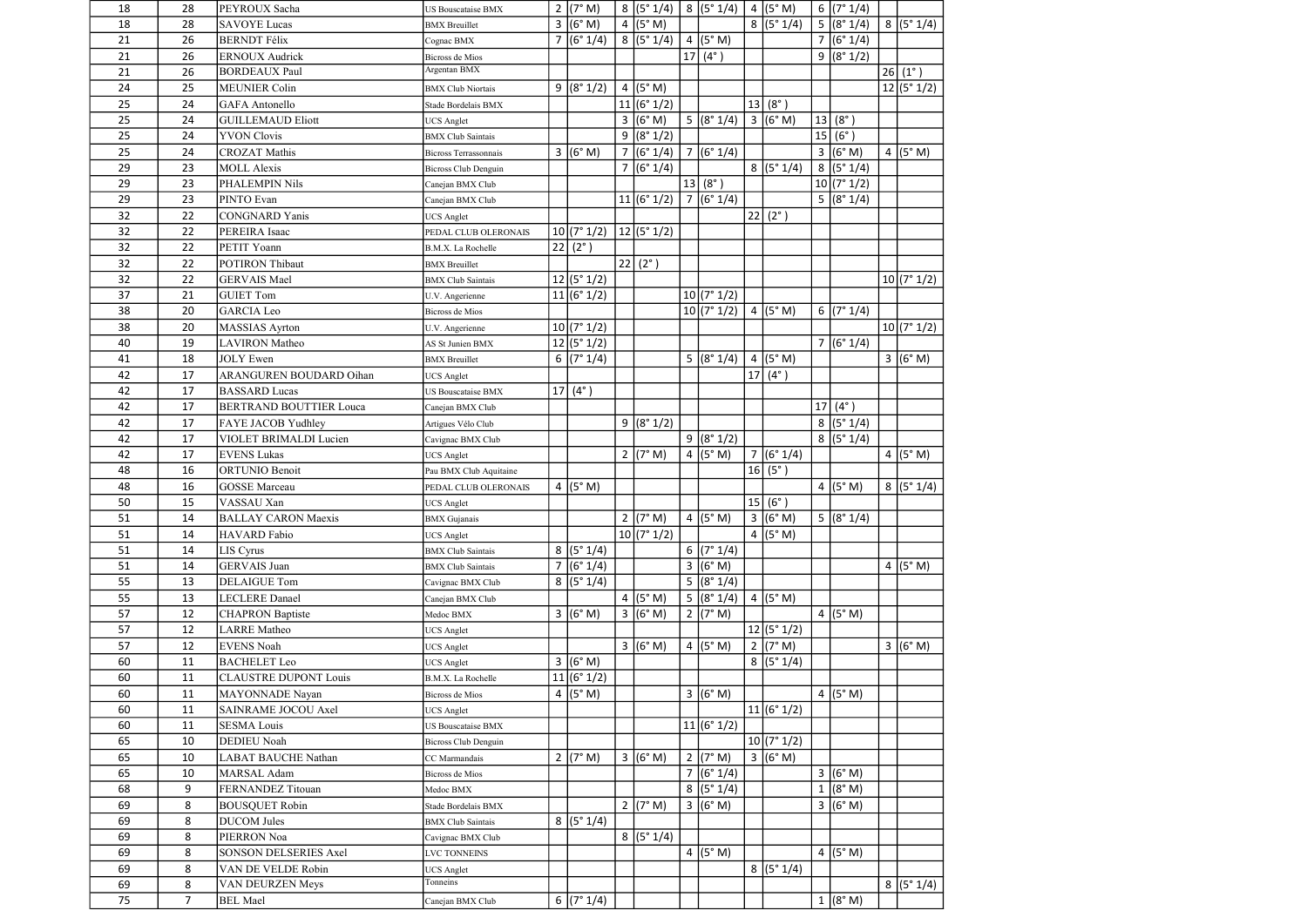| | | | | | | | | | |
|---|---|---|---|---|---|---|---|---|---|
| 18 | 28 | PEYROUX Sacha | US Bouscataise BMX | 2 (7° M) | 8 (5° 1/4) | 8 (5° 1/4) | 4 (5° M) | 6 (7° 1/4) | |
| 18 | 28 | SAVOYE Lucas | BMX Breuillet | 3 (6° M) | 4 (5° M) | | 8 (5° 1/4) | 5 (8° 1/4) | 8 (5° 1/4) |
| 21 | 26 | BERNDT Félix | Cognac BMX | 7 (6° 1/4) | 8 (5° 1/4) | 4 (5° M) | | 7 (6° 1/4) | |
| 21 | 26 | ERNOUX Audrick | Bicross de Mios | | | 17 (4°) | | 9 (8° 1/2) | |
| 21 | 26 | BORDEAUX Paul | Argentan BMX | | | | | | 26 (1°) |
| 24 | 25 | MEUNIER Colin | BMX Club Niortais | 9 (8° 1/2) | 4 (5° M) | | | | 12 (5° 1/2) |
| 25 | 24 | GAFA Antonello | Stade Bordelais BMX | | 11 (6° 1/2) | | 13 (8°) | | |
| 25 | 24 | GUILLEMAUD Eliott | UCS Anglet | | 3 (6° M) | 5 (8° 1/4) | 3 (6° M) | 13 (8°) | |
| 25 | 24 | YVON Clovis | BMX Club Saintais | | 9 (8° 1/2) | | | 15 (6°) | |
| 25 | 24 | CROZAT Mathis | Bicross Terrassonnais | 3 (6° M) | 7 (6° 1/4) | 7 (6° 1/4) | | 3 (6° M) | 4 (5° M) |
| 29 | 23 | MOLL Alexis | Bicross Club Denguin | | 7 (6° 1/4) | | 8 (5° 1/4) | 8 (5° 1/4) | |
| 29 | 23 | PHALEMPIN Nils | Canejan BMX Club | | | 13 (8°) | | 10 (7° 1/2) | |
| 29 | 23 | PINTO Evan | Canejan BMX Club | | 11 (6° 1/2) | 7 (6° 1/4) | | 5 (8° 1/4) | |
| 32 | 22 | CONGNARD Yanis | UCS Anglet | | | | 22 (2°) | | |
| 32 | 22 | PEREIRA Isaac | PEDAL CLUB OLERONAIS | 10 (7° 1/2) | 12 (5° 1/2) | | | | |
| 32 | 22 | PETIT Yoann | B.M.X. La Rochelle | 22 (2°) | | | | | |
| 32 | 22 | POTIRON Thibaut | BMX Breuillet | | 22 (2°) | | | | |
| 32 | 22 | GERVAIS Mael | BMX Club Saintais | 12 (5° 1/2) | | | | | 10 (7° 1/2) |
| 37 | 21 | GUIET Tom | U.V. Angerienne | 11 (6° 1/2) | | 10 (7° 1/2) | | | |
| 38 | 20 | GARCIA Leo | Bicross de Mios | | | 10 (7° 1/2) | 4 (5° M) | 6 (7° 1/4) | |
| 38 | 20 | MASSIAS Ayrton | U.V. Angerienne | 10 (7° 1/2) | | | | | 10 (7° 1/2) |
| 40 | 19 | LAVIRON Matheo | AS St Junien BMX | 12 (5° 1/2) | | | | 7 (6° 1/4) | |
| 41 | 18 | JOLY Ewen | BMX Breuillet | 6 (7° 1/4) | | 5 (8° 1/4) | 4 (5° M) | | 3 (6° M) |
| 42 | 17 | ARANGUREN BOUDARD Oihan | UCS Anglet | | | | 17 (4°) | | |
| 42 | 17 | BASSARD Lucas | US Bouscataise BMX | 17 (4°) | | | | | |
| 42 | 17 | BERTRAND BOUTTIER Louca | Canejan BMX Club | | | | | 17 (4°) | |
| 42 | 17 | FAYE JACOB Yudhley | Artigues Vélo Club | | 9 (8° 1/2) | | | 8 (5° 1/4) | |
| 42 | 17 | VIOLET BRIMALDI Lucien | Cavignac BMX Club | | | 9 (8° 1/2) | | 8 (5° 1/4) | |
| 42 | 17 | EVENS Lukas | UCS Anglet | | 2 (7° M) | 4 (5° M) | 7 (6° 1/4) | | 4 (5° M) |
| 48 | 16 | ORTUNIO Benoit | Pau BMX Club Aquitaine | | | | 16 (5°) | | |
| 48 | 16 | GOSSE Marceau | PEDAL CLUB OLERONAIS | 4 (5° M) | | | | 4 (5° M) | 8 (5° 1/4) |
| 50 | 15 | VASSAU Xan | UCS Anglet | | | | 15 (6°) | | |
| 51 | 14 | BALLAY CARON Maexis | BMX Gujanais | | 2 (7° M) | 4 (5° M) | 3 (6° M) | 5 (8° 1/4) | |
| 51 | 14 | HAVARD Fabio | UCS Anglet | | 10 (7° 1/2) | | 4 (5° M) | | |
| 51 | 14 | LIS Cyrus | BMX Club Saintais | 8 (5° 1/4) | | 6 (7° 1/4) | | | |
| 51 | 14 | GERVAIS Juan | BMX Club Saintais | 7 (6° 1/4) | | 3 (6° M) | | | 4 (5° M) |
| 55 | 13 | DELAIGUE Tom | Cavignac BMX Club | 8 (5° 1/4) | | 5 (8° 1/4) | | | |
| 55 | 13 | LECLERE Danael | Canejan BMX Club | | 4 (5° M) | 5 (8° 1/4) | 4 (5° M) | | |
| 57 | 12 | CHAPRON Baptiste | Medoc BMX | 3 (6° M) | 3 (6° M) | 2 (7° M) | | 4 (5° M) | |
| 57 | 12 | LARRE Matheo | UCS Anglet | | | | 12 (5° 1/2) | | |
| 57 | 12 | EVENS Noah | UCS Anglet | | 3 (6° M) | 4 (5° M) | 2 (7° M) | | 3 (6° M) |
| 60 | 11 | BACHELET Leo | UCS Anglet | 3 (6° M) | | | 8 (5° 1/4) | | |
| 60 | 11 | CLAUSTRE DUPONT Louis | B.M.X. La Rochelle | 11 (6° 1/2) | | | | | |
| 60 | 11 | MAYONNADE Nayan | Bicross de Mios | 4 (5° M) | | 3 (6° M) | | 4 (5° M) | |
| 60 | 11 | SAINRAME JOCOU Axel | UCS Anglet | | | | 11 (6° 1/2) | | |
| 60 | 11 | SESMA Louis | US Bouscataise BMX | | | 11 (6° 1/2) | | | |
| 65 | 10 | DEDIEU Noah | Bicross Club Denguin | | | | 10 (7° 1/2) | | |
| 65 | 10 | LABAT BAUCHE Nathan | CC Marmandais | 2 (7° M) | 3 (6° M) | 2 (7° M) | 3 (6° M) | | |
| 65 | 10 | MARSAL Adam | Bicross de Mios | | | 7 (6° 1/4) | | 3 (6° M) | |
| 68 | 9 | FERNANDEZ Titouan | Medoc BMX | | | 8 (5° 1/4) | | 1 (8° M) | |
| 69 | 8 | BOUSQUET Robin | Stade Bordelais BMX | | 2 (7° M) | 3 (6° M) | | 3 (6° M) | |
| 69 | 8 | DUCOM Jules | BMX Club Saintais | 8 (5° 1/4) | | | | | |
| 69 | 8 | PIERRON Noa | Cavignac BMX Club | | 8 (5° 1/4) | | | | |
| 69 | 8 | SONSON DELSERIES Axel | LVC TONNEINS | | | 4 (5° M) | | 4 (5° M) | |
| 69 | 8 | VAN DE VELDE Robin | UCS Anglet | | | | 8 (5° 1/4) | | |
| 69 | 8 | VAN DEURZEN Meys | Tonneins | | | | | | 8 (5° 1/4) |
| 75 | 7 | BEL Mael | Canejan BMX Club | 6 (7° 1/4) | | | | 1 (8° M) | |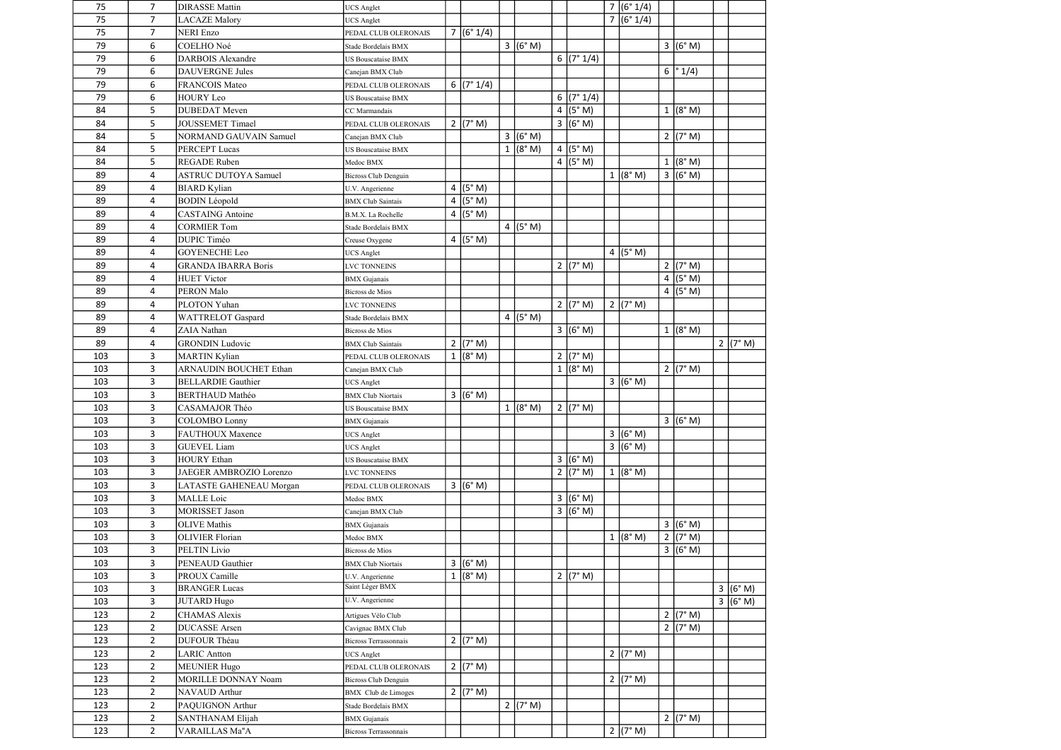| | | | | | | | | | | | | | | | |
|---|---|---|---|---|---|---|---|---|---|---|---|---|---|---|---|
| 75 | 7 | DIRASSE Mattin | UCS Anglet | | | | | | | 7 | (6° 1/4) | | | | |
| 75 | 7 | LACAZE Malory | UCS Anglet | | | | | | | 7 | (6° 1/4) | | | | |
| 75 | 7 | NERI Enzo | PEDAL CLUB OLERONAIS | 7 | (6° 1/4) | | | | | | | | | | |
| 79 | 6 | COELHO Noé | Stade Bordelais BMX | | | 3 | (6° M) | | | | | 3 | (6° M) | | |
| 79 | 6 | DARBOIS Alexandre | US Bouscataise BMX | | | | | 6 | (7° 1/4) | | | | | | |
| 79 | 6 | DAUVERGNE Jules | Canejan BMX Club | | | | | | | | | 6 | ° 1/4) | | |
| 79 | 6 | FRANCOIS Mateo | PEDAL CLUB OLERONAIS | 6 | (7° 1/4) | | | | | | | | | | |
| 79 | 6 | HOURY Leo | US Bouscataise BMX | | | | | 6 | (7° 1/4) | | | | | | |
| 84 | 5 | DUBEDAT Meven | CC Marmandais | | | | | 4 | (5° M) | | | 1 | (8° M) | | |
| 84 | 5 | JOUSSEMET Timael | PEDAL CLUB OLERONAIS | 2 | (7° M) | | | 3 | (6° M) | | | | | | |
| 84 | 5 | NORMAND GAUVAIN Samuel | Canejan BMX Club | | | 3 | (6° M) | | | | | 2 | (7° M) | | |
| 84 | 5 | PERCEPT Lucas | US Bouscataise BMX | | | 1 | (8° M) | 4 | (5° M) | | | | | | |
| 84 | 5 | REGADE Ruben | Medoc BMX | | | | | 4 | (5° M) | | | 1 | (8° M) | | |
| 89 | 4 | ASTRUC DUTOYA Samuel | Bicross Club Denguin | | | | | | | 1 | (8° M) | 3 | (6° M) | | |
| 89 | 4 | BIARD Kylian | U.V. Angerienne | 4 | (5° M) | | | | | | | | | | |
| 89 | 4 | BODIN Léopold | BMX Club Saintais | 4 | (5° M) | | | | | | | | | | |
| 89 | 4 | CASTAING Antoine | B.M.X. La Rochelle | 4 | (5° M) | | | | | | | | | | |
| 89 | 4 | CORMIER Tom | Stade Bordelais BMX | | | 4 | (5° M) | | | | | | | | |
| 89 | 4 | DUPIC Timéo | Creuse Oxygene | 4 | (5° M) | | | | | | | | | | |
| 89 | 4 | GOYENECHE Leo | UCS Anglet | | | | | | | 4 | (5° M) | | | | |
| 89 | 4 | GRANDA IBARRA Boris | LVC TONNEINS | | | | | 2 | (7° M) | | | 2 | (7° M) | | |
| 89 | 4 | HUET Victor | BMX Gujanais | | | | | | | | | 4 | (5° M) | | |
| 89 | 4 | PERON Malo | Bicross de Mios | | | | | | | | | 4 | (5° M) | | |
| 89 | 4 | PLOTON Yuhan | LVC TONNEINS | | | | | 2 | (7° M) | 2 | (7° M) | | | | |
| 89 | 4 | WATTRELOT Gaspard | Stade Bordelais BMX | | | 4 | (5° M) | | | | | | | | |
| 89 | 4 | ZAIA Nathan | Bicross de Mios | | | | | 3 | (6° M) | | | 1 | (8° M) | | |
| 89 | 4 | GRONDIN Ludovic | BMX Club Saintais | 2 | (7° M) | | | | | | | | | 2 | (7° M) |
| 103 | 3 | MARTIN Kylian | PEDAL CLUB OLERONAIS | 1 | (8° M) | | | 2 | (7° M) | | | | | | |
| 103 | 3 | ARNAUDIN BOUCHET Ethan | Canejan BMX Club | | | | | 1 | (8° M) | | | 2 | (7° M) | | |
| 103 | 3 | BELLARDIE Gauthier | UCS Anglet | | | | | | | 3 | (6° M) | | | | |
| 103 | 3 | BERTHAUD Mathéo | BMX Club Niortais | 3 | (6° M) | | | | | | | | | | |
| 103 | 3 | CASAMAJOR Théo | US Bouscataise BMX | | | 1 | (8° M) | 2 | (7° M) | | | | | | |
| 103 | 3 | COLOMBO Lonny | BMX Gujanais | | | | | | | | | 3 | (6° M) | | |
| 103 | 3 | FAUTHOUX Maxence | UCS Anglet | | | | | | | 3 | (6° M) | | | | |
| 103 | 3 | GUEVEL Liam | UCS Anglet | | | | | | | 3 | (6° M) | | | | |
| 103 | 3 | HOURY Ethan | US Bouscataise BMX | | | | | 3 | (6° M) | | | | | | |
| 103 | 3 | JAEGER AMBROZIO Lorenzo | LVC TONNEINS | | | | | 2 | (7° M) | 1 | (8° M) | | | | |
| 103 | 3 | LATASTE GAHENEAU Morgan | PEDAL CLUB OLERONAIS | 3 | (6° M) | | | | | | | | | | |
| 103 | 3 | MALLE Loic | Medoc BMX | | | | | 3 | (6° M) | | | | | | |
| 103 | 3 | MORISSET Jason | Canejan BMX Club | | | | | 3 | (6° M) | | | | | | |
| 103 | 3 | OLIVE Mathis | BMX Gujanais | | | | | | | | | 3 | (6° M) | | |
| 103 | 3 | OLIVIER Florian | Medoc BMX | | | | | | | 1 | (8° M) | 2 | (7° M) | | |
| 103 | 3 | PELTIN Livio | Bicross de Mios | | | | | | | | | 3 | (6° M) | | |
| 103 | 3 | PENEAUD Gauthier | BMX Club Niortais | 3 | (6° M) | | | | | | | | | | |
| 103 | 3 | PROUX Camille | U.V. Angerienne | 1 | (8° M) | | | 2 | (7° M) | | | | | | |
| 103 | 3 | BRANGER Lucas | Saint Léger BMX | | | | | | | | | | | 3 | (6° M) |
| 103 | 3 | JUTARD Hugo | U.V. Angerienne | | | | | | | | | | | 3 | (6° M) |
| 123 | 2 | CHAMAS Alexis | Artigues Vélo Club | | | | | | | | | 2 | (7° M) | | |
| 123 | 2 | DUCASSE Arsen | Cavignac BMX Club | | | | | | | | | 2 | (7° M) | | |
| 123 | 2 | DUFOUR Théau | Bicross Terrassonnais | 2 | (7° M) | | | | | | | | | | |
| 123 | 2 | LARIC Antton | UCS Anglet | | | | | | | 2 | (7° M) | | | | |
| 123 | 2 | MEUNIER Hugo | PEDAL CLUB OLERONAIS | 2 | (7° M) | | | | | | | | | | |
| 123 | 2 | MORILLE DONNAY Noam | Bicross Club Denguin | | | | | | | 2 | (7° M) | | | | |
| 123 | 2 | NAVAUD Arthur | BMX Club de Limoges | 2 | (7° M) | | | | | | | | | | |
| 123 | 2 | PAQUIGNON Arthur | Stade Bordelais BMX | | | 2 | (7° M) | | | | | | | | |
| 123 | 2 | SANTHANAM Elijah | BMX Gujanais | | | | | | | | | 2 | (7° M) | | |
| 123 | 2 | VARAILLAS Ma"A | Bicross Terrassonnais | | | | | | | 2 | (7° M) | | | | |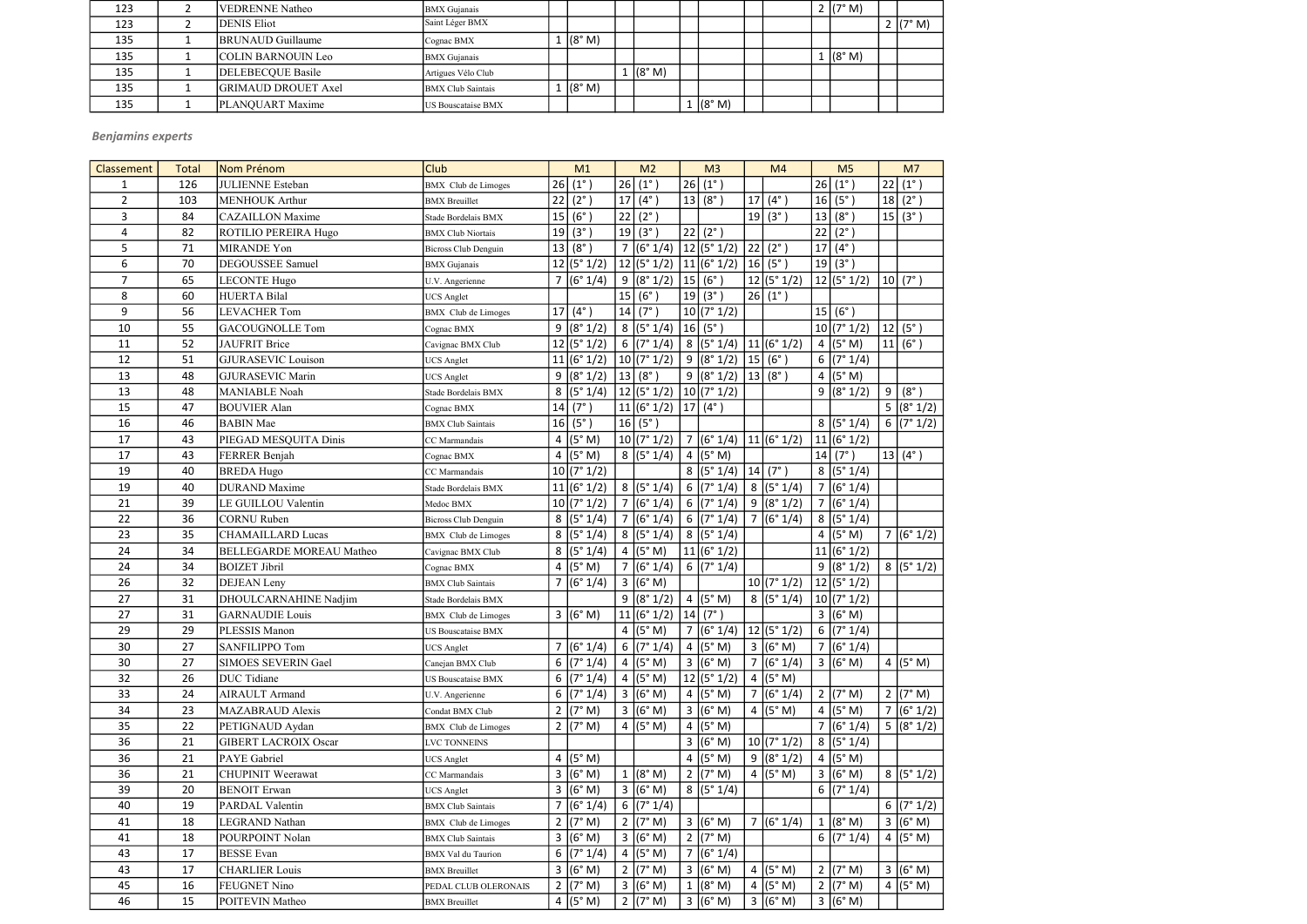| Classement | Total | Nom Prénom | Club | M1 | M2 | M3 | M4 | M5 | M7 |
|---|---|---|---|---|---|---|---|---|---|
| 123 | 2 | VEDRENNE Natheo | BMX Gujanais | | | | | 2 (7° M) | |
| 123 | 2 | DENIS Eliot | Saint Léger BMX | | | | | | 2 (7° M) |
| 135 | 1 | BRUNAUD Guillaume | Cognac BMX | 1 (8° M) | | | | | |
| 135 | 1 | COLIN BARNOUIN Leo | BMX Gujanais | | | | | 1 (8° M) | |
| 135 | 1 | DELEBECQUE Basile | Artigues Vélo Club | | 1 (8° M) | | | | |
| 135 | 1 | GRIMAUD DROUET Axel | BMX Club Saintais | 1 (8° M) | | | | | |
| 135 | 1 | PLANQUART Maxime | US Bouscataise BMX | | | 1 (8° M) | | | |

***Benjamins experts***

| Classement | Total | Nom Prénom | Club | M1 | M2 | M3 | M4 | M5 | M7 |
|---|---|---|---|---|---|---|---|---|---|
| 1 | 126 | JULIENNE Esteban | BMX Club de Limoges | 26 (1°) | 26 (1°) | 26 (1°) | | 26 (1°) | 22 (1°) |
| 2 | 103 | MENHOUK Arthur | BMX Breuillet | 22 (2°) | 17 (4°) | 13 (8°) | 17 (4°) | 16 (5°) | 18 (2°) |
| 3 | 84 | CAZAILLON Maxime | Stade Bordelais BMX | 15 (6°) | 22 (2°) | | 19 (3°) | 13 (8°) | 15 (3°) |
| 4 | 82 | ROTILIO PEREIRA Hugo | BMX Club Niortais | 19 (3°) | 19 (3°) | 22 (2°) | | 22 (2°) | |
| 5 | 71 | MIRANDE Yon | Bicross Club Denguin | 13 (8°) | 7 (6° 1/4) | 12 (5° 1/2) | 22 (2°) | 17 (4°) | |
| 6 | 70 | DEGOUSSEE Samuel | BMX Gujanais | 12 (5° 1/2) | 12 (5° 1/2) | 11 (6° 1/2) | 16 (5°) | 19 (3°) | |
| 7 | 65 | LECONTE Hugo | U.V. Angerienne | 7 (6° 1/4) | 9 (8° 1/2) | 15 (6°) | 12 (5° 1/2) | 12 (5° 1/2) | 10 (7°) |
| 8 | 60 | HUERTA Bilal | UCS Anglet | | 15 (6°) | 19 (3°) | 26 (1°) | | |
| 9 | 56 | LEVACHER Tom | BMX Club de Limoges | 17 (4°) | 14 (7°) | 10 (7° 1/2) | | 15 (6°) | |
| 10 | 55 | GACOUGNOLLE Tom | Cognac BMX | 9 (8° 1/2) | 8 (5° 1/4) | 16 (5°) | | 10 (7° 1/2) | 12 (5°) |
| 11 | 52 | JAUFRIT Brice | Cavignac BMX Club | 12 (5° 1/2) | 6 (7° 1/4) | 8 (5° 1/4) | 11 (6° 1/2) | 4 (5° M) | 11 (6°) |
| 12 | 51 | GJURASEVIC Louison | UCS Anglet | 11 (6° 1/2) | 10 (7° 1/2) | 9 (8° 1/2) | 15 (6°) | 6 (7° 1/4) | |
| 13 | 48 | GJURASEVIC Marin | UCS Anglet | 9 (8° 1/2) | 13 (8°) | 9 (8° 1/2) | 13 (8°) | 4 (5° M) | |
| 13 | 48 | MANIABLE Noah | Stade Bordelais BMX | 8 (5° 1/4) | 12 (5° 1/2) | 10 (7° 1/2) | | 9 (8° 1/2) | 9 (8°) |
| 15 | 47 | BOUVIER Alan | Cognac BMX | 14 (7°) | 11 (6° 1/2) | 17 (4°) | | | 5 (8° 1/2) |
| 16 | 46 | BABIN Mae | BMX Club Saintais | 16 (5°) | 16 (5°) | | | 8 (5° 1/4) | 6 (7° 1/2) |
| 17 | 43 | PIEGAD MESQUITA Dinis | CC Marmandais | 4 (5° M) | 10 (7° 1/2) | 7 (6° 1/4) | 11 (6° 1/2) | 11 (6° 1/2) | |
| 17 | 43 | FERRER Benjah | Cognac BMX | 4 (5° M) | 8 (5° 1/4) | 4 (5° M) | | 14 (7°) | 13 (4°) |
| 19 | 40 | BREDA Hugo | CC Marmandais | 10 (7° 1/2) | | 8 (5° 1/4) | 14 (7°) | 8 (5° 1/4) | |
| 19 | 40 | DURAND Maxime | Stade Bordelais BMX | 11 (6° 1/2) | 8 (5° 1/4) | 6 (7° 1/4) | 8 (5° 1/4) | 7 (6° 1/4) | |
| 21 | 39 | LE GUILLOU Valentin | Medoc BMX | 10 (7° 1/2) | 7 (6° 1/4) | 6 (7° 1/4) | 9 (8° 1/2) | 7 (6° 1/4) | |
| 22 | 36 | CORNU Ruben | Bicross Club Denguin | 8 (5° 1/4) | 7 (6° 1/4) | 6 (7° 1/4) | 7 (6° 1/4) | 8 (5° 1/4) | |
| 23 | 35 | CHAMAILLARD Lucas | BMX Club de Limoges | 8 (5° 1/4) | 8 (5° 1/4) | 8 (5° 1/4) | | 4 (5° M) | 7 (6° 1/2) |
| 24 | 34 | BELLEGARDE MOREAU Matheo | Cavignac BMX Club | 8 (5° 1/4) | 4 (5° M) | 11 (6° 1/2) | | 11 (6° 1/2) | |
| 24 | 34 | BOIZET Jibril | Cognac BMX | 4 (5° M) | 7 (6° 1/4) | 6 (7° 1/4) | | 9 (8° 1/2) | 8 (5° 1/2) |
| 26 | 32 | DEJEAN Leny | BMX Club Saintais | 7 (6° 1/4) | 3 (6° M) | | 10 (7° 1/2) | 12 (5° 1/2) | |
| 27 | 31 | DHOULCARNAHINE Nadjim | Stade Bordelais BMX | | 9 (8° 1/2) | 4 (5° M) | 8 (5° 1/4) | 10 (7° 1/2) | |
| 27 | 31 | GARNAUDIE Louis | BMX Club de Limoges | 3 (6° M) | 11 (6° 1/2) | 14 (7°) | | 3 (6° M) | |
| 29 | 29 | PLESSIS Manon | US Bouscataise BMX | | 4 (5° M) | 7 (6° 1/4) | 12 (5° 1/2) | 6 (7° 1/4) | |
| 30 | 27 | SANFILIPPO Tom | UCS Anglet | 7 (6° 1/4) | 6 (7° 1/4) | 4 (5° M) | 3 (6° M) | 7 (6° 1/4) | |
| 30 | 27 | SIMOES SEVERIN Gael | Canejan BMX Club | 6 (7° 1/4) | 4 (5° M) | 3 (6° M) | 7 (6° 1/4) | 3 (6° M) | 4 (5° M) |
| 32 | 26 | DUC Tidiane | US Bouscataise BMX | 6 (7° 1/4) | 4 (5° M) | 12 (5° 1/2) | 4 (5° M) | | |
| 33 | 24 | AIRAULT Armand | U.V. Angerienne | 6 (7° 1/4) | 3 (6° M) | 4 (5° M) | 7 (6° 1/4) | 2 (7° M) | 2 (7° M) |
| 34 | 23 | MAZABRAUD Alexis | Condat BMX Club | 2 (7° M) | 3 (6° M) | 3 (6° M) | 4 (5° M) | 4 (5° M) | 7 (6° 1/2) |
| 35 | 22 | PETIGNAUD Aydan | BMX Club de Limoges | 2 (7° M) | 4 (5° M) | 4 (5° M) | | 7 (6° 1/4) | 5 (8° 1/2) |
| 36 | 21 | GIBERT LACROIX Oscar | LVC TONNEINS | | | 3 (6° M) | 10 (7° 1/2) | 8 (5° 1/4) | |
| 36 | 21 | PAYE Gabriel | UCS Anglet | 4 (5° M) | | 4 (5° M) | 9 (8° 1/2) | 4 (5° M) | |
| 36 | 21 | CHUPINIT Weerawat | CC Marmandais | 3 (6° M) | 1 (8° M) | 2 (7° M) | 4 (5° M) | 3 (6° M) | 8 (5° 1/2) |
| 39 | 20 | BENOIT Erwan | UCS Anglet | 3 (6° M) | 3 (6° M) | 8 (5° 1/4) | | 6 (7° 1/4) | |
| 40 | 19 | PARDAL Valentin | BMX Club Saintais | 7 (6° 1/4) | 6 (7° 1/4) | | | | 6 (7° 1/2) |
| 41 | 18 | LEGRAND Nathan | BMX Club de Limoges | 2 (7° M) | 2 (7° M) | 3 (6° M) | 7 (6° 1/4) | 1 (8° M) | 3 (6° M) |
| 41 | 18 | POURPOINT Nolan | BMX Club Saintais | 3 (6° M) | 3 (6° M) | 2 (7° M) | | 6 (7° 1/4) | 4 (5° M) |
| 43 | 17 | BESSE Evan | BMX Val du Taurion | 6 (7° 1/4) | 4 (5° M) | 7 (6° 1/4) | | | |
| 43 | 17 | CHARLIER Louis | BMX Breuillet | 3 (6° M) | 2 (7° M) | 3 (6° M) | 4 (5° M) | 2 (7° M) | 3 (6° M) |
| 45 | 16 | FEUGNET Nino | PEDAL CLUB OLERONAIS | 2 (7° M) | 3 (6° M) | 1 (8° M) | 4 (5° M) | 2 (7° M) | 4 (5° M) |
| 46 | 15 | POITEVIN Matheo | BMX Breuillet | 4 (5° M) | 2 (7° M) | 3 (6° M) | 3 (6° M) | 3 (6° M) | |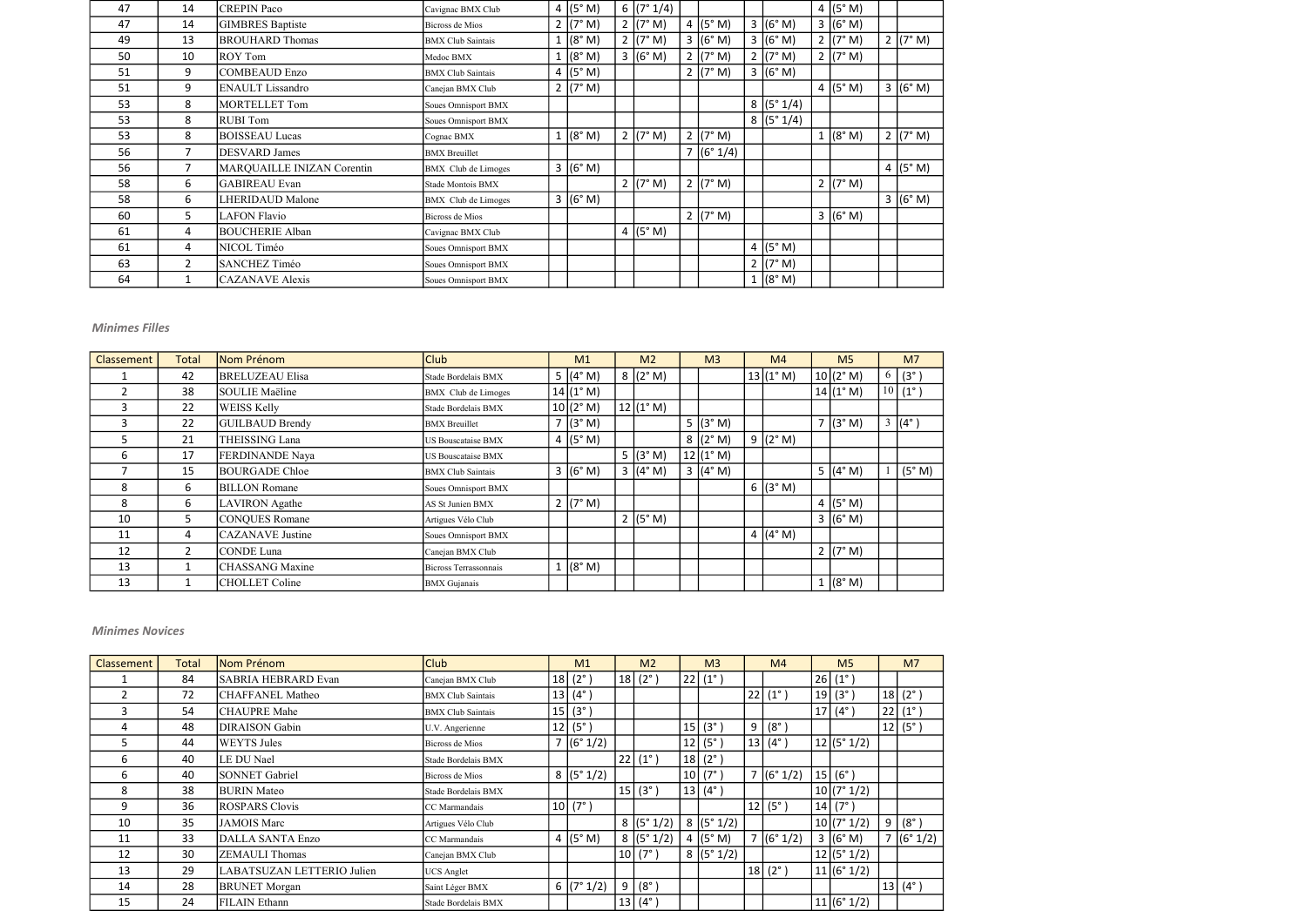| | | | | M1 | | M2 | | M3 | | M4 | | M5 | | M7 | |
|---|---|---|---|---|---|---|---|---|---|---|---|---|---|---|---|
| 47 | 14 | CREPIN Paco | Cavignac BMX Club | 4 | (5° M) | 6 | (7° 1/4) | | | | | 4 | (5° M) | | |
| 47 | 14 | GIMBRES Baptiste | Bicross de Mios | 2 | (7° M) | 2 | (7° M) | 4 | (5° M) | 3 | (6° M) | 3 | (6° M) | | |
| 49 | 13 | BROUHARD Thomas | BMX Club Saintais | 1 | (8° M) | 2 | (7° M) | 3 | (6° M) | 3 | (6° M) | 2 | (7° M) | 2 | (7° M) |
| 50 | 10 | ROY Tom | Medoc BMX | 1 | (8° M) | 3 | (6° M) | 2 | (7° M) | 2 | (7° M) | 2 | (7° M) | | |
| 51 | 9 | COMBEAUD Enzo | BMX Club Saintais | 4 | (5° M) | | | 2 | (7° M) | 3 | (6° M) | | | | |
| 51 | 9 | ENAULT Lissandro | Canejan BMX Club | 2 | (7° M) | | | | | | | 4 | (5° M) | 3 | (6° M) |
| 53 | 8 | MORTELLET Tom | Soues Omnisport BMX | | | | | | | 8 | (5° 1/4) | | | | |
| 53 | 8 | RUBI Tom | Soues Omnisport BMX | | | | | | | 8 | (5° 1/4) | | | | |
| 53 | 8 | BOISSEAU Lucas | Cognac BMX | 1 | (8° M) | 2 | (7° M) | 2 | (7° M) | | | 1 | (8° M) | 2 | (7° M) |
| 56 | 7 | DESVARD James | BMX Breuillet | | | | | 7 | (6° 1/4) | | | | | | |
| 56 | 7 | MARQUAILLE INIZAN Corentin | BMX Club de Limoges | 3 | (6° M) | | | | | | | | | 4 | (5° M) |
| 58 | 6 | GABIREAU Evan | Stade Montois BMX | | | 2 | (7° M) | 2 | (7° M) | | | 2 | (7° M) | | |
| 58 | 6 | LHERIDAUD Malone | BMX Club de Limoges | 3 | (6° M) | | | | | | | | | 3 | (6° M) |
| 60 | 5 | LAFON Flavio | Bicross de Mios | | | | | 2 | (7° M) | | | 3 | (6° M) | | |
| 61 | 4 | BOUCHERIE Alban | Cavignac BMX Club | | | 4 | (5° M) | | | | | | | | |
| 61 | 4 | NICOL Timéo | Soues Omnisport BMX | | | | | | | 4 | (5° M) | | | | |
| 63 | 2 | SANCHEZ Timéo | Soues Omnisport BMX | | | | | | | 2 | (7° M) | | | | |
| 64 | 1 | CAZANAVE Alexis | Soues Omnisport BMX | | | | | | | 1 | (8° M) | | | | |

*Minimes Filles*

| Classement | Total | Nom Prénom | Club | M1 | | M2 | | M3 | | M4 | | M5 | | M7 | |
|---|---|---|---|---|---|---|---|---|---|---|---|---|---|---|---|
| 1 | 42 | BRELUZEAU Elisa | Stade Bordelais BMX | 5 | (4° M) | 8 | (2° M) | | | 13 | (1° M) | 10 | (2° M) | 6 | (3°) |
| 2 | 38 | SOULIE Maëline | BMX Club de Limoges | 14 | (1° M) | | | | | | | 14 | (1° M) | 10 | (1°) |
| 3 | 22 | WEISS Kelly | Stade Bordelais BMX | 10 | (2° M) | 12 | (1° M) | | | | | | | | |
| 3 | 22 | GUILBAUD Brendy | BMX Breuillet | 7 | (3° M) | | | 5 | (3° M) | | | 7 | (3° M) | 3 | (4°) |
| 5 | 21 | THEISSING Lana | US Bouscataise BMX | 4 | (5° M) | | | 8 | (2° M) | 9 | (2° M) | | | | |
| 6 | 17 | FERDINANDE Naya | US Bouscataise BMX | | | 5 | (3° M) | 12 | (1° M) | | | | | | |
| 7 | 15 | BOURGADE Chloe | BMX Club Saintais | 3 | (6° M) | 3 | (4° M) | 3 | (4° M) | | | 5 | (4° M) | 1 | (5° M) |
| 8 | 6 | BILLON Romane | Soues Omnisport BMX | | | | | | | 6 | (3° M) | | | | |
| 8 | 6 | LAVIRON Agathe | AS St Junien BMX | 2 | (7° M) | | | | | | | 4 | (5° M) | | |
| 10 | 5 | CONQUES Romane | Artigues Vélo Club | | | 2 | (5° M) | | | | | 3 | (6° M) | | |
| 11 | 4 | CAZANAVE Justine | Soues Omnisport BMX | | | | | | | 4 | (4° M) | | | | |
| 12 | 2 | CONDE Luna | Canejan BMX Club | | | | | | | | | 2 | (7° M) | | |
| 13 | 1 | CHASSANG Maxine | Bicross Terrassonnais | 1 | (8° M) | | | | | | | | | | |
| 13 | 1 | CHOLLET Coline | BMX Gujanais | | | | | | | | | 1 | (8° M) | | |

*Minimes Novices*

| Classement | Total | Nom Prénom | Club | M1 | | M2 | | M3 | | M4 | | M5 | | M7 | |
|---|---|---|---|---|---|---|---|---|---|---|---|---|---|---|---|
| 1 | 84 | SABRIA HEBRARD Evan | Canejan BMX Club | 18 | (2°) | 18 | (2°) | 22 | (1°) | | | 26 | (1°) | | |
| 2 | 72 | CHAFFANEL Matheo | BMX Club Saintais | 13 | (4°) | | | | | 22 | (1°) | 19 | (3°) | 18 | (2°) |
| 3 | 54 | CHAUPRE Mahe | BMX Club Saintais | 15 | (3°) | | | | | | | 17 | (4°) | 22 | (1°) |
| 4 | 48 | DIRAISON Gabin | U.V. Angerienne | 12 | (5°) | | | 15 | (3°) | 9 | (8°) | | | 12 | (5°) |
| 5 | 44 | WEYTS Jules | Bicross de Mios | 7 | (6° 1/2) | | | 12 | (5°) | 13 | (4°) | 12 | (5° 1/2) | | |
| 6 | 40 | LE DU Nael | Stade Bordelais BMX | | | 22 | (1°) | 18 | (2°) | | | | | | |
| 6 | 40 | SONNET Gabriel | Bicross de Mios | 8 | (5° 1/2) | | | 10 | (7°) | 7 | (6° 1/2) | 15 | (6°) | | |
| 8 | 38 | BURIN Mateo | Stade Bordelais BMX | | | 15 | (3°) | 13 | (4°) | | | 10 | (7° 1/2) | | |
| 9 | 36 | ROSPARS Clovis | CC Marmandais | 10 | (7°) | | | | | 12 | (5°) | 14 | (7°) | | |
| 10 | 35 | JAMOIS Marc | Artigues Vélo Club | | | 8 | (5° 1/2) | 8 | (5° 1/2) | | | 10 | (7° 1/2) | 9 | (8°) |
| 11 | 33 | DALLA SANTA Enzo | CC Marmandais | 4 | (5° M) | 8 | (5° 1/2) | 4 | (5° M) | 7 | (6° 1/2) | 3 | (6° M) | 7 | (6° 1/2) |
| 12 | 30 | ZEMAULI Thomas | Canejan BMX Club | | | 10 | (7°) | 8 | (5° 1/2) | | | 12 | (5° 1/2) | | |
| 13 | 29 | LABATSUZAN LETTERIO Julien | UCS Anglet | | | | | | | 18 | (2°) | 11 | (6° 1/2) | | |
| 14 | 28 | BRUNET Morgan | Saint Léger BMX | 6 | (7° 1/2) | 9 | (8°) | | | | | | | 13 | (4°) |
| 15 | 24 | FILAIN Ethann | Stade Bordelais BMX | | | 13 | (4°) | | | | | 11 | (6° 1/2) | | |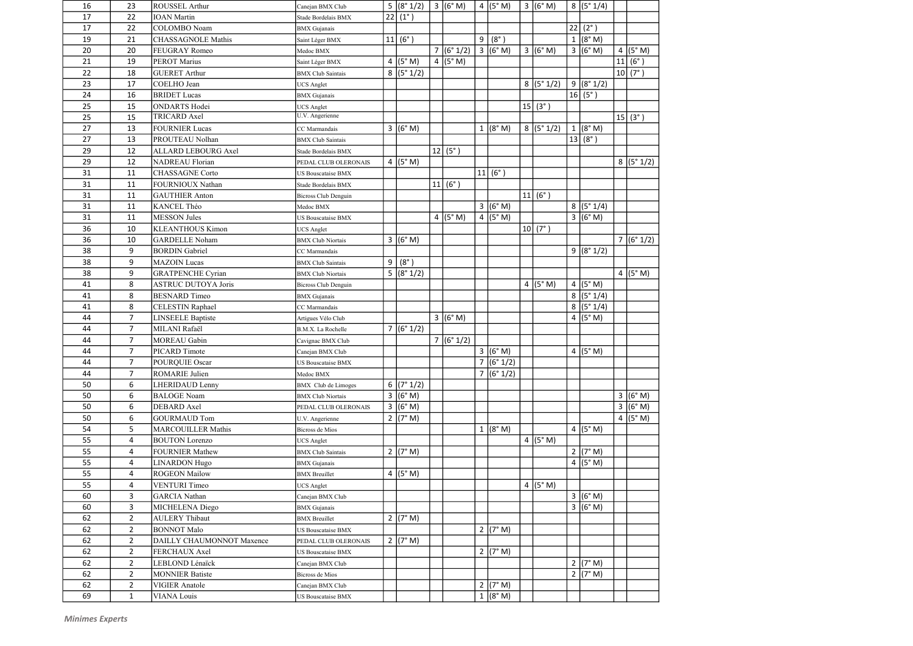| | | | | | | | | | | | | | | | |
|---|---|---|---|---|---|---|---|---|---|---|---|---|---|---|---|
| 16 | 23 | ROUSSEL Arthur | Canejan BMX Club | 5 | (8° 1/2) | 3 | (6° M) | 4 | (5° M) | 3 | (6° M) | 8 | (5° 1/4) | | |
| 17 | 22 | IOAN Martin | Stade Bordelais BMX | 22 | (1°) | | | | | | | | | | |
| 17 | 22 | COLOMBO Noam | BMX Gujanais | | | | | | | | | 22 | (2°) | | |
| 19 | 21 | CHASSAGNOLE Mathis | Saint Léger BMX | 11 | (6°) | | | 9 | (8°) | | | 1 | (8° M) | | |
| 20 | 20 | FEUGRAY Romeo | Medoc BMX | | | 7 | (6° 1/2) | 3 | (6° M) | 3 | (6° M) | 3 | (6° M) | 4 | (5° M) |
| 21 | 19 | PEROT Marius | Saint Léger BMX | 4 | (5° M) | 4 | (5° M) | | | | | | | 11 | (6°) |
| 22 | 18 | GUERET Arthur | BMX Club Saintais | 8 | (5° 1/2) | | | | | | | | | 10 | (7°) |
| 23 | 17 | COELHO Jean | UCS Anglet | | | | | | | 8 | (5° 1/2) | 9 | (8° 1/2) | | |
| 24 | 16 | BRIDET Lucas | BMX Gujanais | | | | | | | | | 16 | (5°) | | |
| 25 | 15 | ONDARTS Hodei | UCS Anglet | | | | | | | 15 | (3°) | | | | |
| 25 | 15 | TRICARD Axel | U.V. Angerienne | | | | | | | | | | | 15 | (3°) |
| 27 | 13 | FOURNIER Lucas | CC Marmandais | 3 | (6° M) | | | 1 | (8° M) | 8 | (5° 1/2) | 1 | (8° M) | | |
| 27 | 13 | PROUTEAU Nolhan | BMX Club Saintais | | | | | | | | | 13 | (8°) | | |
| 29 | 12 | ALLARD LEBOURG Axel | Stade Bordelais BMX | | | 12 | (5°) | | | | | | | | |
| 29 | 12 | NADREAU Florian | PEDAL CLUB OLERONAIS | 4 | (5° M) | | | | | | | | | 8 | (5° 1/2) |
| 31 | 11 | CHASSAGNE Corto | US Bouscataise BMX | | | | | 11 | (6°) | | | | | | |
| 31 | 11 | FOURNIOUX Nathan | Stade Bordelais BMX | | | 11 | (6°) | | | | | | | | |
| 31 | 11 | GAUTHIER Anton | Bicross Club Denguin | | | | | | | 11 | (6°) | | | | |
| 31 | 11 | KANCEL Théo | Medoc BMX | | | | | 3 | (6° M) | | | 8 | (5° 1/4) | | |
| 31 | 11 | MESSON Jules | US Bouscataise BMX | | | 4 | (5° M) | 4 | (5° M) | | | 3 | (6° M) | | |
| 36 | 10 | KLEANTHOUS Kimon | UCS Anglet | | | | | | | 10 | (7°) | | | | |
| 36 | 10 | GARDELLE Noham | BMX Club Niortais | 3 | (6° M) | | | | | | | | | 7 | (6° 1/2) |
| 38 | 9 | BORDIN Gabriel | CC Marmandais | | | | | | | | | 9 | (8° 1/2) | | |
| 38 | 9 | MAZOIN Lucas | BMX Club Saintais | 9 | (8°) | | | | | | | | | | |
| 38 | 9 | GRATPENCHE Cyrian | BMX Club Niortais | 5 | (8° 1/2) | | | | | | | | | 4 | (5° M) |
| 41 | 8 | ASTRUC DUTOYA Joris | Bicross Club Denguin | | | | | | | 4 | (5° M) | 4 | (5° M) | | |
| 41 | 8 | BESNARD Timeo | BMX Gujanais | | | | | | | | | 8 | (5° 1/4) | | |
| 41 | 8 | CELESTIN Raphael | CC Marmandais | | | | | | | | | 8 | (5° 1/4) | | |
| 44 | 7 | LINSEELE Baptiste | Artigues Vélo Club | | | 3 | (6° M) | | | | | 4 | (5° M) | | |
| 44 | 7 | MILANI Rafaël | B.M.X. La Rochelle | 7 | (6° 1/2) | | | | | | | | | | |
| 44 | 7 | MOREAU Gabin | Cavignac BMX Club | | | 7 | (6° 1/2) | | | | | | | | |
| 44 | 7 | PICARD Timote | Canejan BMX Club | | | | | 3 | (6° M) | | | 4 | (5° M) | | |
| 44 | 7 | POURQUIE Oscar | US Bouscataise BMX | | | | | 7 | (6° 1/2) | | | | | | |
| 44 | 7 | ROMARIE Julien | Medoc BMX | | | | | 7 | (6° 1/2) | | | | | | |
| 50 | 6 | LHERIDAUD Lenny | BMX Club de Limoges | 6 | (7° 1/2) | | | | | | | | | | |
| 50 | 6 | BALOGE Noam | BMX Club Niortais | 3 | (6° M) | | | | | | | | | 3 | (6° M) |
| 50 | 6 | DEBARD Axel | PEDAL CLUB OLERONAIS | 3 | (6° M) | | | | | | | | | 3 | (6° M) |
| 50 | 6 | GOURMAUD Tom | U.V. Angerienne | 2 | (7° M) | | | | | | | | | 4 | (5° M) |
| 54 | 5 | MARCOUILLER Mathis | Bicross de Mios | | | | | 1 | (8° M) | | | 4 | (5° M) | | |
| 55 | 4 | BOUTON Lorenzo | UCS Anglet | | | | | | | 4 | (5° M) | | | | |
| 55 | 4 | FOURNIER Mathew | BMX Club Saintais | 2 | (7° M) | | | | | | | 2 | (7° M) | | |
| 55 | 4 | LINARDON Hugo | BMX Gujanais | | | | | | | | | 4 | (5° M) | | |
| 55 | 4 | ROGEON Mailow | BMX Breuillet | 4 | (5° M) | | | | | | | | | | |
| 55 | 4 | VENTURI Timeo | UCS Anglet | | | | | | | 4 | (5° M) | | | | |
| 60 | 3 | GARCIA Nathan | Canejan BMX Club | | | | | | | | | 3 | (6° M) | | |
| 60 | 3 | MICHELENA Diego | BMX Gujanais | | | | | | | | | 3 | (6° M) | | |
| 62 | 2 | AULERY Thibaut | BMX Breuillet | 2 | (7° M) | | | | | | | | | | |
| 62 | 2 | BONNOT Malo | US Bouscataise BMX | | | | | 2 | (7° M) | | | | | | |
| 62 | 2 | DAILLY CHAUMONNOT Maxence | PEDAL CLUB OLERONAIS | 2 | (7° M) | | | | | | | | | | |
| 62 | 2 | FERCHAUX Axel | US Bouscataise BMX | | | | | 2 | (7° M) | | | | | | |
| 62 | 2 | LEBLOND Lénaïck | Canejan BMX Club | | | | | | | | | 2 | (7° M) | | |
| 62 | 2 | MONNIER Batiste | Bicross de Mios | | | | | | | | | 2 | (7° M) | | |
| 62 | 2 | VIGIER Anatole | Canejan BMX Club | | | | | 2 | (7° M) | | | | | | |
| 69 | 1 | VIANA Louis | US Bouscataise BMX | | | | | 1 | (8° M) | | | | | | |

*Minimes Experts*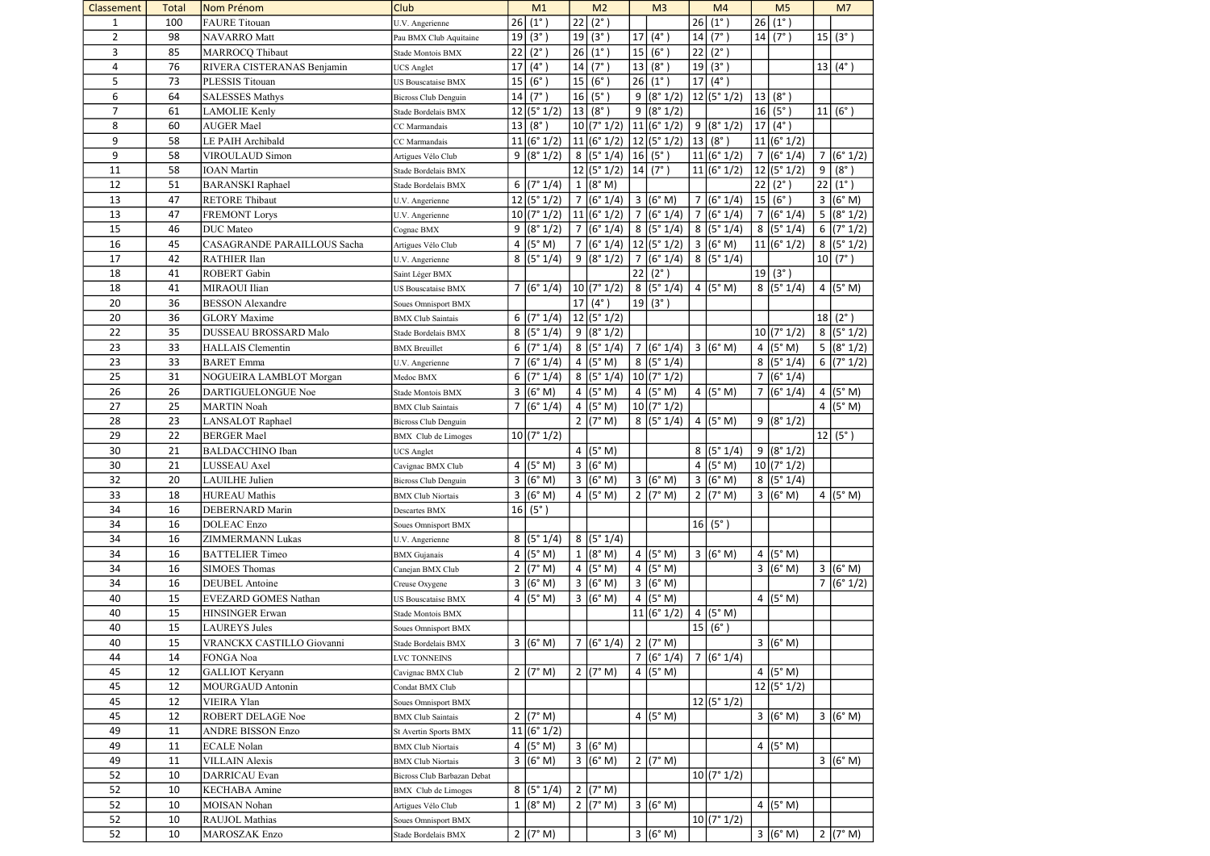| Classement | Total | Nom Prénom | Club | M1 | | M2 | | M3 | | M4 | | M5 | | M7 | |
|---|---|---|---|---|---|---|---|---|---|---|---|---|---|---|---|
| 1 | 100 | FAURE Titouan | U.V. Angerienne | 26 | (1° ) | 22 | (2° ) | | | 26 | (1° ) | 26 | (1° ) | | |
| 2 | 98 | NAVARRO Matt | Pau BMX Club Aquitaine | 19 | (3° ) | 19 | (3° ) | 17 | (4° ) | 14 | (7° ) | 14 | (7° ) | 15 | (3° ) |
| 3 | 85 | MARROCQ Thibaut | Stade Montois BMX | 22 | (2° ) | 26 | (1° ) | 15 | (6° ) | 22 | (2° ) | | | | |
| 4 | 76 | RIVERA CISTERANAS Benjamin | UCS Anglet | 17 | (4° ) | 14 | (7° ) | 13 | (8° ) | 19 | (3° ) | | | 13 | (4° ) |
| 5 | 73 | PLESSIS Titouan | US Bouscataise BMX | 15 | (6° ) | 15 | (6° ) | 26 | (1° ) | 17 | (4° ) | | | | |
| 6 | 64 | SALESSES Mathys | Bicross Club Denguin | 14 | (7° ) | 16 | (5° ) | 9 | (8° 1/2) | 12 | (5° 1/2) | 13 | (8° ) | | |
| 7 | 61 | LAMOLIE Kenly | Stade Bordelais BMX | 12 | (5° 1/2) | 13 | (8° ) | 9 | (8° 1/2) | | | 16 | (5° ) | 11 | (6° ) |
| 8 | 60 | AUGER Mael | CC Marmandais | 13 | (8° ) | 10 | (7° 1/2) | 11 | (6° 1/2) | 9 | (8° 1/2) | 17 | (4° ) | | |
| 9 | 58 | LE PAIH Archibald | CC Marmandais | 11 | (6° 1/2) | 11 | (6° 1/2) | 12 | (5° 1/2) | 13 | (8° ) | 11 | (6° 1/2) | | |
| 9 | 58 | VIROULAUD Simon | Artigues Vélo Club | 9 | (8° 1/2) | 8 | (5° 1/4) | 16 | (5° ) | 11 | (6° 1/2) | 7 | (6° 1/4) | 7 | (6° 1/2) |
| 11 | 58 | IOAN Martin | Stade Bordelais BMX | | | 12 | (5° 1/2) | 14 | (7° ) | 11 | (6° 1/2) | 12 | (5° 1/2) | 9 | (8° ) |
| 12 | 51 | BARANSKI Raphael | Stade Bordelais BMX | 6 | (7° 1/4) | 1 | (8° M) | | | | | 22 | (2° ) | 22 | (1° ) |
| 13 | 47 | RETORE Thibaut | U.V. Angerienne | 12 | (5° 1/2) | 7 | (6° 1/4) | 3 | (6° M) | 7 | (6° 1/4) | 15 | (6° ) | 3 | (6° M) |
| 13 | 47 | FREMONT Lorys | U.V. Angerienne | 10 | (7° 1/2) | 11 | (6° 1/2) | 7 | (6° 1/4) | 7 | (6° 1/4) | 7 | (6° 1/4) | 5 | (8° 1/2) |
| 15 | 46 | DUC Mateo | Cognac BMX | 9 | (8° 1/2) | 7 | (6° 1/4) | 8 | (5° 1/4) | 8 | (5° 1/4) | 8 | (5° 1/4) | 6 | (7° 1/2) |
| 16 | 45 | CASAGRANDE PARAILLOUS Sacha | Artigues Vélo Club | 4 | (5° M) | 7 | (6° 1/4) | 12 | (5° 1/2) | 3 | (6° M) | 11 | (6° 1/2) | 8 | (5° 1/2) |
| 17 | 42 | RATHIER Ilan | U.V. Angerienne | 8 | (5° 1/4) | 9 | (8° 1/2) | 7 | (6° 1/4) | 8 | (5° 1/4) | | | 10 | (7° ) |
| 18 | 41 | ROBERT Gabin | Saint Léger BMX | | | | | 22 | (2° ) | | | 19 | (3° ) | | |
| 18 | 41 | MIRAOUI Ilian | US Bouscataise BMX | 7 | (6° 1/4) | 10 | (7° 1/2) | 8 | (5° 1/4) | 4 | (5° M) | 8 | (5° 1/4) | 4 | (5° M) |
| 20 | 36 | BESSON Alexandre | Soues Omnisport BMX | | | 17 | (4° ) | 19 | (3° ) | | | | | | |
| 20 | 36 | GLORY Maxime | BMX Club Saintais | 6 | (7° 1/4) | 12 | (5° 1/2) | | | | | | | 18 | (2° ) |
| 22 | 35 | DUSSEAU BROSSARD Malo | Stade Bordelais BMX | 8 | (5° 1/4) | 9 | (8° 1/2) | | | | | 10 | (7° 1/2) | 8 | (5° 1/2) |
| 23 | 33 | HALLAIS Clementin | BMX Breuillet | 6 | (7° 1/4) | 8 | (5° 1/4) | 7 | (6° 1/4) | 3 | (6° M) | 4 | (5° M) | 5 | (8° 1/2) |
| 23 | 33 | BARET Emma | U.V. Angerienne | 7 | (6° 1/4) | 4 | (5° M) | 8 | (5° 1/4) | | | 8 | (5° 1/4) | 6 | (7° 1/2) |
| 25 | 31 | NOGUEIRA LAMBLOT Morgan | Medoc BMX | 6 | (7° 1/4) | 8 | (5° 1/4) | 10 | (7° 1/2) | | | 7 | (6° 1/4) | | |
| 26 | 26 | DARTIGUELONGUE Noe | Stade Montois BMX | 3 | (6° M) | 4 | (5° M) | 4 | (5° M) | 4 | (5° M) | 7 | (6° 1/4) | 4 | (5° M) |
| 27 | 25 | MARTIN Noah | BMX Club Saintais | 7 | (6° 1/4) | 4 | (5° M) | 10 | (7° 1/2) | | | | | 4 | (5° M) |
| 28 | 23 | LANSALOT Raphael | Bicross Club Denguin | | | 2 | (7° M) | 8 | (5° 1/4) | 4 | (5° M) | 9 | (8° 1/2) | | |
| 29 | 22 | BERGER Mael | BMX Club de Limoges | 10 | (7° 1/2) | | | | | | | | | 12 | (5° ) |
| 30 | 21 | BALDACCHINO Iban | UCS Anglet | | | 4 | (5° M) | | | 8 | (5° 1/4) | 9 | (8° 1/2) | | |
| 30 | 21 | LUSSEAU Axel | Cavignac BMX Club | 4 | (5° M) | 3 | (6° M) | | | 4 | (5° M) | 10 | (7° 1/2) | | |
| 32 | 20 | LAUILHE Julien | Bicross Club Denguin | 3 | (6° M) | 3 | (6° M) | 3 | (6° M) | 3 | (6° M) | 8 | (5° 1/4) | | |
| 33 | 18 | HUREAU Mathis | BMX Club Niortais | 3 | (6° M) | 4 | (5° M) | 2 | (7° M) | 2 | (7° M) | 3 | (6° M) | 4 | (5° M) |
| 34 | 16 | DEBERNARD Marin | Descartes BMX | 16 | (5° ) | | | | | | | | | | |
| 34 | 16 | DOLEAC Enzo | Soues Omnisport BMX | | | | | | | 16 | (5° ) | | | | |
| 34 | 16 | ZIMMERMANN Lukas | U.V. Angerienne | 8 | (5° 1/4) | 8 | (5° 1/4) | | | | | | | | |
| 34 | 16 | BATTELIER Timeo | BMX Gujanais | 4 | (5° M) | 1 | (8° M) | 4 | (5° M) | 3 | (6° M) | 4 | (5° M) | | |
| 34 | 16 | SIMOES Thomas | Canejan BMX Club | 2 | (7° M) | 4 | (5° M) | 4 | (5° M) | | | 3 | (6° M) | 3 | (6° M) |
| 34 | 16 | DEUBEL Antoine | Creuse Oxygene | 3 | (6° M) | 3 | (6° M) | 3 | (6° M) | | | | | 7 | (6° 1/2) |
| 40 | 15 | EVEZARD GOMES Nathan | US Bouscataise BMX | 4 | (5° M) | 3 | (6° M) | 4 | (5° M) | | | 4 | (5° M) | | |
| 40 | 15 | HINSINGER Erwan | Stade Montois BMX | | | | | 11 | (6° 1/2) | 4 | (5° M) | | | | |
| 40 | 15 | LAUREYS Jules | Soues Omnisport BMX | | | | | | | 15 | (6° ) | | | | |
| 40 | 15 | VRANCKX CASTILLO Giovanni | Stade Bordelais BMX | 3 | (6° M) | 7 | (6° 1/4) | 2 | (7° M) | | | 3 | (6° M) | | |
| 44 | 14 | FONGA Noa | LVC TONNEINS | | | | | 7 | (6° 1/4) | 7 | (6° 1/4) | | | | |
| 45 | 12 | GALLIOT Keryann | Cavignac BMX Club | 2 | (7° M) | 2 | (7° M) | 4 | (5° M) | | | 4 | (5° M) | | |
| 45 | 12 | MOURGAUD Antonin | Condat BMX Club | | | | | | | | | 12 | (5° 1/2) | | |
| 45 | 12 | VIEIRA Ylan | Soues Omnisport BMX | | | | | | | 12 | (5° 1/2) | | | | |
| 45 | 12 | ROBERT DELAGE Noe | BMX Club Saintais | 2 | (7° M) | | | 4 | (5° M) | | | 3 | (6° M) | 3 | (6° M) |
| 49 | 11 | ANDRE BISSON Enzo | St Avertin Sports BMX | 11 | (6° 1/2) | | | | | | | | | | |
| 49 | 11 | ECALE Nolan | BMX Club Niortais | 4 | (5° M) | 3 | (6° M) | | | | | 4 | (5° M) | | |
| 49 | 11 | VILLAIN Alexis | BMX Club Niortais | 3 | (6° M) | 3 | (6° M) | 2 | (7° M) | | | | | 3 | (6° M) |
| 52 | 10 | DARRICAU Evan | Bicross Club Barbazan Debat | | | | | | | 10 | (7° 1/2) | | | | |
| 52 | 10 | KECHABA Amine | BMX Club de Limoges | 8 | (5° 1/4) | 2 | (7° M) | | | | | | | | |
| 52 | 10 | MOISAN Nohan | Artigues Vélo Club | 1 | (8° M) | 2 | (7° M) | 3 | (6° M) | | | 4 | (5° M) | | |
| 52 | 10 | RAUJOL Mathias | Soues Omnisport BMX | | | | | | | 10 | (7° 1/2) | | | | |
| 52 | 10 | MAROSZAK Enzo | Stade Bordelais BMX | 2 | (7° M) | | | 3 | (6° M) | | | 3 | (6° M) | 2 | (7° M) |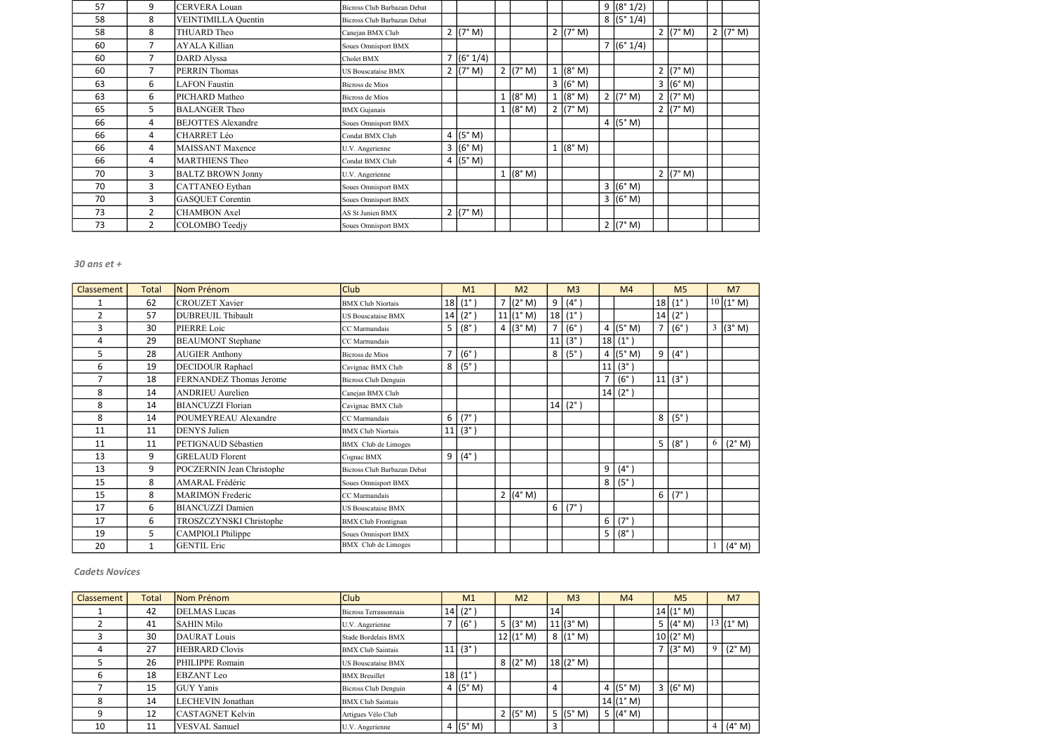| | | | | | | | | | | | | | | | |
|---|---|---|---|---|---|---|---|---|---|---|---|---|---|---|---|
| 57 | 9 | CERVERA Louan | Bicross Club Barbazan Debat | | | | | | | 9 | (8° 1/2) | | | | |
| 58 | 8 | VEINTIMILLA Quentin | Bicross Club Barbazan Debat | | | | | | | 8 | (5° 1/4) | | | | |
| 58 | 8 | THUARD Theo | Canejan BMX Club | 2 | (7° M) | | | 2 | (7° M) | | | 2 | (7° M) | 2 | (7° M) |
| 60 | 7 | AYALA Killian | Soues Omnisport BMX | | | | | | | 7 | (6° 1/4) | | | | |
| 60 | 7 | DARD Alyssa | Cholet BMX | 7 | (6° 1/4) | | | | | | | | | | |
| 60 | 7 | PERRIN Thomas | US Bouscataise BMX | 2 | (7° M) | 2 | (7° M) | 1 | (8° M) | | | 2 | (7° M) | | |
| 63 | 6 | LAFON Faustin | Bicross de Mios | | | | | 3 | (6° M) | | | | | | |
| 63 | 6 | PICHARD Matheo | Bicross de Mios | | | 1 | (8° M) | 1 | (8° M) | 2 | (7° M) | 2 | (7° M) | | |
| 65 | 5 | BALANGER Theo | BMX Gujanais | | | 1 | (8° M) | 2 | (7° M) | | | 2 | (7° M) | | |
| 66 | 4 | BEJOTTES Alexandre | Soues Omnisport BMX | | | | | | | 4 | (5° M) | | | | |
| 66 | 4 | CHARRET Léo | Condat BMX Club | 4 | (5° M) | | | | | | | | | | |
| 66 | 4 | MAISSANT Maxence | U.V. Angerienne | 3 | (6° M) | | | 1 | (8° M) | | | | | | |
| 66 | 4 | MARTHIENS Theo | Condat BMX Club | 4 | (5° M) | | | | | | | | | | |
| 70 | 3 | BALTZ BROWN Jonny | U.V. Angerienne | | | 1 | (8° M) | | | | | 2 | (7° M) | | |
| 70 | 3 | CATTANEO Eythan | Soues Omnisport BMX | | | | | | | 3 | (6° M) | | | | |
| 70 | 3 | GASQUET Corentin | Soues Omnisport BMX | | | | | | | 3 | (6° M) | | | | |
| 73 | 2 | CHAMBON Axel | AS St Junien BMX | 2 | (7° M) | | | | | | | | | | |
| 73 | 2 | COLOMBO Teedjy | Soues Omnisport BMX | | | | | | | 2 | (7° M) | | | | |

*30 ans et +*

| Classement | Total | Nom Prénom | Club | M1 | | M2 | | M3 | | M4 | | M5 | | M7 | |
|---|---|---|---|---|---|---|---|---|---|---|---|---|---|---|---|
| 1 | 62 | CROUZET Xavier | BMX Club Niortais | 18 | (1° ) | 7 | (2° M) | 9 | (4° ) | | | 18 | (1° ) | 10 | (1° M) |
| 2 | 57 | DUBREUIL Thibault | US Bouscataise BMX | 14 | (2° ) | 11 | (1° M) | 18 | (1° ) | | | 14 | (2° ) | | |
| 3 | 30 | PIERRE Loic | CC Marmandais | 5 | (8° ) | 4 | (3° M) | 7 | (6° ) | 4 | (5° M) | 7 | (6° ) | 3 | (3° M) |
| 4 | 29 | BEAUMONT Stephane | CC Marmandais | | | | | 11 | (3° ) | 18 | (1° ) | | | | |
| 5 | 28 | AUGIER Anthony | Bicross de Mios | 7 | (6° ) | | | 8 | (5° ) | 4 | (5° M) | 9 | (4° ) | | |
| 6 | 19 | DECIDOUR Raphael | Cavignac BMX Club | 8 | (5° ) | | | | | 11 | (3° ) | | | | |
| 7 | 18 | FERNANDEZ Thomas Jerome | Bicross Club Denguin | | | | | | | 7 | (6° ) | 11 | (3° ) | | |
| 8 | 14 | ANDRIEU Aurelien | Canejan BMX Club | | | | | | | 14 | (2° ) | | | | |
| 8 | 14 | BIANCUZZI Florian | Cavignac BMX Club | | | | | 14 | (2° ) | | | | | | |
| 8 | 14 | POUMEYREAU Alexandre | CC Marmandais | 6 | (7° ) | | | | | | | 8 | (5° ) | | |
| 11 | 11 | DENYS Julien | BMX Club Niortais | 11 | (3° ) | | | | | | | | | | |
| 11 | 11 | PETIGNAUD Sébastien | BMX Club de Limoges | | | | | | | | | 5 | (8° ) | 6 | (2° M) |
| 13 | 9 | GRELAUD Florent | Cognac BMX | 9 | (4° ) | | | | | | | | | | |
| 13 | 9 | POCZERNIN Jean Christophe | Bicross Club Barbazan Debat | | | | | | | 9 | (4° ) | | | | |
| 15 | 8 | AMARAL Frédéric | Soues Omnisport BMX | | | | | | | 8 | (5° ) | | | | |
| 15 | 8 | MARIMON Frederic | CC Marmandais | | | 2 | (4° M) | | | | | 6 | (7° ) | | |
| 17 | 6 | BIANCUZZI Damien | US Bouscataise BMX | | | | | 6 | (7° ) | | | | | | |
| 17 | 6 | TROSZCZYNSKI Christophe | BMX Club Frontignan | | | | | | | 6 | (7° ) | | | | |
| 19 | 5 | CAMPIOLI Philippe | Soues Omnisport BMX | | | | | | | 5 | (8° ) | | | | |
| 20 | 1 | GENTIL Eric | BMX Club de Limoges | | | | | | | | | | | 1 | (4° M) |

*Cadets Novices*

| Classement | Total | Nom Prénom | Club | M1 | | M2 | | M3 | | M4 | | M5 | | M7 | |
|---|---|---|---|---|---|---|---|---|---|---|---|---|---|---|---|
| 1 | 42 | DELMAS Lucas | Bicross Terrassonnais | 14 | (2° ) | | | 14 | | | | 14 | (1° M) | | |
| 2 | 41 | SAHIN Milo | U.V. Angerienne | 7 | (6° ) | 5 | (3° M) | 11 | (3° M) | | | 5 | (4° M) | 13 | (1° M) |
| 3 | 30 | DAURAT Louis | Stade Bordelais BMX | | | 12 | (1° M) | 8 | (1° M) | | | 10 | (2° M) | | |
| 4 | 27 | HEBRARD Clovis | BMX Club Saintais | 11 | (3° ) | | | | | | | 7 | (3° M) | 9 | (2° M) |
| 5 | 26 | PHILIPPE Romain | US Bouscataise BMX | | | 8 | (2° M) | 18 | (2° M) | | | | | | |
| 6 | 18 | EBZANT Leo | BMX Breuillet | 18 | (1° ) | | | | | | | | | | |
| 7 | 15 | GUY Yanis | Bicross Club Denguin | 4 | (5° M) | | | 4 | | 4 | (5° M) | 3 | (6° M) | | |
| 8 | 14 | LECHEVIN Jonathan | BMX Club Saintais | | | | | | | 14 | (1° M) | | | | |
| 9 | 12 | CASTAGNET Kelvin | Artigues Vélo Club | | | 2 | (5° M) | 5 | (5° M) | 5 | (4° M) | | | | |
| 10 | 11 | VESVAL Samuel | U.V. Angerienne | 4 | (5° M) | | | 3 | | | | | | 4 | (4° M) |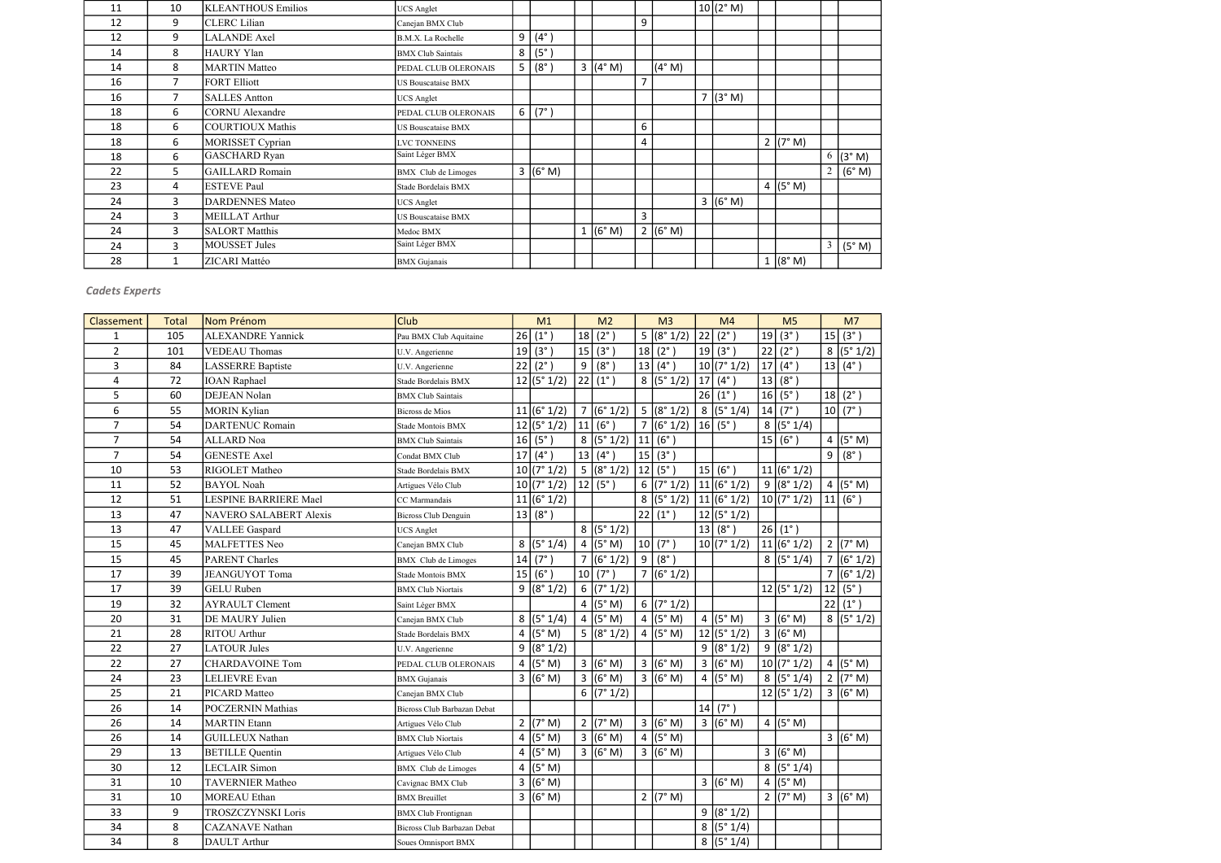| Classement | Total | Nom Prénom | Club | M1 | | M2 | | M3 | | M4 | | M5 | | M7 | |
|---|---|---|---|---|---|---|---|---|---|---|---|---|---|---|---|
| 11 | 10 | KLEANTHOUS Emilios | UCS Anglet | | | | | | | 10 | (2° M) | | | | |
| 12 | 9 | CLERC Lilian | Canejan BMX Club | | | | | 9 | | | | | | | |
| 12 | 9 | LALANDE Axel | B.M.X. La Rochelle | 9 | (4°) | | | | | | | | | | |
| 14 | 8 | HAURY Ylan | BMX Club Saintais | 8 | (5°) | | | | | | | | | | |
| 14 | 8 | MARTIN Matteo | PEDAL CLUB OLERONAIS | 5 | (8°) | 3 | (4° M) | | (4° M) | | | | | | |
| 16 | 7 | FORT Elliott | US Bouscataise BMX | | | | | 7 | | | | | | | |
| 16 | 7 | SALLES Antton | UCS Anglet | | | | | | | 7 | (3° M) | | | | |
| 18 | 6 | CORNU Alexandre | PEDAL CLUB OLERONAIS | 6 | (7°) | | | | | | | | | | |
| 18 | 6 | COURTIOUX Mathis | US Bouscataise BMX | | | | | 6 | | | | | | | |
| 18 | 6 | MORISSET Cyprian | LVC TONNEINS | | | | | 4 | | | | 2 | (7° M) | | |
| 18 | 6 | GASCHARD Ryan | Saint Léger BMX | | | | | | | | | | | 6 | (3° M) |
| 22 | 5 | GAILLARD Romain | BMX Club de Limoges | 3 | (6° M) | | | | | | | | | 2 | (6° M) |
| 23 | 4 | ESTEVE Paul | Stade Bordelais BMX | | | | | | | | | 4 | (5° M) | | |
| 24 | 3 | DARDENNES Mateo | UCS Anglet | | | | | | | 3 | (6° M) | | | | |
| 24 | 3 | MEILLAT Arthur | US Bouscataise BMX | | | | | 3 | | | | | | | |
| 24 | 3 | SALORT Matthis | Medoc BMX | | | 1 | (6° M) | 2 | (6° M) | | | | | | |
| 24 | 3 | MOUSSET Jules | Saint Léger BMX | | | | | | | | | | | 3 | (5° M) |
| 28 | 1 | ZICARI Mattéo | BMX Gujanais | | | | | | | | | 1 | (8° M) | | |

*Cadets Experts*

| Classement | Total | Nom Prénom | Club | M1 | | M2 | | M3 | | M4 | | M5 | | M7 | |
|---|---|---|---|---|---|---|---|---|---|---|---|---|---|---|---|
| 1 | 105 | ALEXANDRE Yannick | Pau BMX Club Aquitaine | 26 | (1°) | 18 | (2°) | 5 | (8° 1/2) | 22 | (2°) | 19 | (3°) | 15 | (3°) |
| 2 | 101 | VEDEAU Thomas | U.V. Angerienne | 19 | (3°) | 15 | (3°) | 18 | (2°) | 19 | (3°) | 22 | (2°) | 8 | (5° 1/2) |
| 3 | 84 | LASSERRE Baptiste | U.V. Angerienne | 22 | (2°) | 9 | (8°) | 13 | (4°) | 10 | (7° 1/2) | 17 | (4°) | 13 | (4°) |
| 4 | 72 | IOAN Raphael | Stade Bordelais BMX | 12 | (5° 1/2) | 22 | (1°) | 8 | (5° 1/2) | 17 | (4°) | 13 | (8°) | | |
| 5 | 60 | DEJEAN Nolan | BMX Club Saintais | | | | | | | 26 | (1°) | 16 | (5°) | 18 | (2°) |
| 6 | 55 | MORIN Kylian | Bicross de Mios | 11 | (6° 1/2) | 7 | (6° 1/2) | 5 | (8° 1/2) | 8 | (5° 1/4) | 14 | (7°) | 10 | (7°) |
| 7 | 54 | DARTENUC Romain | Stade Montois BMX | 12 | (5° 1/2) | 11 | (6°) | 7 | (6° 1/2) | 16 | (5°) | 8 | (5° 1/4) | | |
| 7 | 54 | ALLARD Noa | BMX Club Saintais | 16 | (5°) | 8 | (5° 1/2) | 11 | (6°) | | | 15 | (6°) | 4 | (5° M) |
| 7 | 54 | GENESTE Axel | Condat BMX Club | 17 | (4°) | 13 | (4°) | 15 | (3°) | | | | | 9 | (8°) |
| 10 | 53 | RIGOLET Matheo | Stade Bordelais BMX | 10 | (7° 1/2) | 5 | (8° 1/2) | 12 | (5°) | 15 | (6°) | 11 | (6° 1/2) | | |
| 11 | 52 | BAYOL Noah | Artigues Vélo Club | 10 | (7° 1/2) | 12 | (5°) | 6 | (7° 1/2) | 11 | (6° 1/2) | 9 | (8° 1/2) | 4 | (5° M) |
| 12 | 51 | LESPINE BARRIERE Mael | CC Marmandais | 11 | (6° 1/2) | | | 8 | (5° 1/2) | 11 | (6° 1/2) | 10 | (7° 1/2) | 11 | (6°) |
| 13 | 47 | NAVERO SALABERT Alexis | Bicross Club Denguin | 13 | (8°) | | | 22 | (1°) | 12 | (5° 1/2) | | | | |
| 13 | 47 | VALLEE Gaspard | UCS Anglet | | | 8 | (5° 1/2) | | | 13 | (8°) | 26 | (1°) | | |
| 15 | 45 | MALFETTES Neo | Canejan BMX Club | 8 | (5° 1/4) | 4 | (5° M) | 10 | (7°) | 10 | (7° 1/2) | 11 | (6° 1/2) | 2 | (7° M) |
| 15 | 45 | PARENT Charles | BMX Club de Limoges | 14 | (7°) | 7 | (6° 1/2) | 9 | (8°) | | | 8 | (5° 1/4) | 7 | (6° 1/2) |
| 17 | 39 | JEANGUYOT Toma | Stade Montois BMX | 15 | (6°) | 10 | (7°) | 7 | (6° 1/2) | | | | | 7 | (6° 1/2) |
| 17 | 39 | GELU Ruben | BMX Club Niortais | 9 | (8° 1/2) | 6 | (7° 1/2) | | | | | 12 | (5° 1/2) | 12 | (5°) |
| 19 | 32 | AYRAULT Clement | Saint Léger BMX | | | 4 | (5° M) | 6 | (7° 1/2) | | | | | 22 | (1°) |
| 20 | 31 | DE MAURY Julien | Canejan BMX Club | 8 | (5° 1/4) | 4 | (5° M) | 4 | (5° M) | 4 | (5° M) | 3 | (6° M) | 8 | (5° 1/2) |
| 21 | 28 | RITOU Arthur | Stade Bordelais BMX | 4 | (5° M) | 5 | (8° 1/2) | 4 | (5° M) | 12 | (5° 1/2) | 3 | (6° M) | | |
| 22 | 27 | LATOUR Jules | U.V. Angerienne | 9 | (8° 1/2) | | | | | 9 | (8° 1/2) | 9 | (8° 1/2) | | |
| 22 | 27 | CHARDAVOINE Tom | PEDAL CLUB OLERONAIS | 4 | (5° M) | 3 | (6° M) | 3 | (6° M) | 3 | (6° M) | 10 | (7° 1/2) | 4 | (5° M) |
| 24 | 23 | LELIEVRE Evan | BMX Gujanais | 3 | (6° M) | 3 | (6° M) | 3 | (6° M) | 4 | (5° M) | 8 | (5° 1/4) | 2 | (7° M) |
| 25 | 21 | PICARD Matteo | Canejan BMX Club | | | 6 | (7° 1/2) | | | | | 12 | (5° 1/2) | 3 | (6° M) |
| 26 | 14 | POCZERNIN Mathias | Bicross Club Barbazan Debat | | | | | | | 14 | (7°) | | | | |
| 26 | 14 | MARTIN Etann | Artigues Vélo Club | 2 | (7° M) | 2 | (7° M) | 3 | (6° M) | 3 | (6° M) | 4 | (5° M) | | |
| 26 | 14 | GUILLEUX Nathan | BMX Club Niortais | 4 | (5° M) | 3 | (6° M) | 4 | (5° M) | | | | | 3 | (6° M) |
| 29 | 13 | BETILLE Quentin | Artigues Vélo Club | 4 | (5° M) | 3 | (6° M) | 3 | (6° M) | | | 3 | (6° M) | | |
| 30 | 12 | LECLAIR Simon | BMX Club de Limoges | 4 | (5° M) | | | | | | | 8 | (5° 1/4) | | |
| 31 | 10 | TAVERNIER Matheo | Cavignac BMX Club | 3 | (6° M) | | | | | 3 | (6° M) | 4 | (5° M) | | |
| 31 | 10 | MOREAU Ethan | BMX Breuillet | 3 | (6° M) | | | 2 | (7° M) | | | 2 | (7° M) | 3 | (6° M) |
| 33 | 9 | TROSZCZYNSKI Loris | BMX Club Frontignan | | | | | | | 9 | (8° 1/2) | | | | |
| 34 | 8 | CAZANAVE Nathan | Bicross Club Barbazan Debat | | | | | | | 8 | (5° 1/4) | | | | |
| 34 | 8 | DAULT Arthur | Soues Omnisport BMX | | | | | | | 8 | (5° 1/4) | | | | |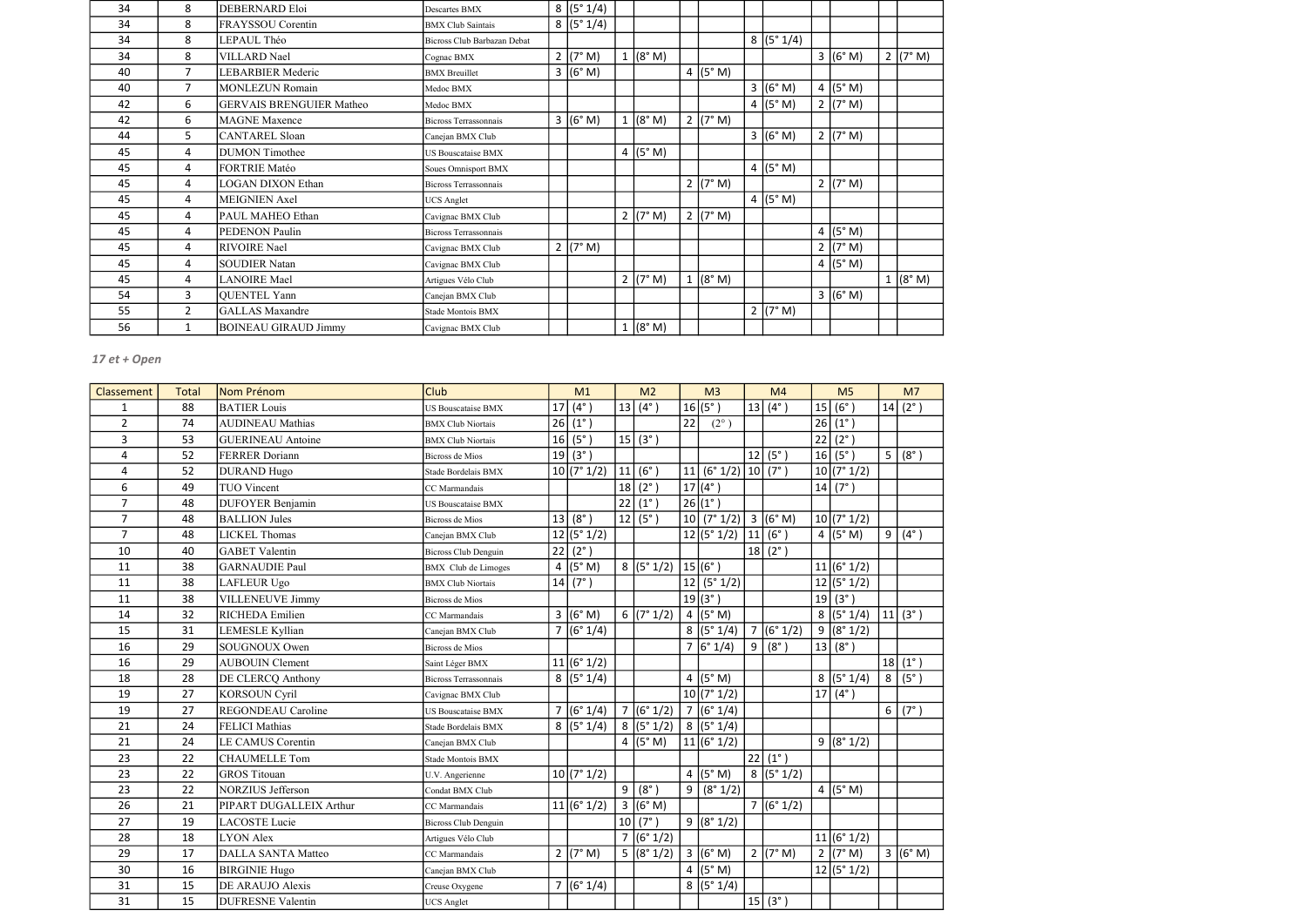| 34 | 8 | DEBERNARD Eloi | Descartes BMX | 8 | (5° 1/4) | | | | | | | | | | |
|---|---|---|---|---|---|---|---|---|---|---|---|---|---|---|---|
| 34 | 8 | FRAYSSOU Corentin | BMX Club Saintais | 8 | (5° 1/4) | | | | | | | | | | |
| 34 | 8 | LEPAUL Théo | Bicross Club Barbazan Debat | | | | | | | 8 | (5° 1/4) | | | | |
| 34 | 8 | VILLARD Nael | Cognac BMX | 2 | (7° M) | 1 | (8° M) | | | | | 3 | (6° M) | 2 | (7° M) |
| 40 | 7 | LEBARBIER Mederic | BMX Breuillet | 3 | (6° M) | | | 4 | (5° M) | | | | | | |
| 40 | 7 | MONLEZUN Romain | Medoc BMX | | | | | | | 3 | (6° M) | 4 | (5° M) | | |
| 42 | 6 | GERVAIS BRENGUIER Matheo | Medoc BMX | | | | | | | 4 | (5° M) | 2 | (7° M) | | |
| 42 | 6 | MAGNE Maxence | Bicross Terrassonnais | 3 | (6° M) | 1 | (8° M) | 2 | (7° M) | | | | | | |
| 44 | 5 | CANTAREL Sloan | Canejan BMX Club | | | | | | | 3 | (6° M) | 2 | (7° M) | | |
| 45 | 4 | DUMON Timothee | US Bouscataise BMX | | | 4 | (5° M) | | | | | | | | |
| 45 | 4 | FORTRIE Matéo | Soues Omnisport BMX | | | | | | | 4 | (5° M) | | | | |
| 45 | 4 | LOGAN DIXON Ethan | Bicross Terrassonnais | | | | | 2 | (7° M) | | | 2 | (7° M) | | |
| 45 | 4 | MEIGNIEN Axel | UCS Anglet | | | | | | | 4 | (5° M) | | | | |
| 45 | 4 | PAUL MAHEO Ethan | Cavignac BMX Club | | | 2 | (7° M) | 2 | (7° M) | | | | | | |
| 45 | 4 | PEDENON Paulin | Bicross Terrassonnais | | | | | | | | | 4 | (5° M) | | |
| 45 | 4 | RIVOIRE Nael | Cavignac BMX Club | 2 | (7° M) | | | | | | | 2 | (7° M) | | |
| 45 | 4 | SOUDIER Natan | Cavignac BMX Club | | | | | | | | | 4 | (5° M) | | |
| 45 | 4 | LANOIRE Mael | Artigues Vélo Club | | | 2 | (7° M) | 1 | (8° M) | | | | | 1 | (8° M) |
| 54 | 3 | QUENTEL Yann | Canejan BMX Club | | | | | | | | | 3 | (6° M) | | |
| 55 | 2 | GALLAS Maxandre | Stade Montois BMX | | | | | | | 2 | (7° M) | | | | |
| 56 | 1 | BOINEAU GIRAUD Jimmy | Cavignac BMX Club | | | 1 | (8° M) | | | | | | | | |

*17 et + Open*

| Classement | Total | Nom Prénom | Club | M1 | | M2 | | M3 | | M4 | | M5 | | M7 | |
|---|---|---|---|---|---|---|---|---|---|---|---|---|---|---|---|
| 1 | 88 | BATIER Louis | US Bouscataise BMX | 17 | (4°) | 13 | (4°) | 16 | (5°) | 13 | (4°) | 15 | (6°) | 14 | (2°) |
| 2 | 74 | AUDINEAU Mathias | BMX Club Niortais | 26 | (1°) | | | 22 | (2°) | | | 26 | (1°) | | |
| 3 | 53 | GUERINEAU Antoine | BMX Club Niortais | 16 | (5°) | 15 | (3°) | | | | | 22 | (2°) | | |
| 4 | 52 | FERRER Doriann | Bicross de Mios | 19 | (3°) | | | | | 12 | (5°) | 16 | (5°) | 5 | (8°) |
| 4 | 52 | DURAND Hugo | Stade Bordelais BMX | 10 | (7° 1/2) | 11 | (6°) | 11 | (6° 1/2) | 10 | (7°) | 10 | (7° 1/2) | | |
| 6 | 49 | TUO Vincent | CC Marmandais | | | 18 | (2°) | 17 | (4°) | | | 14 | (7°) | | |
| 7 | 48 | DUFOYER Benjamin | US Bouscataise BMX | | | 22 | (1°) | 26 | (1°) | | | | | | |
| 7 | 48 | BALLION Jules | Bicross de Mios | 13 | (8°) | 12 | (5°) | 10 | (7° 1/2) | 3 | (6° M) | 10 | (7° 1/2) | | |
| 7 | 48 | LICKEL Thomas | Canejan BMX Club | 12 | (5° 1/2) | | | 12 | (5° 1/2) | 11 | (6°) | 4 | (5° M) | 9 | (4°) |
| 10 | 40 | GABET Valentin | Bicross Club Denguin | 22 | (2°) | | | | | 18 | (2°) | | | | |
| 11 | 38 | GARNAUDIE Paul | BMX Club de Limoges | 4 | (5° M) | 8 | (5° 1/2) | 15 | (6°) | | | 11 | (6° 1/2) | | |
| 11 | 38 | LAFLEUR Ugo | BMX Club Niortais | 14 | (7°) | | | 12 | (5° 1/2) | | | 12 | (5° 1/2) | | |
| 11 | 38 | VILLENEUVE Jimmy | Bicross de Mios | | | | | 19 | (3°) | | | 19 | (3°) | | |
| 14 | 32 | RICHEDA Emilien | CC Marmandais | 3 | (6° M) | 6 | (7° 1/2) | 4 | (5° M) | | | 8 | (5° 1/4) | 11 | (3°) |
| 15 | 31 | LEMESLE Kyllian | Canejan BMX Club | 7 | (6° 1/4) | | | 8 | (5° 1/4) | 7 | (6° 1/2) | 9 | (8° 1/2) | | |
| 16 | 29 | SOUGNOUX Owen | Bicross de Mios | | | | | 7 | (6° 1/4) | 9 | (8°) | 13 | (8°) | | |
| 16 | 29 | AUBOUIN Clement | Saint Léger BMX | 11 | (6° 1/2) | | | | | | | | | 18 | (1°) |
| 18 | 28 | DE CLERCQ Anthony | Bicross Terrassonnais | 8 | (5° 1/4) | | | 4 | (5° M) | | | 8 | (5° 1/4) | 8 | (5°) |
| 19 | 27 | KORSOUN Cyril | Cavignac BMX Club | | | | | 10 | (7° 1/2) | | | 17 | (4°) | | |
| 19 | 27 | REGONDEAU Caroline | US Bouscataise BMX | 7 | (6° 1/4) | 7 | (6° 1/2) | 7 | (6° 1/4) | | | | | 6 | (7°) |
| 21 | 24 | FELICI Mathias | Stade Bordelais BMX | 8 | (5° 1/4) | 8 | (5° 1/2) | 8 | (5° 1/4) | | | | | | |
| 21 | 24 | LE CAMUS Corentin | Canejan BMX Club | | | 4 | (5° M) | 11 | (6° 1/2) | | | 9 | (8° 1/2) | | |
| 23 | 22 | CHAUMELLE Tom | Stade Montois BMX | | | | | | | 22 | (1°) | | | | |
| 23 | 22 | GROS Titouan | U.V. Angerienne | 10 | (7° 1/2) | | | 4 | (5° M) | 8 | (5° 1/2) | | | | |
| 23 | 22 | NORZIUS Jefferson | Condat BMX Club | | | 9 | (8°) | 9 | (8° 1/2) | | | 4 | (5° M) | | |
| 26 | 21 | PIPART DUGALLEIX Arthur | CC Marmandais | 11 | (6° 1/2) | 3 | (6° M) | | | 7 | (6° 1/2) | | | | |
| 27 | 19 | LACOSTE Lucie | Bicross Club Denguin | | | 10 | (7°) | 9 | (8° 1/2) | | | | | | |
| 28 | 18 | LYON Alex | Artigues Vélo Club | | | 7 | (6° 1/2) | | | | | 11 | (6° 1/2) | | |
| 29 | 17 | DALLA SANTA Matteo | CC Marmandais | 2 | (7° M) | 5 | (8° 1/2) | 3 | (6° M) | 2 | (7° M) | 2 | (7° M) | 3 | (6° M) |
| 30 | 16 | BIRGINIE Hugo | Canejan BMX Club | | | | | 4 | (5° M) | | | 12 | (5° 1/2) | | |
| 31 | 15 | DE ARAUJO Alexis | Creuse Oxygene | 7 | (6° 1/4) | | | 8 | (5° 1/4) | | | | | | |
| 31 | 15 | DUFRESNE Valentin | UCS Anglet | | | | | | | 15 | (3°) | | | | |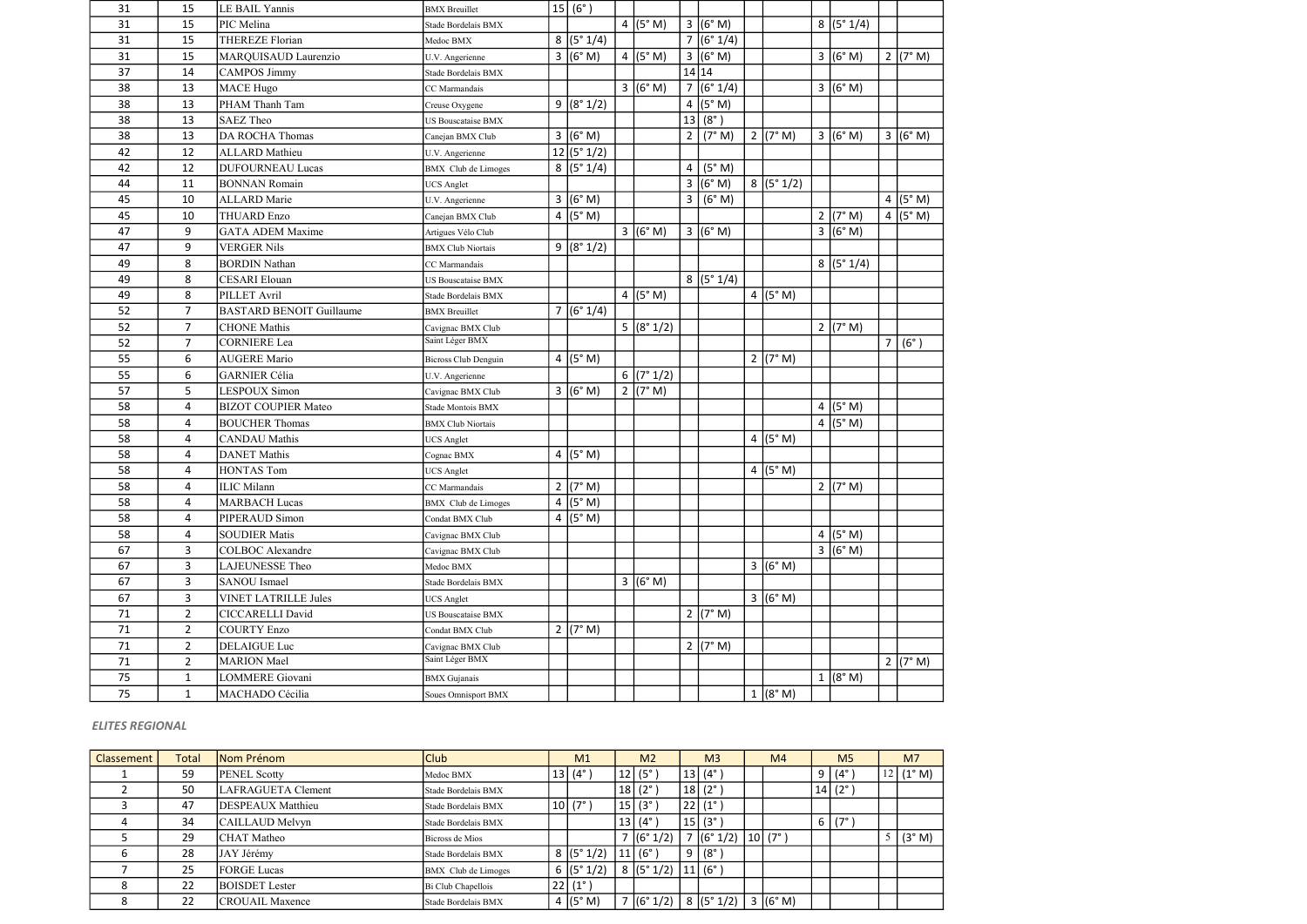| Classement | Total | Nom Prénom | Club | M1 | | M2 | | M3 | | M4 | | M5 | | M7 | |
|---|---|---|---|---|---|---|---|---|---|---|---|---|---|---|---|
| 31 | 15 | LE BAIL Yannis | BMX Breuillet | 15 | (6°) | | | | | | | | | | |
| 31 | 15 | PIC Melina | Stade Bordelais BMX | | | 4 | (5° M) | 3 | (6° M) | | | 8 | (5° 1/4) | | |
| 31 | 15 | THEREZE Florian | Medoc BMX | 8 | (5° 1/4) | | | 7 | (6° 1/4) | | | | | | |
| 31 | 15 | MARQUISAUD Laurenzio | U.V. Angerienne | 3 | (6° M) | 4 | (5° M) | 3 | (6° M) | | | 3 | (6° M) | 2 | (7° M) |
| 37 | 14 | CAMPOS Jimmy | Stade Bordelais BMX | | | | | 14 | 14 | | | | | | |
| 38 | 13 | MACE Hugo | CC Marmandais | | | 3 | (6° M) | 7 | (6° 1/4) | | | 3 | (6° M) | | |
| 38 | 13 | PHAM Thanh Tam | Creuse Oxygene | 9 | (8° 1/2) | | | 4 | (5° M) | | | | | | |
| 38 | 13 | SAEZ Theo | US Bouscataise BMX | | | | | 13 | (8°) | | | | | | |
| 38 | 13 | DA ROCHA Thomas | Canejan BMX Club | 3 | (6° M) | | | 2 | (7° M) | 2 | (7° M) | 3 | (6° M) | 3 | (6° M) |
| 42 | 12 | ALLARD Mathieu | U.V. Angerienne | 12 | (5° 1/2) | | | | | | | | | | |
| 42 | 12 | DUFOURNEAU Lucas | BMX Club de Limoges | 8 | (5° 1/4) | | | 4 | (5° M) | | | | | | |
| 44 | 11 | BONNAN Romain | UCS Anglet | | | | | 3 | (6° M) | 8 | (5° 1/2) | | | | |
| 45 | 10 | ALLARD Marie | U.V. Angerienne | 3 | (6° M) | | | 3 | (6° M) | | | | | 4 | (5° M) |
| 45 | 10 | THUARD Enzo | Canejan BMX Club | 4 | (5° M) | | | | | | | 2 | (7° M) | 4 | (5° M) |
| 47 | 9 | GATA ADEM Maxime | Artigues Vélo Club | | | 3 | (6° M) | 3 | (6° M) | | | 3 | (6° M) | | |
| 47 | 9 | VERGER Nils | BMX Club Niortais | 9 | (8° 1/2) | | | | | | | | | | |
| 49 | 8 | BORDIN Nathan | CC Marmandais | | | | | | | | | 8 | (5° 1/4) | | |
| 49 | 8 | CESARI Elouan | US Bouscataise BMX | | | | | 8 | (5° 1/4) | | | | | | |
| 49 | 8 | PILLET Avril | Stade Bordelais BMX | | | 4 | (5° M) | | | 4 | (5° M) | | | | |
| 52 | 7 | BASTARD BENOIT Guillaume | BMX Breuillet | 7 | (6° 1/4) | | | | | | | | | | |
| 52 | 7 | CHONE Mathis | Cavignac BMX Club | | | 5 | (8° 1/2) | | | | | 2 | (7° M) | | |
| 52 | 7 | CORNIERE Lea | Saint Léger BMX | | | | | | | | | | | 7 | (6°) |
| 55 | 6 | AUGERE Mario | Bicross Club Denguin | 4 | (5° M) | | | | | 2 | (7° M) | | | | |
| 55 | 6 | GARNIER Célia | U.V. Angerienne | | | 6 | (7° 1/2) | | | | | | | | |
| 57 | 5 | LESPOUX Simon | Cavignac BMX Club | 3 | (6° M) | 2 | (7° M) | | | | | | | | |
| 58 | 4 | BIZOT COUPIER Mateo | Stade Montois BMX | | | | | | | | | 4 | (5° M) | | |
| 58 | 4 | BOUCHER Thomas | BMX Club Niortais | | | | | | | | | 4 | (5° M) | | |
| 58 | 4 | CANDAU Mathis | UCS Anglet | | | | | | | 4 | (5° M) | | | | |
| 58 | 4 | DANET Mathis | Cognac BMX | 4 | (5° M) | | | | | | | | | | |
| 58 | 4 | HONTAS Tom | UCS Anglet | | | | | | | 4 | (5° M) | | | | |
| 58 | 4 | ILIC Milann | CC Marmandais | 2 | (7° M) | | | | | | | 2 | (7° M) | | |
| 58 | 4 | MARBACH Lucas | BMX Club de Limoges | 4 | (5° M) | | | | | | | | | | |
| 58 | 4 | PIPERAUD Simon | Condat BMX Club | 4 | (5° M) | | | | | | | | | | |
| 58 | 4 | SOUDIER Matis | Cavignac BMX Club | | | | | | | | | 4 | (5° M) | | |
| 67 | 3 | COLBOC Alexandre | Cavignac BMX Club | | | | | | | | | 3 | (6° M) | | |
| 67 | 3 | LAJEUNESSE Theo | Medoc BMX | | | | | | | 3 | (6° M) | | | | |
| 67 | 3 | SANOU Ismael | Stade Bordelais BMX | | | 3 | (6° M) | | | | | | | | |
| 67 | 3 | VINET LATRILLE Jules | UCS Anglet | | | | | | | 3 | (6° M) | | | | |
| 71 | 2 | CICCARELLI David | US Bouscataise BMX | | | | | 2 | (7° M) | | | | | | |
| 71 | 2 | COURTY Enzo | Condat BMX Club | 2 | (7° M) | | | | | | | | | | |
| 71 | 2 | DELAIGUE Luc | Cavignac BMX Club | | | | | 2 | (7° M) | | | | | | |
| 71 | 2 | MARION Mael | Saint Léger BMX | | | | | | | | | | | 2 | (7° M) |
| 75 | 1 | LOMMERE Giovani | BMX Gujanais | | | | | | | | | 1 | (8° M) | | |
| 75 | 1 | MACHADO Cécilia | Soues Omnisport BMX | | | | | | | 1 | (8° M) | | | | |

***ELITES REGIONAL***

| Classement | Total | Nom Prénom | Club | M1 | | M2 | | M3 | | M4 | | M5 | | M7 | |
|---|---|---|---|---|---|---|---|---|---|---|---|---|---|---|---|
| 1 | 59 | PENEL Scotty | Medoc BMX | 13 | (4°) | 12 | (5°) | 13 | (4°) | | | 9 | (4°) | 12 | (1° M) |
| 2 | 50 | LAFRAGUETA Clement | Stade Bordelais BMX | | | 18 | (2°) | 18 | (2°) | | | 14 | (2°) | | |
| 3 | 47 | DESPEAUX Matthieu | Stade Bordelais BMX | 10 | (7°) | 15 | (3°) | 22 | (1°) | | | | | | |
| 4 | 34 | CAILLAUD Melvyn | Stade Bordelais BMX | | | 13 | (4°) | 15 | (3°) | | | 6 | (7°) | | |
| 5 | 29 | CHAT Matheo | Bicross de Mios | | | 7 | (6° 1/2) | 7 | (6° 1/2) | 10 | (7°) | | | 5 | (3° M) |
| 6 | 28 | JAY Jérémy | Stade Bordelais BMX | 8 | (5° 1/2) | 11 | (6°) | 9 | (8°) | | | | | | |
| 7 | 25 | FORGE Lucas | BMX Club de Limoges | 6 | (5° 1/2) | 8 | (5° 1/2) | 11 | (6°) | | | | | | |
| 8 | 22 | BOISDET Lester | Bi Club Chapellois | 22 | (1°) | | | | | | | | | | |
| 8 | 22 | CROUAIL Maxence | Stade Bordelais BMX | 4 | (5° M) | 7 | (6° 1/2) | 8 | (5° 1/2) | 3 | (6° M) | | | | |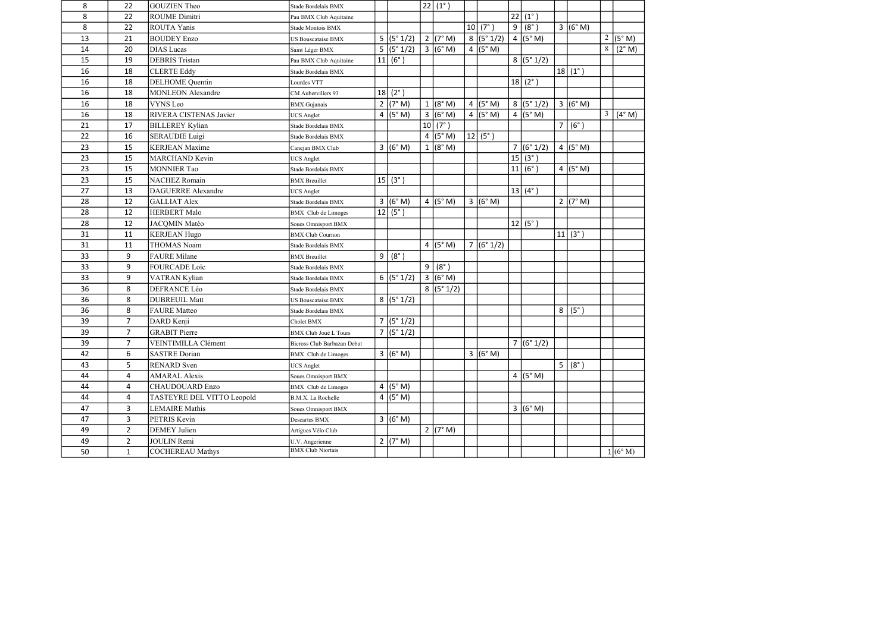| | | | | | | | | | | | | | | | |
|---|---|---|---|---|---|---|---|---|---|---|---|---|---|---|---|
| 8 | 22 | GOUZIEN Theo | Stade Bordelais BMX | | | 22 | (1° ) | | | | | | | | |
| 8 | 22 | ROUME Dimitri | Pau BMX Club Aquitaine | | | | | | | 22 | (1° ) | | | | |
| 8 | 22 | ROUTA Yanis | Stade Montois BMX | | | | | 10 | (7° ) | 9 | (8° ) | 3 | (6° M) | | |
| 13 | 21 | BOUDEY Enzo | US Bouscataise BMX | 5 | (5° 1/2) | 2 | (7° M) | 8 | (5° 1/2) | 4 | (5° M) | | | 2 | (5° M) |
| 14 | 20 | DIAS Lucas | Saint Léger BMX | 5 | (5° 1/2) | 3 | (6° M) | 4 | (5° M) | | | | | 8 | (2° M) |
| 15 | 19 | DEBRIS Tristan | Pau BMX Club Aquitaine | 11 | (6° ) | | | | | 8 | (5° 1/2) | | | | |
| 16 | 18 | CLERTE Eddy | Stade Bordelais BMX | | | | | | | | | 18 | (1° ) | | |
| 16 | 18 | DELHOME Quentin | Lourdes VTT | | | | | | | 18 | (2° ) | | | | |
| 16 | 18 | MONLEON Alexandre | CM Aubervillers 93 | 18 | (2° ) | | | | | | | | | | |
| 16 | 18 | VYNS Leo | BMX Gujanais | 2 | (7° M) | 1 | (8° M) | 4 | (5° M) | 8 | (5° 1/2) | 3 | (6° M) | | |
| 16 | 18 | RIVERA CISTENAS Javier | UCS Anglet | 4 | (5° M) | 3 | (6° M) | 4 | (5° M) | 4 | (5° M) | | | 3 | (4° M) |
| 21 | 17 | BILLEREY Kylian | Stade Bordelais BMX | | | 10 | (7° ) | | | | | 7 | (6° ) | | |
| 22 | 16 | SERAUDIE Luigi | Stade Bordelais BMX | | | 4 | (5° M) | 12 | (5° ) | | | | | | |
| 23 | 15 | KERJEAN Maxime | Canejan BMX Club | 3 | (6° M) | 1 | (8° M) | | | 7 | (6° 1/2) | 4 | (5° M) | | |
| 23 | 15 | MARCHAND Kevin | UCS Anglet | | | | | | | 15 | (3° ) | | | | |
| 23 | 15 | MONNIER Tao | Stade Bordelais BMX | | | | | | | 11 | (6° ) | 4 | (5° M) | | |
| 23 | 15 | NACHEZ Romain | BMX Breuillet | 15 | (3° ) | | | | | | | | | | |
| 27 | 13 | DAGUERRE Alexandre | UCS Anglet | | | | | | | 13 | (4° ) | | | | |
| 28 | 12 | GALLIAT Alex | Stade Bordelais BMX | 3 | (6° M) | 4 | (5° M) | 3 | (6° M) | | | 2 | (7° M) | | |
| 28 | 12 | HERBERT Malo | BMX Club de Limoges | 12 | (5° ) | | | | | | | | | | |
| 28 | 12 | JACQMIN Matéo | Soues Omnisport BMX | | | | | | | 12 | (5° ) | | | | |
| 31 | 11 | KERJEAN Hugo | BMX Club Cournon | | | | | | | | | 11 | (3° ) | | |
| 31 | 11 | THOMAS Noam | Stade Bordelais BMX | | | 4 | (5° M) | 7 | (6° 1/2) | | | | | | |
| 33 | 9 | FAURE Milane | BMX Breuillet | 9 | (8° ) | | | | | | | | | | |
| 33 | 9 | FOURCADE Loïc | Stade Bordelais BMX | | | 9 | (8° ) | | | | | | | | |
| 33 | 9 | VATRAN Kylian | Stade Bordelais BMX | 6 | (5° 1/2) | 3 | (6° M) | | | | | | | | |
| 36 | 8 | DEFRANCE Léo | Stade Bordelais BMX | | | 8 | (5° 1/2) | | | | | | | | |
| 36 | 8 | DUBREUIL Matt | US Bouscataise BMX | 8 | (5° 1/2) | | | | | | | | | | |
| 36 | 8 | FAURE Matteo | Stade Bordelais BMX | | | | | | | | | 8 | (5° ) | | |
| 39 | 7 | DARD Kenji | Cholet BMX | 7 | (5° 1/2) | | | | | | | | | | |
| 39 | 7 | GRABIT Pierre | BMX Club Joué L Tours | 7 | (5° 1/2) | | | | | | | | | | |
| 39 | 7 | VEINTIMILLA Clément | Bicross Club Barbazan Debat | | | | | | | 7 | (6° 1/2) | | | | |
| 42 | 6 | SASTRE Dorian | BMX Club de Limoges | 3 | (6° M) | | | 3 | (6° M) | | | | | | |
| 43 | 5 | RENARD Sven | UCS Anglet | | | | | | | | | 5 | (8° ) | | |
| 44 | 4 | AMARAL Alexis | Soues Omnisport BMX | | | | | | | 4 | (5° M) | | | | |
| 44 | 4 | CHAUDOUARD Enzo | BMX Club de Limoges | 4 | (5° M) | | | | | | | | | | |
| 44 | 4 | TASTEYRE DEL VITTO Leopold | B.M.X. La Rochelle | 4 | (5° M) | | | | | | | | | | |
| 47 | 3 | LEMAIRE Mathis | Soues Omnisport BMX | | | | | | | 3 | (6° M) | | | | |
| 47 | 3 | PETRIS Kevin | Descartes BMX | 3 | (6° M) | | | | | | | | | | |
| 49 | 2 | DEMEY Julien | Artigues Vélo Club | | | 2 | (7° M) | | | | | | | | |
| 49 | 2 | JOULIN Remi | U.V. Angerienne | 2 | (7° M) | | | | | | | | | | |
| 50 | 1 | COCHEREAU Mathys | BMX Club Niortais | | | | | | | | | | | 1 | (6° M) |